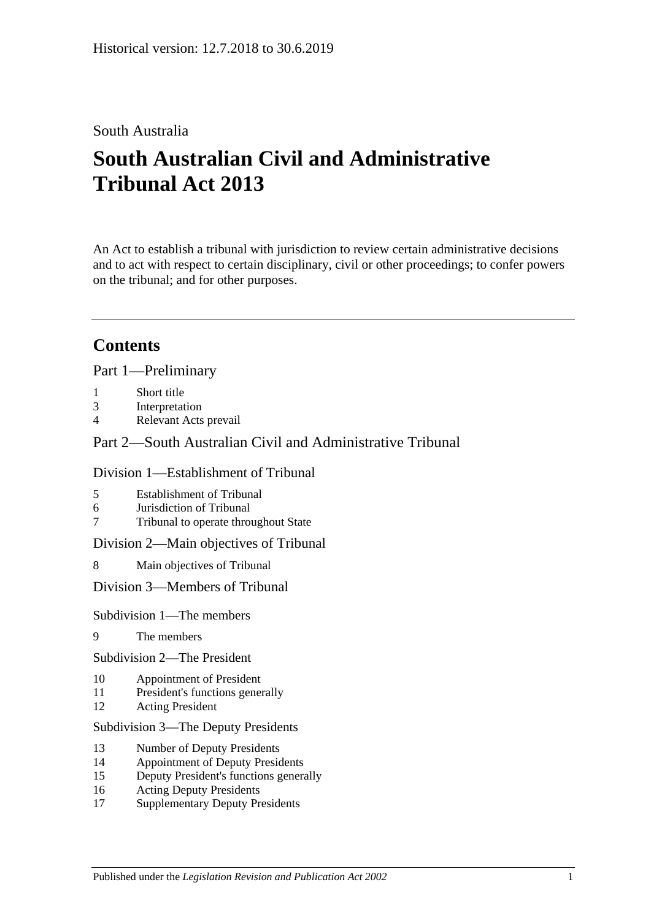Historical version: 12.7.2018 to 30.6.2019

South Australia

# South Australian Civil and Administrative Tribunal Act 2013

An Act to establish a tribunal with jurisdiction to review certain administrative decisions and to act with respect to certain disciplinary, civil or other proceedings; to confer powers on the tribunal; and for other purposes.

## Contents

Part 1—Preliminary

- 1 Short title
- 3 Interpretation
- 4 Relevant Acts prevail

Part 2—South Australian Civil and Administrative Tribunal

Division 1—Establishment of Tribunal

- 5 Establishment of Tribunal
- 6 Jurisdiction of Tribunal
- 7 Tribunal to operate throughout State

Division 2—Main objectives of Tribunal

- 8 Main objectives of Tribunal

Division 3—Members of Tribunal

Subdivision 1—The members

- 9 The members

Subdivision 2—The President

- 10 Appointment of President
- 11 President's functions generally
- 12 Acting President

Subdivision 3—The Deputy Presidents

- 13 Number of Deputy Presidents
- 14 Appointment of Deputy Presidents
- 15 Deputy President's functions generally
- 16 Acting Deputy Presidents
- 17 Supplementary Deputy Presidents

Published under the *Legislation Revision and Publication Act 2002*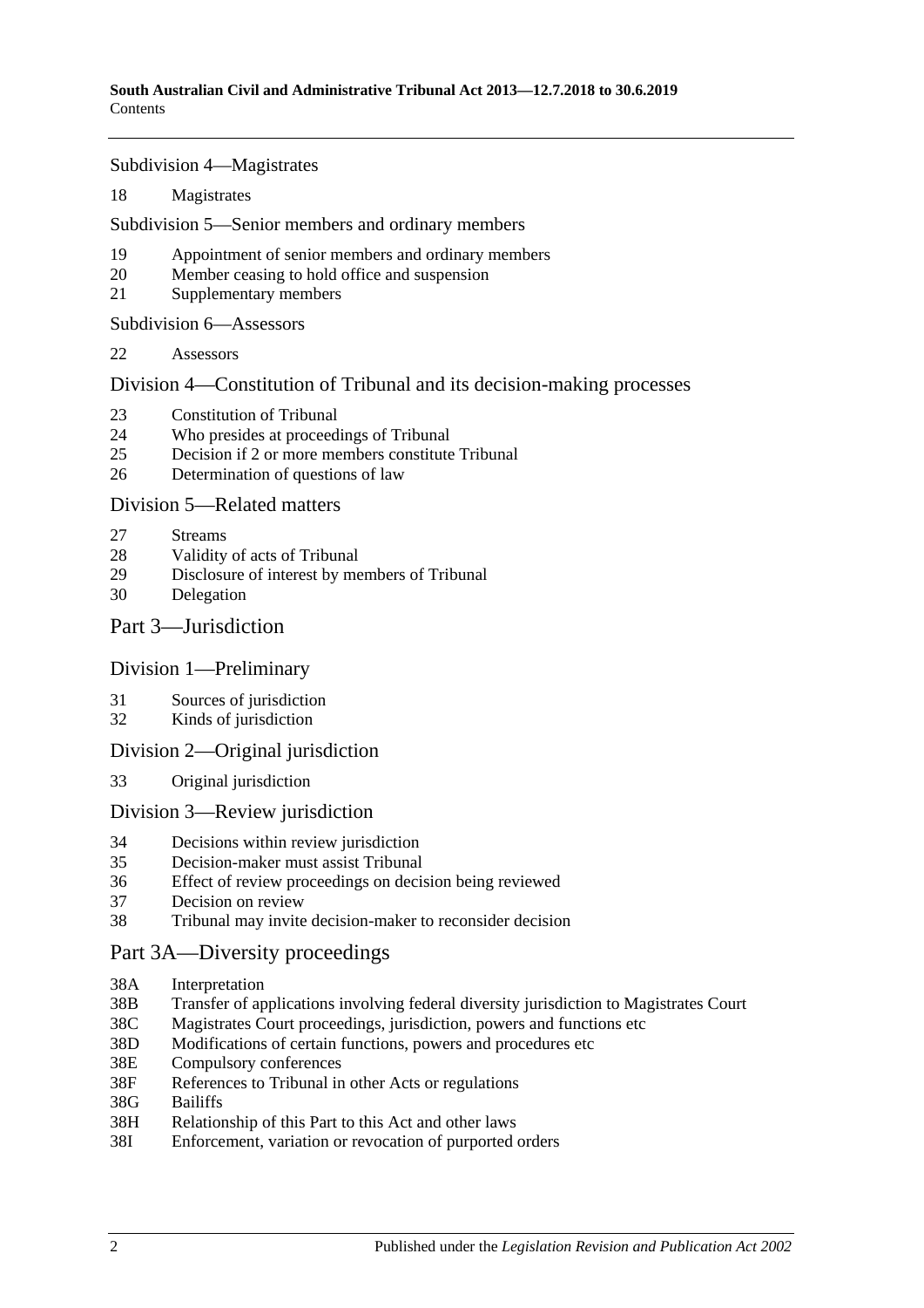Subdivision 4—Magistrates

18 Magistrates

Subdivision 5—Senior members and ordinary members

19 Appointment of senior members and ordinary members
20 Member ceasing to hold office and suspension
21 Supplementary members

Subdivision 6—Assessors

22 Assessors

## Division 4—Constitution of Tribunal and its decision-making processes

23 Constitution of Tribunal
24 Who presides at proceedings of Tribunal
25 Decision if 2 or more members constitute Tribunal
26 Determination of questions of law

## Division 5—Related matters

27 Streams
28 Validity of acts of Tribunal
29 Disclosure of interest by members of Tribunal
30 Delegation

# Part 3—Jurisdiction

## Division 1—Preliminary

31 Sources of jurisdiction
32 Kinds of jurisdiction

## Division 2—Original jurisdiction

33 Original jurisdiction

## Division 3—Review jurisdiction

34 Decisions within review jurisdiction
35 Decision-maker must assist Tribunal
36 Effect of review proceedings on decision being reviewed
37 Decision on review
38 Tribunal may invite decision-maker to reconsider decision

# Part 3A—Diversity proceedings

38A Interpretation
38B Transfer of applications involving federal diversity jurisdiction to Magistrates Court
38C Magistrates Court proceedings, jurisdiction, powers and functions etc
38D Modifications of certain functions, powers and procedures etc
38E Compulsory conferences
38F References to Tribunal in other Acts or regulations
38G Bailiffs
38H Relationship of this Part to this Act and other laws
38I Enforcement, variation or revocation of purported orders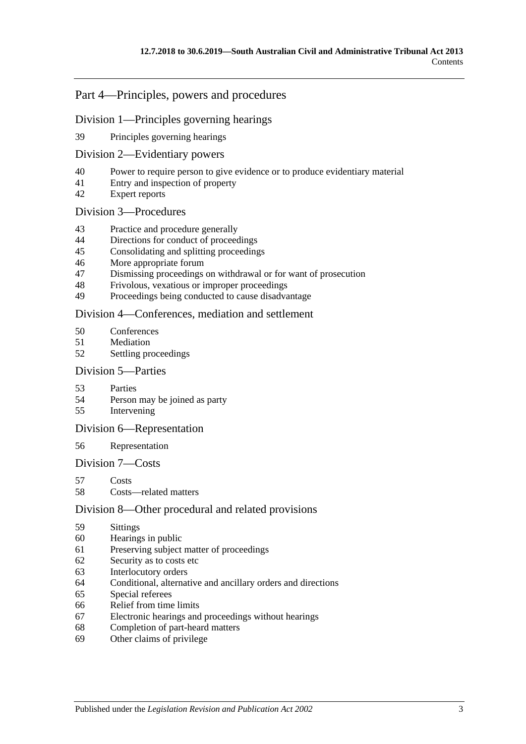## Part 4—Principles, powers and procedures

### Division 1—Principles governing hearings

39 Principles governing hearings

### Division 2—Evidentiary powers

40 Power to require person to give evidence or to produce evidentiary material
41 Entry and inspection of property
42 Expert reports

### Division 3—Procedures

43 Practice and procedure generally
44 Directions for conduct of proceedings
45 Consolidating and splitting proceedings
46 More appropriate forum
47 Dismissing proceedings on withdrawal or for want of prosecution
48 Frivolous, vexatious or improper proceedings
49 Proceedings being conducted to cause disadvantage

### Division 4—Conferences, mediation and settlement

50 Conferences
51 Mediation
52 Settling proceedings

### Division 5—Parties

53 Parties
54 Person may be joined as party
55 Intervening

### Division 6—Representation

56 Representation

### Division 7—Costs

57 Costs
58 Costs—related matters

### Division 8—Other procedural and related provisions

59 Sittings
60 Hearings in public
61 Preserving subject matter of proceedings
62 Security as to costs etc
63 Interlocutory orders
64 Conditional, alternative and ancillary orders and directions
65 Special referees
66 Relief from time limits
67 Electronic hearings and proceedings without hearings
68 Completion of part-heard matters
69 Other claims of privilege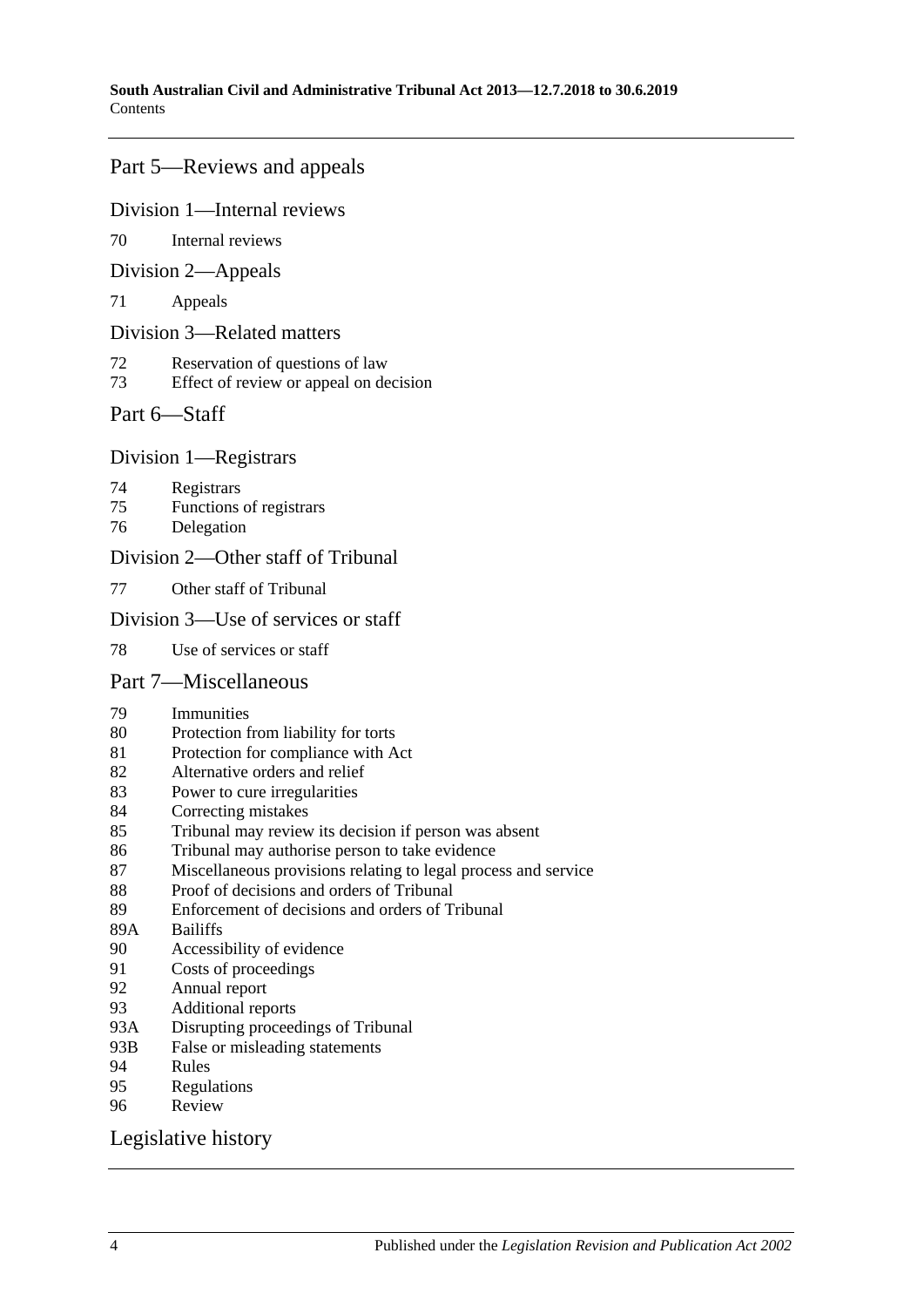## Part 5—Reviews and appeals

### Division 1—Internal reviews

70 Internal reviews

### Division 2—Appeals

71 Appeals

### Division 3—Related matters

72 Reservation of questions of law
73 Effect of review or appeal on decision

## Part 6—Staff

### Division 1—Registrars

74 Registrars
75 Functions of registrars
76 Delegation

### Division 2—Other staff of Tribunal

77 Other staff of Tribunal

### Division 3—Use of services or staff

78 Use of services or staff

## Part 7—Miscellaneous

79 Immunities
80 Protection from liability for torts
81 Protection for compliance with Act
82 Alternative orders and relief
83 Power to cure irregularities
84 Correcting mistakes
85 Tribunal may review its decision if person was absent
86 Tribunal may authorise person to take evidence
87 Miscellaneous provisions relating to legal process and service
88 Proof of decisions and orders of Tribunal
89 Enforcement of decisions and orders of Tribunal
89A Bailiffs
90 Accessibility of evidence
91 Costs of proceedings
92 Annual report
93 Additional reports
93A Disrupting proceedings of Tribunal
93B False or misleading statements
94 Rules
95 Regulations
96 Review

## Legislative history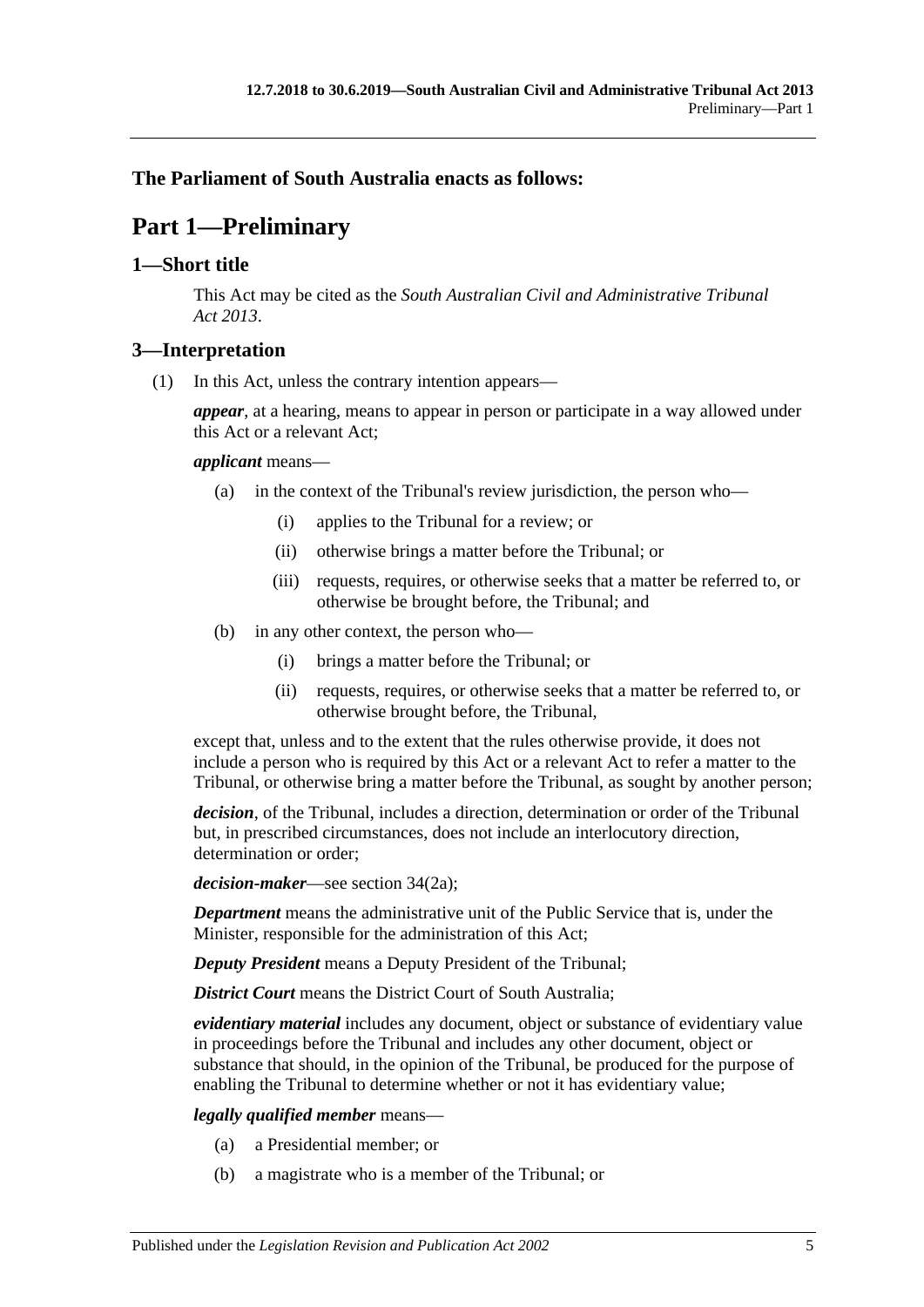**The Parliament of South Australia enacts as follows:**

# Part 1—Preliminary

## 1—Short title

This Act may be cited as the *South Australian Civil and Administrative Tribunal Act 2013*.

## 3—Interpretation

(1) In this Act, unless the contrary intention appears—

***appear***, at a hearing, means to appear in person or participate in a way allowed under this Act or a relevant Act;

***applicant*** means—

(a) in the context of the Tribunal's review jurisdiction, the person who—

(i) applies to the Tribunal for a review; or

(ii) otherwise brings a matter before the Tribunal; or

(iii) requests, requires, or otherwise seeks that a matter be referred to, or otherwise be brought before, the Tribunal; and

(b) in any other context, the person who—

(i) brings a matter before the Tribunal; or

(ii) requests, requires, or otherwise seeks that a matter be referred to, or otherwise brought before, the Tribunal,

except that, unless and to the extent that the rules otherwise provide, it does not include a person who is required by this Act or a relevant Act to refer a matter to the Tribunal, or otherwise bring a matter before the Tribunal, as sought by another person;

***decision***, of the Tribunal, includes a direction, determination or order of the Tribunal but, in prescribed circumstances, does not include an interlocutory direction, determination or order;

***decision-maker***—see section 34(2a);

***Department*** means the administrative unit of the Public Service that is, under the Minister, responsible for the administration of this Act;

***Deputy President*** means a Deputy President of the Tribunal;

***District Court*** means the District Court of South Australia;

***evidentiary material*** includes any document, object or substance of evidentiary value in proceedings before the Tribunal and includes any other document, object or substance that should, in the opinion of the Tribunal, be produced for the purpose of enabling the Tribunal to determine whether or not it has evidentiary value;

***legally qualified member*** means—

(a) a Presidential member; or

(b) a magistrate who is a member of the Tribunal; or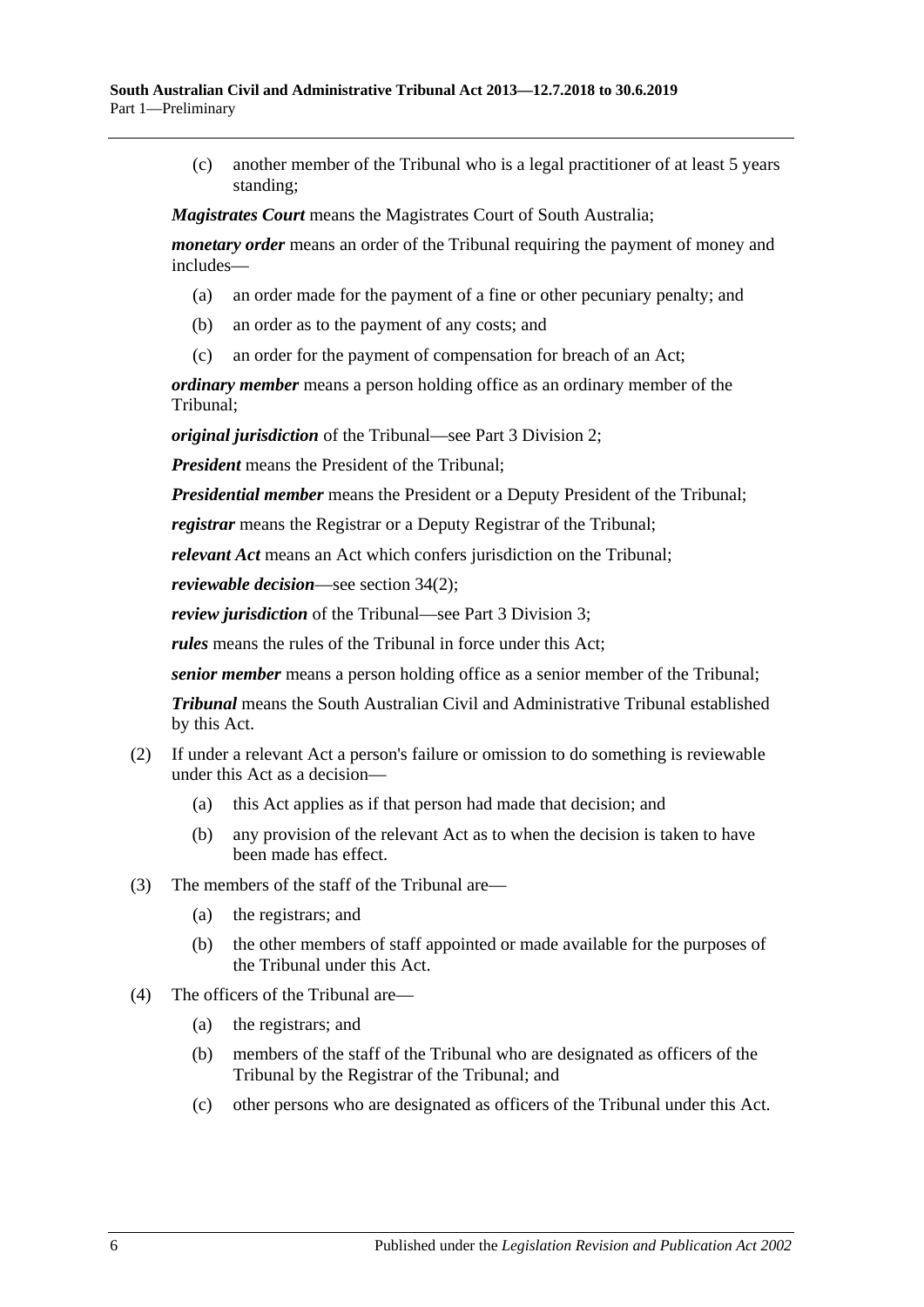(c) another member of the Tribunal who is a legal practitioner of at least 5 years standing;

***Magistrates Court*** means the Magistrates Court of South Australia;

***monetary order*** means an order of the Tribunal requiring the payment of money and includes—

(a) an order made for the payment of a fine or other pecuniary penalty; and

(b) an order as to the payment of any costs; and

(c) an order for the payment of compensation for breach of an Act;

***ordinary member*** means a person holding office as an ordinary member of the Tribunal;

***original jurisdiction*** of the Tribunal—see Part 3 Division 2;

***President*** means the President of the Tribunal;

***Presidential member*** means the President or a Deputy President of the Tribunal;

***registrar*** means the Registrar or a Deputy Registrar of the Tribunal;

***relevant Act*** means an Act which confers jurisdiction on the Tribunal;

***reviewable decision***—see section 34(2);

***review jurisdiction*** of the Tribunal—see Part 3 Division 3;

***rules*** means the rules of the Tribunal in force under this Act;

***senior member*** means a person holding office as a senior member of the Tribunal;

***Tribunal*** means the South Australian Civil and Administrative Tribunal established by this Act.

(2) If under a relevant Act a person's failure or omission to do something is reviewable under this Act as a decision—

(a) this Act applies as if that person had made that decision; and

(b) any provision of the relevant Act as to when the decision is taken to have been made has effect.

(3) The members of the staff of the Tribunal are—

(a) the registrars; and

(b) the other members of staff appointed or made available for the purposes of the Tribunal under this Act.

(4) The officers of the Tribunal are—

(a) the registrars; and

(b) members of the staff of the Tribunal who are designated as officers of the Tribunal by the Registrar of the Tribunal; and

(c) other persons who are designated as officers of the Tribunal under this Act.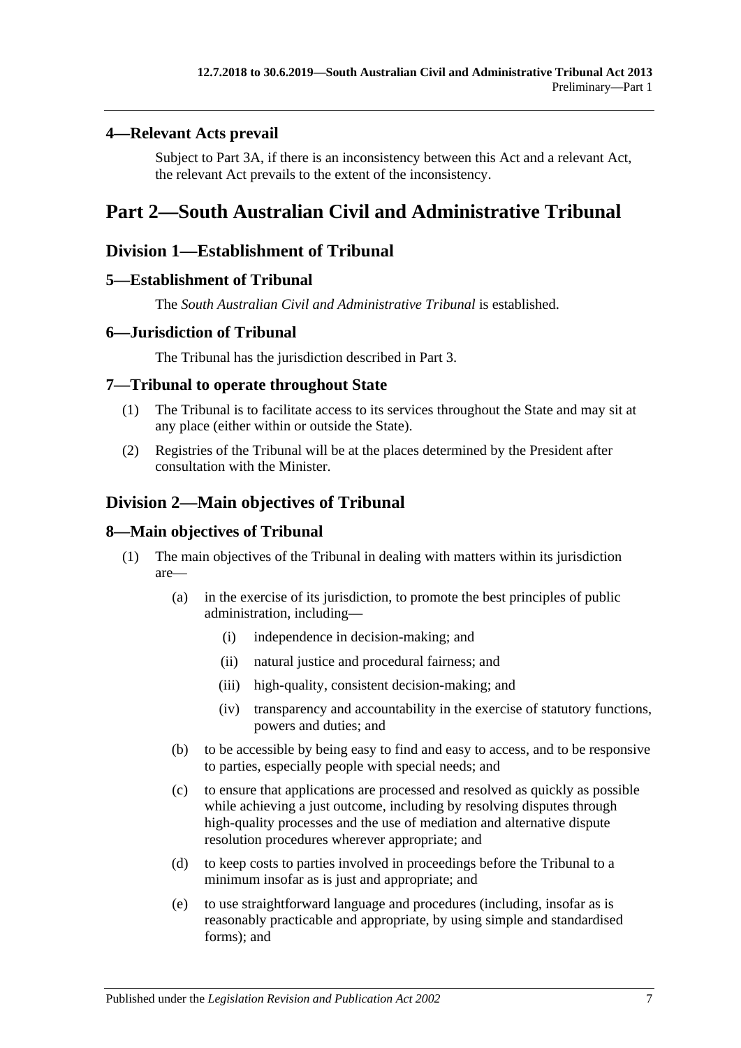### 4—Relevant Acts prevail

Subject to Part 3A, if there is an inconsistency between this Act and a relevant Act, the relevant Act prevails to the extent of the inconsistency.

# Part 2—South Australian Civil and Administrative Tribunal

## Division 1—Establishment of Tribunal

### 5—Establishment of Tribunal

The *South Australian Civil and Administrative Tribunal* is established.

### 6—Jurisdiction of Tribunal

The Tribunal has the jurisdiction described in Part 3.

### 7—Tribunal to operate throughout State

(1) The Tribunal is to facilitate access to its services throughout the State and may sit at any place (either within or outside the State).

(2) Registries of the Tribunal will be at the places determined by the President after consultation with the Minister.

## Division 2—Main objectives of Tribunal

### 8—Main objectives of Tribunal

(1) The main objectives of the Tribunal in dealing with matters within its jurisdiction are—

(a) in the exercise of its jurisdiction, to promote the best principles of public administration, including—

(i) independence in decision-making; and

(ii) natural justice and procedural fairness; and

(iii) high-quality, consistent decision-making; and

(iv) transparency and accountability in the exercise of statutory functions, powers and duties; and

(b) to be accessible by being easy to find and easy to access, and to be responsive to parties, especially people with special needs; and

(c) to ensure that applications are processed and resolved as quickly as possible while achieving a just outcome, including by resolving disputes through high-quality processes and the use of mediation and alternative dispute resolution procedures wherever appropriate; and

(d) to keep costs to parties involved in proceedings before the Tribunal to a minimum insofar as is just and appropriate; and

(e) to use straightforward language and procedures (including, insofar as is reasonably practicable and appropriate, by using simple and standardised forms); and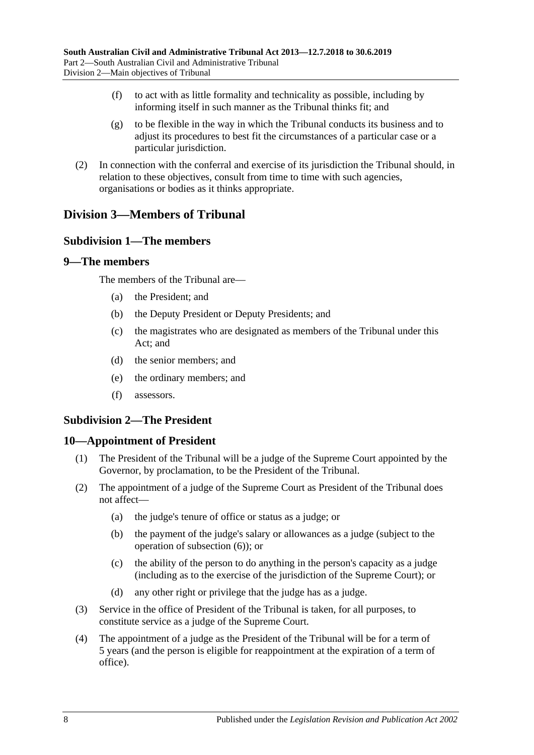(f) to act with as little formality and technicality as possible, including by informing itself in such manner as the Tribunal thinks fit; and

(g) to be flexible in the way in which the Tribunal conducts its business and to adjust its procedures to best fit the circumstances of a particular case or a particular jurisdiction.

(2) In connection with the conferral and exercise of its jurisdiction the Tribunal should, in relation to these objectives, consult from time to time with such agencies, organisations or bodies as it thinks appropriate.

## Division 3—Members of Tribunal

### Subdivision 1—The members

### 9—The members

The members of the Tribunal are—

(a) the President; and

(b) the Deputy President or Deputy Presidents; and

(c) the magistrates who are designated as members of the Tribunal under this Act; and

(d) the senior members; and

(e) the ordinary members; and

(f) assessors.

### Subdivision 2—The President

### 10—Appointment of President

(1) The President of the Tribunal will be a judge of the Supreme Court appointed by the Governor, by proclamation, to be the President of the Tribunal.

(2) The appointment of a judge of the Supreme Court as President of the Tribunal does not affect—

(a) the judge's tenure of office or status as a judge; or

(b) the payment of the judge's salary or allowances as a judge (subject to the operation of subsection (6)); or

(c) the ability of the person to do anything in the person's capacity as a judge (including as to the exercise of the jurisdiction of the Supreme Court); or

(d) any other right or privilege that the judge has as a judge.

(3) Service in the office of President of the Tribunal is taken, for all purposes, to constitute service as a judge of the Supreme Court.

(4) The appointment of a judge as the President of the Tribunal will be for a term of 5 years (and the person is eligible for reappointment at the expiration of a term of office).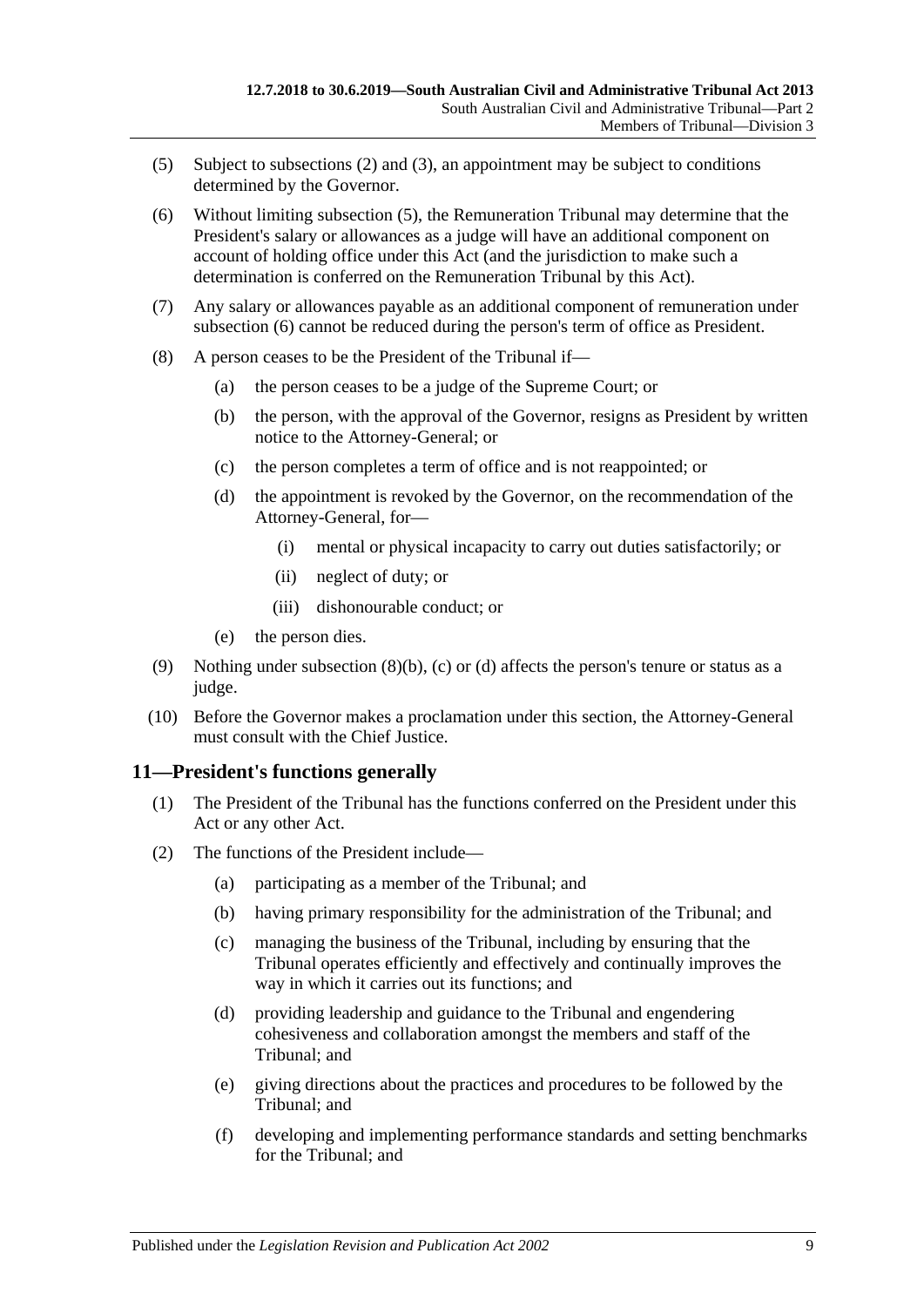(5) Subject to subsections (2) and (3), an appointment may be subject to conditions determined by the Governor.

(6) Without limiting subsection (5), the Remuneration Tribunal may determine that the President's salary or allowances as a judge will have an additional component on account of holding office under this Act (and the jurisdiction to make such a determination is conferred on the Remuneration Tribunal by this Act).

(7) Any salary or allowances payable as an additional component of remuneration under subsection (6) cannot be reduced during the person's term of office as President.

(8) A person ceases to be the President of the Tribunal if—

(a) the person ceases to be a judge of the Supreme Court; or

(b) the person, with the approval of the Governor, resigns as President by written notice to the Attorney-General; or

(c) the person completes a term of office and is not reappointed; or

(d) the appointment is revoked by the Governor, on the recommendation of the Attorney-General, for—

(i) mental or physical incapacity to carry out duties satisfactorily; or

(ii) neglect of duty; or

(iii) dishonourable conduct; or

(e) the person dies.

(9) Nothing under subsection (8)(b), (c) or (d) affects the person's tenure or status as a judge.

(10) Before the Governor makes a proclamation under this section, the Attorney-General must consult with the Chief Justice.

## 11—President's functions generally

(1) The President of the Tribunal has the functions conferred on the President under this Act or any other Act.

(2) The functions of the President include—

(a) participating as a member of the Tribunal; and

(b) having primary responsibility for the administration of the Tribunal; and

(c) managing the business of the Tribunal, including by ensuring that the Tribunal operates efficiently and effectively and continually improves the way in which it carries out its functions; and

(d) providing leadership and guidance to the Tribunal and engendering cohesiveness and collaboration amongst the members and staff of the Tribunal; and

(e) giving directions about the practices and procedures to be followed by the Tribunal; and

(f) developing and implementing performance standards and setting benchmarks for the Tribunal; and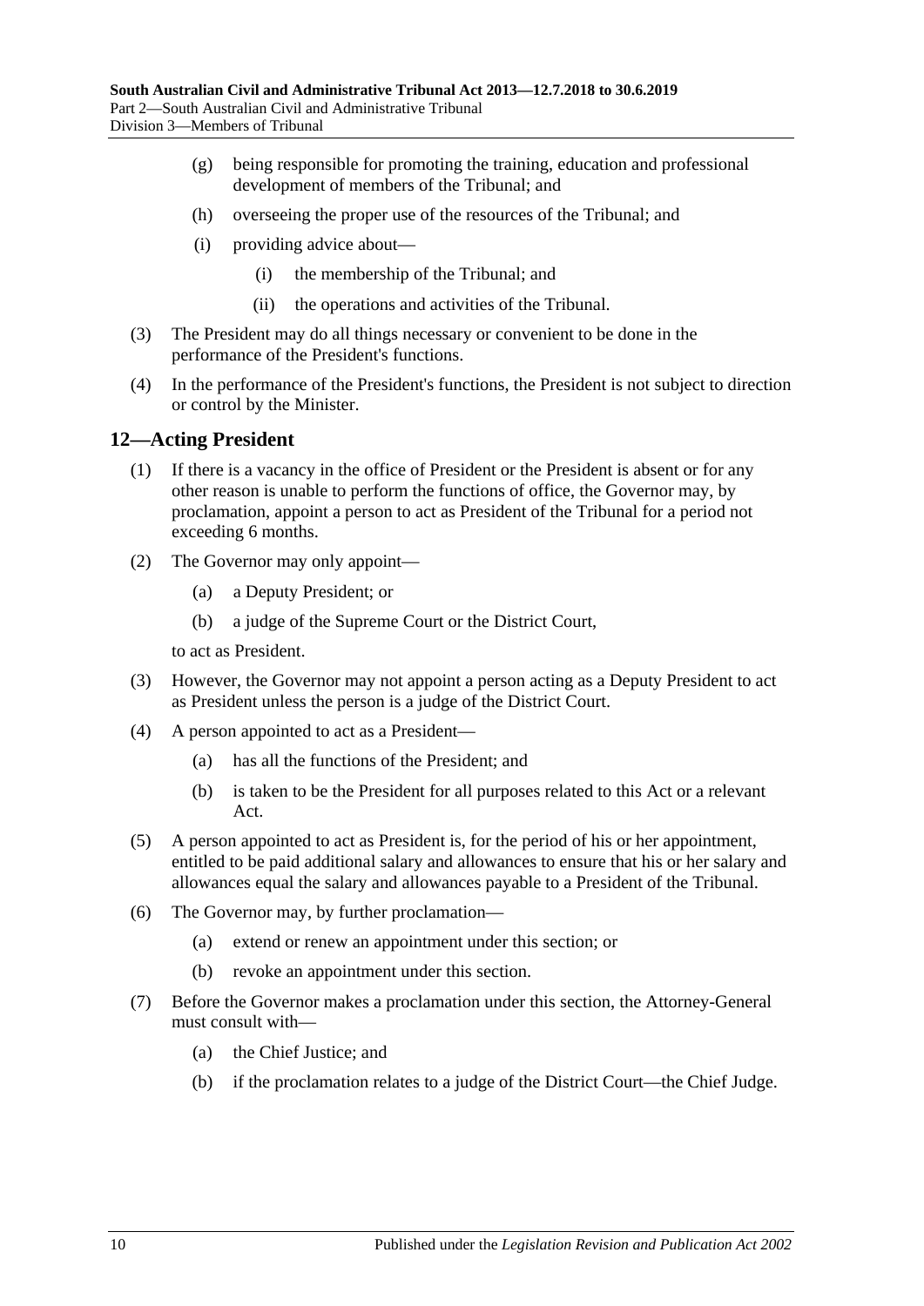(g) being responsible for promoting the training, education and professional development of members of the Tribunal; and

(h) overseeing the proper use of the resources of the Tribunal; and

(i) providing advice about—

(i) the membership of the Tribunal; and

(ii) the operations and activities of the Tribunal.

(3) The President may do all things necessary or convenient to be done in the performance of the President's functions.

(4) In the performance of the President's functions, the President is not subject to direction or control by the Minister.

## 12—Acting President

(1) If there is a vacancy in the office of President or the President is absent or for any other reason is unable to perform the functions of office, the Governor may, by proclamation, appoint a person to act as President of the Tribunal for a period not exceeding 6 months.

(2) The Governor may only appoint—

(a) a Deputy President; or

(b) a judge of the Supreme Court or the District Court,

to act as President.

(3) However, the Governor may not appoint a person acting as a Deputy President to act as President unless the person is a judge of the District Court.

(4) A person appointed to act as a President—

(a) has all the functions of the President; and

(b) is taken to be the President for all purposes related to this Act or a relevant Act.

(5) A person appointed to act as President is, for the period of his or her appointment, entitled to be paid additional salary and allowances to ensure that his or her salary and allowances equal the salary and allowances payable to a President of the Tribunal.

(6) The Governor may, by further proclamation—

(a) extend or renew an appointment under this section; or

(b) revoke an appointment under this section.

(7) Before the Governor makes a proclamation under this section, the Attorney-General must consult with—

(a) the Chief Justice; and

(b) if the proclamation relates to a judge of the District Court—the Chief Judge.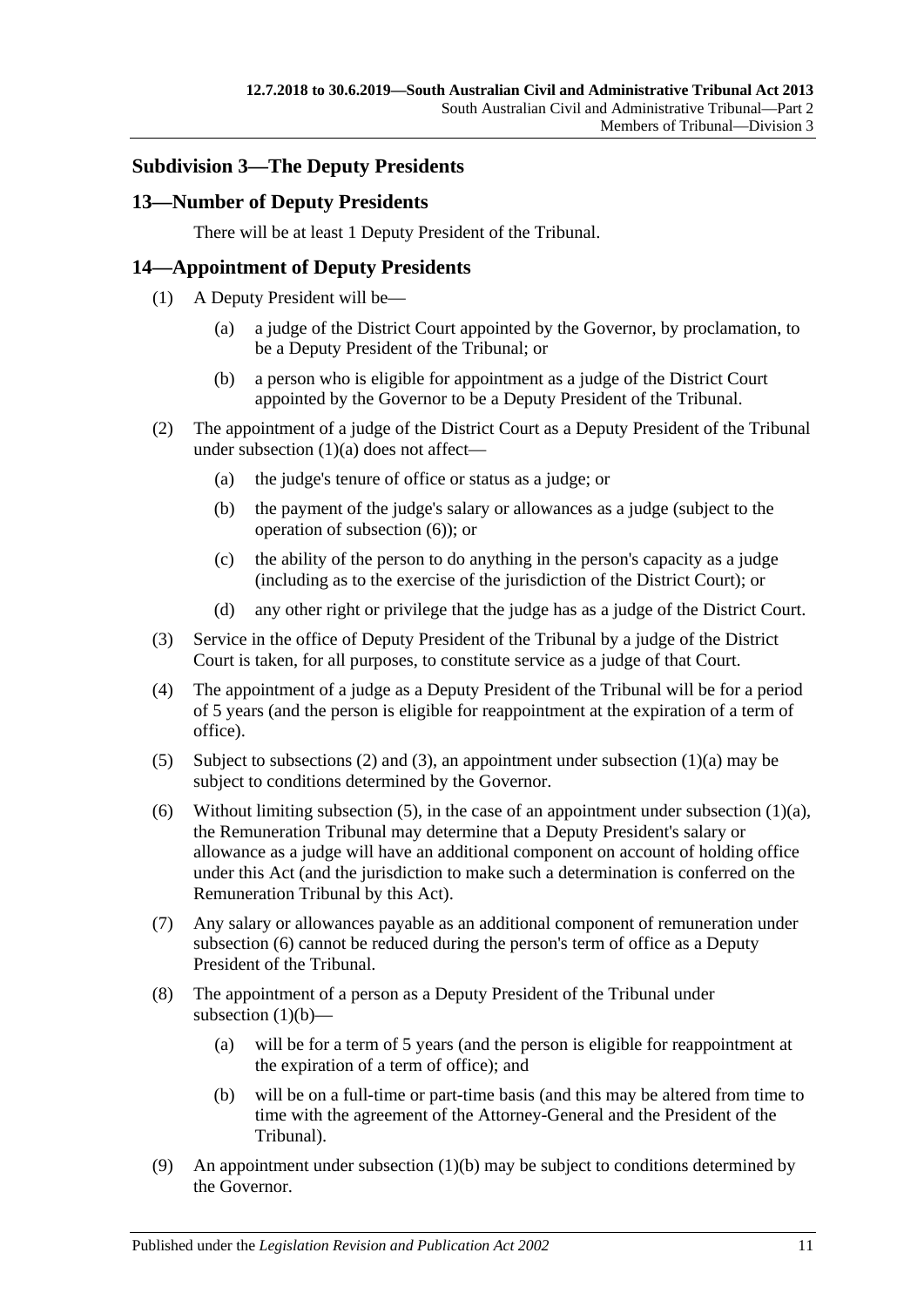## Subdivision 3—The Deputy Presidents

### 13—Number of Deputy Presidents

There will be at least 1 Deputy President of the Tribunal.

### 14—Appointment of Deputy Presidents

(1) A Deputy President will be—

(a) a judge of the District Court appointed by the Governor, by proclamation, to be a Deputy President of the Tribunal; or

(b) a person who is eligible for appointment as a judge of the District Court appointed by the Governor to be a Deputy President of the Tribunal.

(2) The appointment of a judge of the District Court as a Deputy President of the Tribunal under subsection (1)(a) does not affect—

(a) the judge's tenure of office or status as a judge; or

(b) the payment of the judge's salary or allowances as a judge (subject to the operation of subsection (6)); or

(c) the ability of the person to do anything in the person's capacity as a judge (including as to the exercise of the jurisdiction of the District Court); or

(d) any other right or privilege that the judge has as a judge of the District Court.

(3) Service in the office of Deputy President of the Tribunal by a judge of the District Court is taken, for all purposes, to constitute service as a judge of that Court.

(4) The appointment of a judge as a Deputy President of the Tribunal will be for a period of 5 years (and the person is eligible for reappointment at the expiration of a term of office).

(5) Subject to subsections (2) and (3), an appointment under subsection (1)(a) may be subject to conditions determined by the Governor.

(6) Without limiting subsection (5), in the case of an appointment under subsection (1)(a), the Remuneration Tribunal may determine that a Deputy President's salary or allowance as a judge will have an additional component on account of holding office under this Act (and the jurisdiction to make such a determination is conferred on the Remuneration Tribunal by this Act).

(7) Any salary or allowances payable as an additional component of remuneration under subsection (6) cannot be reduced during the person's term of office as a Deputy President of the Tribunal.

(8) The appointment of a person as a Deputy President of the Tribunal under subsection (1)(b)—

(a) will be for a term of 5 years (and the person is eligible for reappointment at the expiration of a term of office); and

(b) will be on a full-time or part-time basis (and this may be altered from time to time with the agreement of the Attorney-General and the President of the Tribunal).

(9) An appointment under subsection (1)(b) may be subject to conditions determined by the Governor.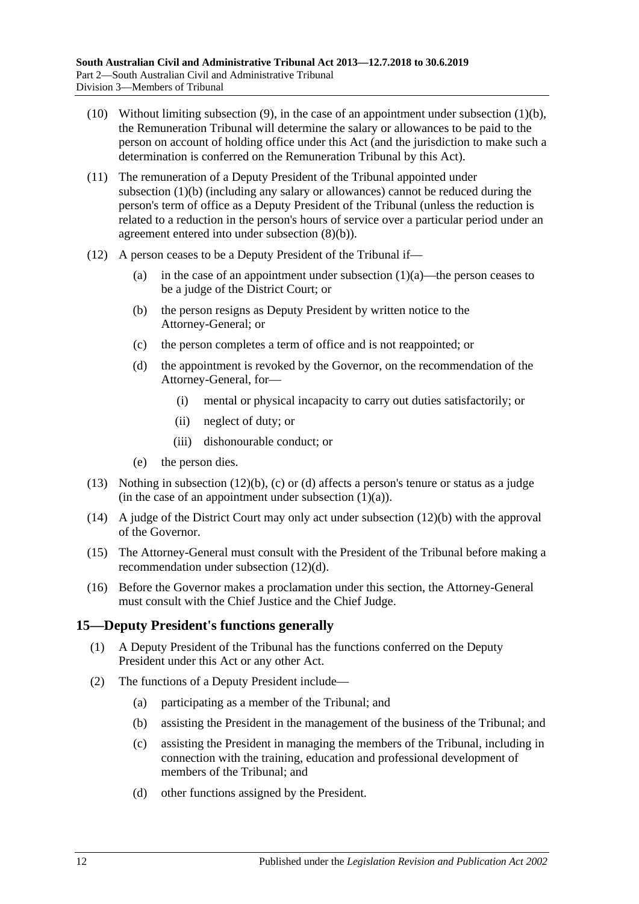(10) Without limiting subsection (9), in the case of an appointment under subsection (1)(b), the Remuneration Tribunal will determine the salary or allowances to be paid to the person on account of holding office under this Act (and the jurisdiction to make such a determination is conferred on the Remuneration Tribunal by this Act).

(11) The remuneration of a Deputy President of the Tribunal appointed under subsection (1)(b) (including any salary or allowances) cannot be reduced during the person's term of office as a Deputy President of the Tribunal (unless the reduction is related to a reduction in the person's hours of service over a particular period under an agreement entered into under subsection (8)(b)).

(12) A person ceases to be a Deputy President of the Tribunal if—

- (a) in the case of an appointment under subsection (1)(a)—the person ceases to be a judge of the District Court; or
- (b) the person resigns as Deputy President by written notice to the Attorney-General; or
- (c) the person completes a term of office and is not reappointed; or
- (d) the appointment is revoked by the Governor, on the recommendation of the Attorney-General, for—
  - (i) mental or physical incapacity to carry out duties satisfactorily; or
  - (ii) neglect of duty; or
  - (iii) dishonourable conduct; or
- (e) the person dies.

(13) Nothing in subsection (12)(b), (c) or (d) affects a person's tenure or status as a judge (in the case of an appointment under subsection (1)(a)).

(14) A judge of the District Court may only act under subsection (12)(b) with the approval of the Governor.

(15) The Attorney-General must consult with the President of the Tribunal before making a recommendation under subsection (12)(d).

(16) Before the Governor makes a proclamation under this section, the Attorney-General must consult with the Chief Justice and the Chief Judge.

## 15—Deputy President's functions generally

(1) A Deputy President of the Tribunal has the functions conferred on the Deputy President under this Act or any other Act.

(2) The functions of a Deputy President include—

- (a) participating as a member of the Tribunal; and
- (b) assisting the President in the management of the business of the Tribunal; and
- (c) assisting the President in managing the members of the Tribunal, including in connection with the training, education and professional development of members of the Tribunal; and
- (d) other functions assigned by the President.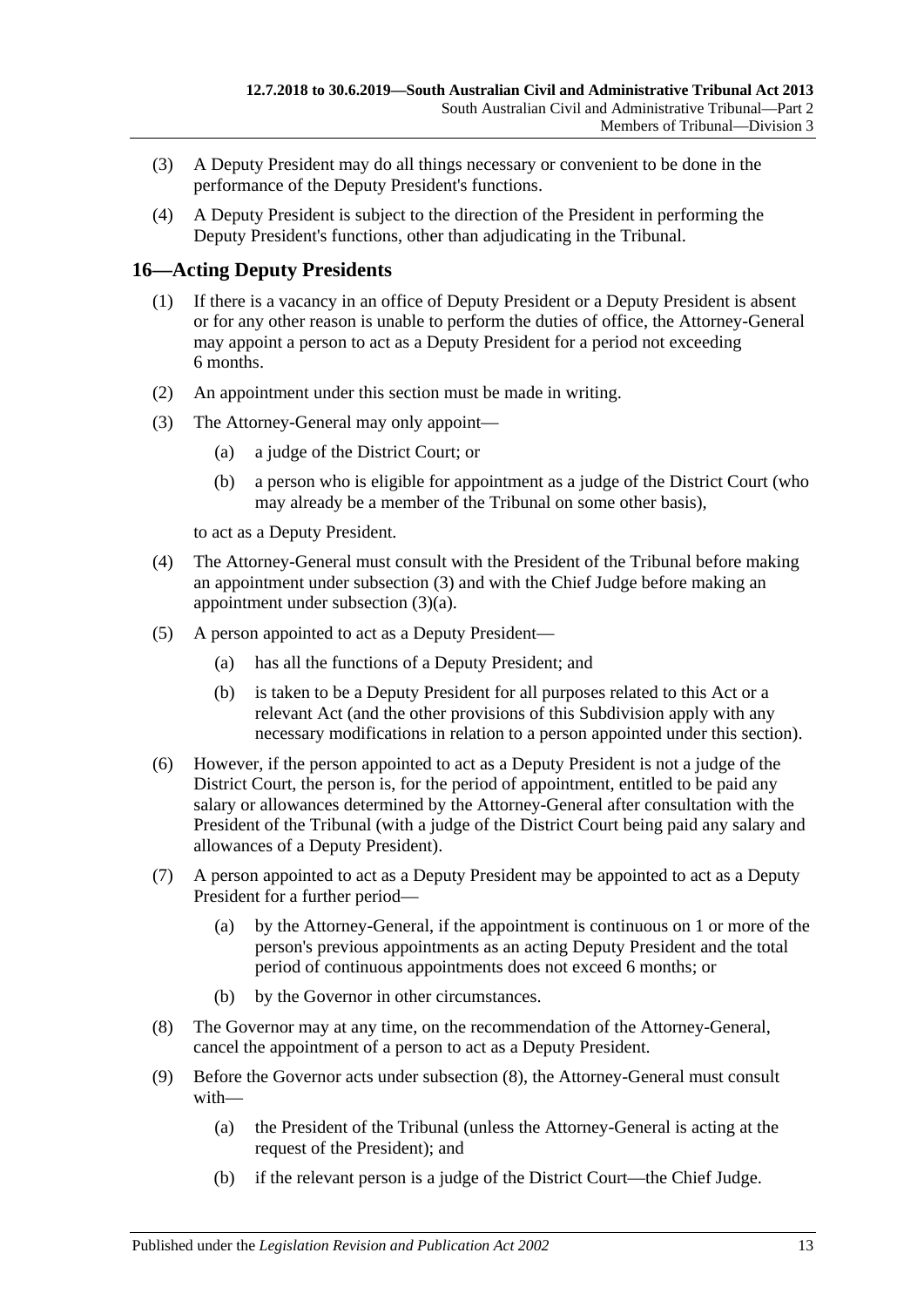(3) A Deputy President may do all things necessary or convenient to be done in the performance of the Deputy President's functions.

(4) A Deputy President is subject to the direction of the President in performing the Deputy President's functions, other than adjudicating in the Tribunal.

## 16—Acting Deputy Presidents

(1) If there is a vacancy in an office of Deputy President or a Deputy President is absent or for any other reason is unable to perform the duties of office, the Attorney-General may appoint a person to act as a Deputy President for a period not exceeding 6 months.

(2) An appointment under this section must be made in writing.

(3) The Attorney-General may only appoint—

- (a) a judge of the District Court; or
- (b) a person who is eligible for appointment as a judge of the District Court (who may already be a member of the Tribunal on some other basis),

to act as a Deputy President.

(4) The Attorney-General must consult with the President of the Tribunal before making an appointment under subsection (3) and with the Chief Judge before making an appointment under subsection (3)(a).

(5) A person appointed to act as a Deputy President—

- (a) has all the functions of a Deputy President; and
- (b) is taken to be a Deputy President for all purposes related to this Act or a relevant Act (and the other provisions of this Subdivision apply with any necessary modifications in relation to a person appointed under this section).

(6) However, if the person appointed to act as a Deputy President is not a judge of the District Court, the person is, for the period of appointment, entitled to be paid any salary or allowances determined by the Attorney-General after consultation with the President of the Tribunal (with a judge of the District Court being paid any salary and allowances of a Deputy President).

(7) A person appointed to act as a Deputy President may be appointed to act as a Deputy President for a further period—

- (a) by the Attorney-General, if the appointment is continuous on 1 or more of the person's previous appointments as an acting Deputy President and the total period of continuous appointments does not exceed 6 months; or
- (b) by the Governor in other circumstances.

(8) The Governor may at any time, on the recommendation of the Attorney-General, cancel the appointment of a person to act as a Deputy President.

(9) Before the Governor acts under subsection (8), the Attorney-General must consult with—

- (a) the President of the Tribunal (unless the Attorney-General is acting at the request of the President); and
- (b) if the relevant person is a judge of the District Court—the Chief Judge.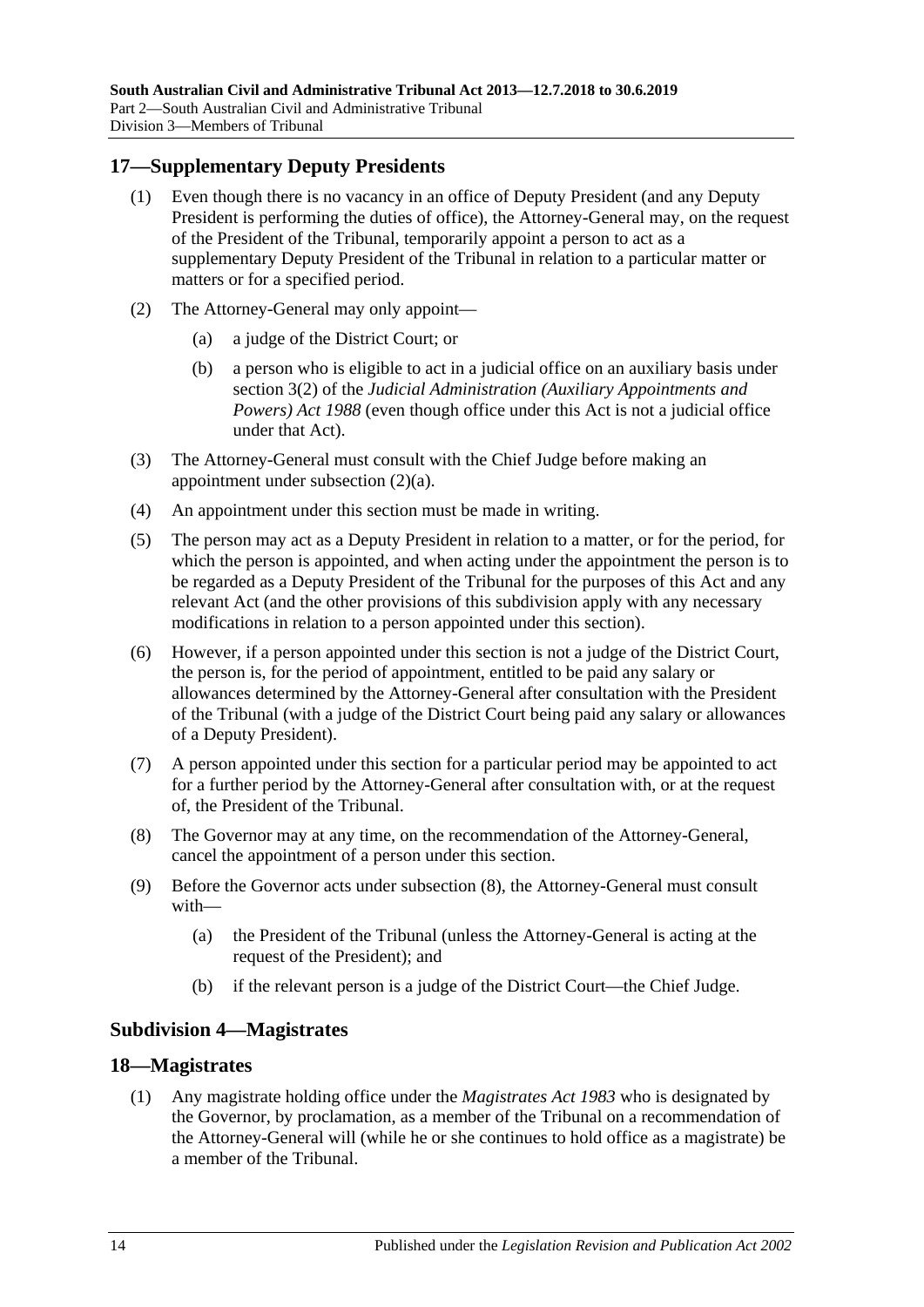## 17—Supplementary Deputy Presidents

(1) Even though there is no vacancy in an office of Deputy President (and any Deputy President is performing the duties of office), the Attorney-General may, on the request of the President of the Tribunal, temporarily appoint a person to act as a supplementary Deputy President of the Tribunal in relation to a particular matter or matters or for a specified period.

(2) The Attorney-General may only appoint—

- (a) a judge of the District Court; or
- (b) a person who is eligible to act in a judicial office on an auxiliary basis under section 3(2) of the *Judicial Administration (Auxiliary Appointments and Powers) Act 1988* (even though office under this Act is not a judicial office under that Act).

(3) The Attorney-General must consult with the Chief Judge before making an appointment under subsection (2)(a).

(4) An appointment under this section must be made in writing.

(5) The person may act as a Deputy President in relation to a matter, or for the period, for which the person is appointed, and when acting under the appointment the person is to be regarded as a Deputy President of the Tribunal for the purposes of this Act and any relevant Act (and the other provisions of this subdivision apply with any necessary modifications in relation to a person appointed under this section).

(6) However, if a person appointed under this section is not a judge of the District Court, the person is, for the period of appointment, entitled to be paid any salary or allowances determined by the Attorney-General after consultation with the President of the Tribunal (with a judge of the District Court being paid any salary or allowances of a Deputy President).

(7) A person appointed under this section for a particular period may be appointed to act for a further period by the Attorney-General after consultation with, or at the request of, the President of the Tribunal.

(8) The Governor may at any time, on the recommendation of the Attorney-General, cancel the appointment of a person under this section.

(9) Before the Governor acts under subsection (8), the Attorney-General must consult with—

- (a) the President of the Tribunal (unless the Attorney-General is acting at the request of the President); and
- (b) if the relevant person is a judge of the District Court—the Chief Judge.

### Subdivision 4—Magistrates

## 18—Magistrates

(1) Any magistrate holding office under the *Magistrates Act 1983* who is designated by the Governor, by proclamation, as a member of the Tribunal on a recommendation of the Attorney-General will (while he or she continues to hold office as a magistrate) be a member of the Tribunal.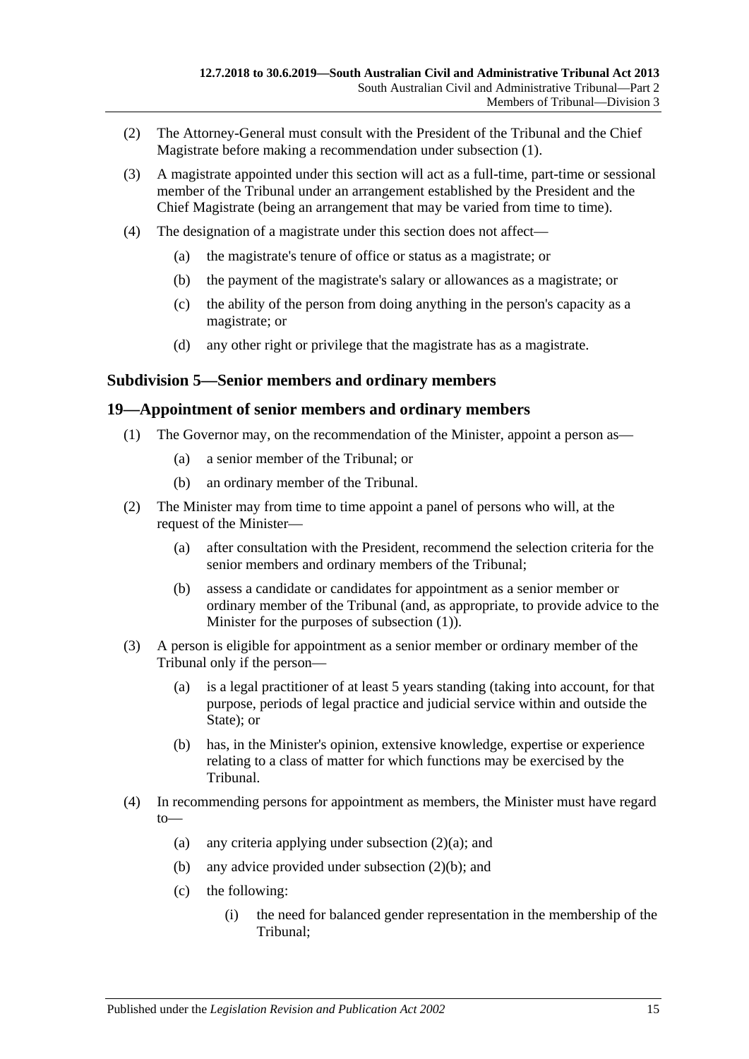(2) The Attorney-General must consult with the President of the Tribunal and the Chief Magistrate before making a recommendation under subsection (1).

(3) A magistrate appointed under this section will act as a full-time, part-time or sessional member of the Tribunal under an arrangement established by the President and the Chief Magistrate (being an arrangement that may be varied from time to time).

(4) The designation of a magistrate under this section does not affect—

(a) the magistrate's tenure of office or status as a magistrate; or

(b) the payment of the magistrate's salary or allowances as a magistrate; or

(c) the ability of the person from doing anything in the person's capacity as a magistrate; or

(d) any other right or privilege that the magistrate has as a magistrate.

### Subdivision 5—Senior members and ordinary members

### 19—Appointment of senior members and ordinary members

(1) The Governor may, on the recommendation of the Minister, appoint a person as—

(a) a senior member of the Tribunal; or

(b) an ordinary member of the Tribunal.

(2) The Minister may from time to time appoint a panel of persons who will, at the request of the Minister—

(a) after consultation with the President, recommend the selection criteria for the senior members and ordinary members of the Tribunal;

(b) assess a candidate or candidates for appointment as a senior member or ordinary member of the Tribunal (and, as appropriate, to provide advice to the Minister for the purposes of subsection (1)).

(3) A person is eligible for appointment as a senior member or ordinary member of the Tribunal only if the person—

(a) is a legal practitioner of at least 5 years standing (taking into account, for that purpose, periods of legal practice and judicial service within and outside the State); or

(b) has, in the Minister's opinion, extensive knowledge, expertise or experience relating to a class of matter for which functions may be exercised by the Tribunal.

(4) In recommending persons for appointment as members, the Minister must have regard to—

(a) any criteria applying under subsection (2)(a); and

(b) any advice provided under subsection (2)(b); and

(c) the following:

(i) the need for balanced gender representation in the membership of the Tribunal;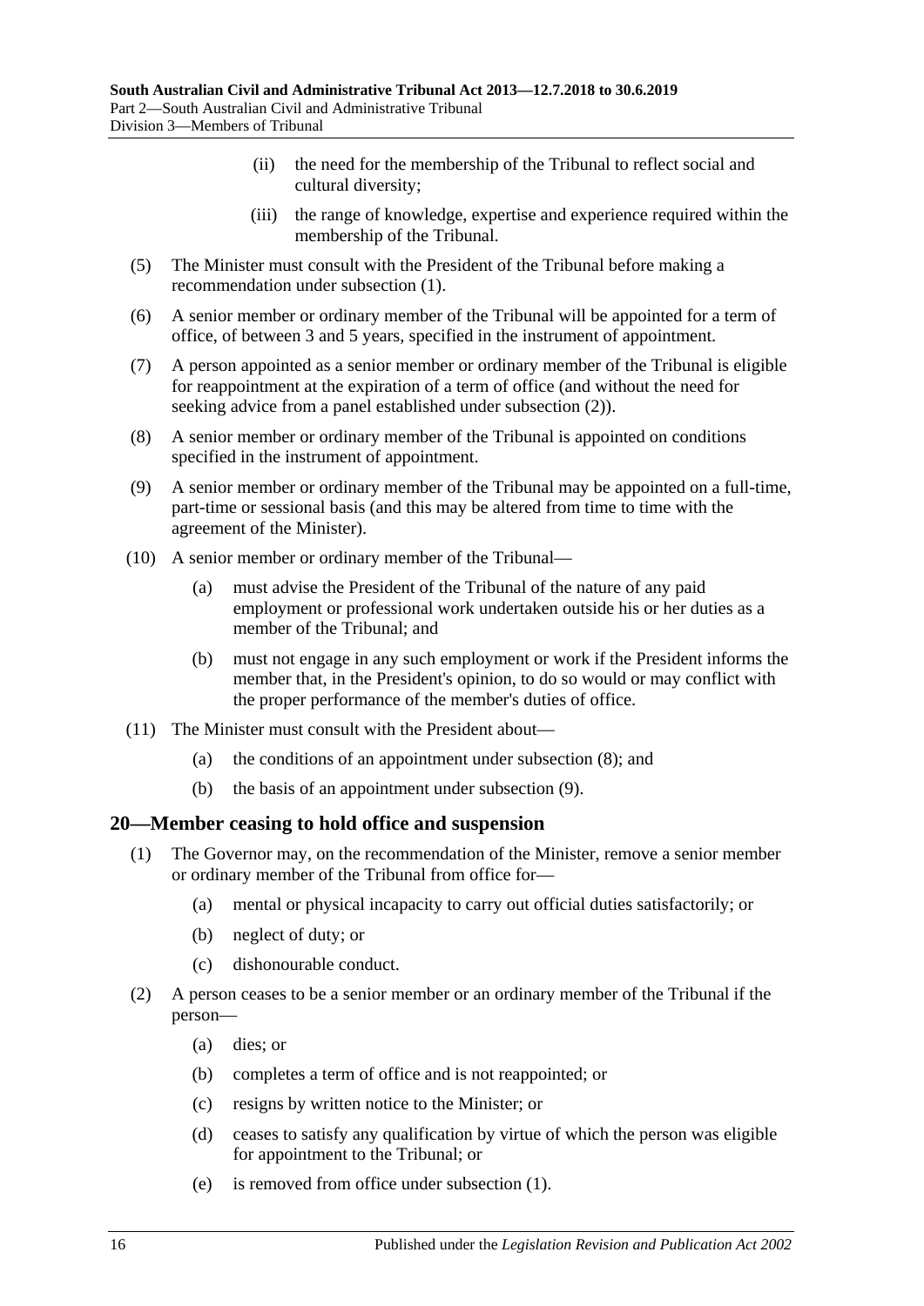(ii) the need for the membership of the Tribunal to reflect social and cultural diversity;

(iii) the range of knowledge, expertise and experience required within the membership of the Tribunal.

(5) The Minister must consult with the President of the Tribunal before making a recommendation under subsection (1).

(6) A senior member or ordinary member of the Tribunal will be appointed for a term of office, of between 3 and 5 years, specified in the instrument of appointment.

(7) A person appointed as a senior member or ordinary member of the Tribunal is eligible for reappointment at the expiration of a term of office (and without the need for seeking advice from a panel established under subsection (2)).

(8) A senior member or ordinary member of the Tribunal is appointed on conditions specified in the instrument of appointment.

(9) A senior member or ordinary member of the Tribunal may be appointed on a full-time, part-time or sessional basis (and this may be altered from time to time with the agreement of the Minister).

(10) A senior member or ordinary member of the Tribunal—

(a) must advise the President of the Tribunal of the nature of any paid employment or professional work undertaken outside his or her duties as a member of the Tribunal; and

(b) must not engage in any such employment or work if the President informs the member that, in the President's opinion, to do so would or may conflict with the proper performance of the member's duties of office.

(11) The Minister must consult with the President about—

(a) the conditions of an appointment under subsection (8); and

(b) the basis of an appointment under subsection (9).

## 20—Member ceasing to hold office and suspension

(1) The Governor may, on the recommendation of the Minister, remove a senior member or ordinary member of the Tribunal from office for—

(a) mental or physical incapacity to carry out official duties satisfactorily; or

(b) neglect of duty; or

(c) dishonourable conduct.

(2) A person ceases to be a senior member or an ordinary member of the Tribunal if the person—

(a) dies; or

(b) completes a term of office and is not reappointed; or

(c) resigns by written notice to the Minister; or

(d) ceases to satisfy any qualification by virtue of which the person was eligible for appointment to the Tribunal; or

(e) is removed from office under subsection (1).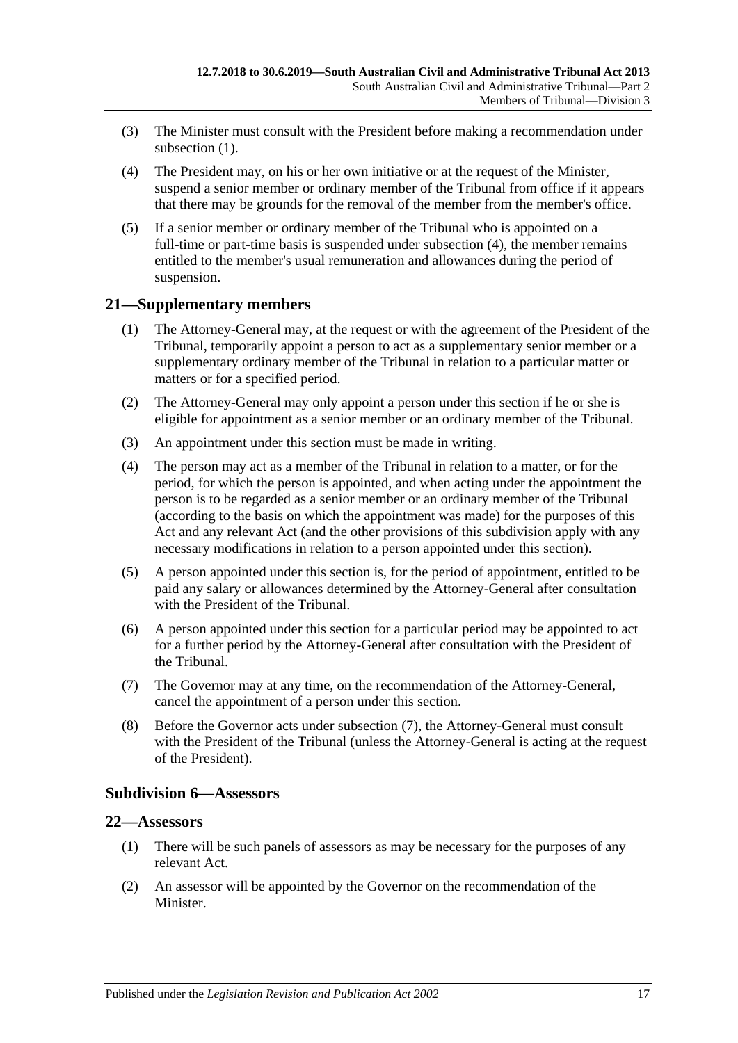(3) The Minister must consult with the President before making a recommendation under subsection (1).

(4) The President may, on his or her own initiative or at the request of the Minister, suspend a senior member or ordinary member of the Tribunal from office if it appears that there may be grounds for the removal of the member from the member's office.

(5) If a senior member or ordinary member of the Tribunal who is appointed on a full-time or part-time basis is suspended under subsection (4), the member remains entitled to the member's usual remuneration and allowances during the period of suspension.

## 21—Supplementary members

(1) The Attorney-General may, at the request or with the agreement of the President of the Tribunal, temporarily appoint a person to act as a supplementary senior member or a supplementary ordinary member of the Tribunal in relation to a particular matter or matters or for a specified period.

(2) The Attorney-General may only appoint a person under this section if he or she is eligible for appointment as a senior member or an ordinary member of the Tribunal.

(3) An appointment under this section must be made in writing.

(4) The person may act as a member of the Tribunal in relation to a matter, or for the period, for which the person is appointed, and when acting under the appointment the person is to be regarded as a senior member or an ordinary member of the Tribunal (according to the basis on which the appointment was made) for the purposes of this Act and any relevant Act (and the other provisions of this subdivision apply with any necessary modifications in relation to a person appointed under this section).

(5) A person appointed under this section is, for the period of appointment, entitled to be paid any salary or allowances determined by the Attorney-General after consultation with the President of the Tribunal.

(6) A person appointed under this section for a particular period may be appointed to act for a further period by the Attorney-General after consultation with the President of the Tribunal.

(7) The Governor may at any time, on the recommendation of the Attorney-General, cancel the appointment of a person under this section.

(8) Before the Governor acts under subsection (7), the Attorney-General must consult with the President of the Tribunal (unless the Attorney-General is acting at the request of the President).

### Subdivision 6—Assessors

## 22—Assessors

(1) There will be such panels of assessors as may be necessary for the purposes of any relevant Act.

(2) An assessor will be appointed by the Governor on the recommendation of the Minister.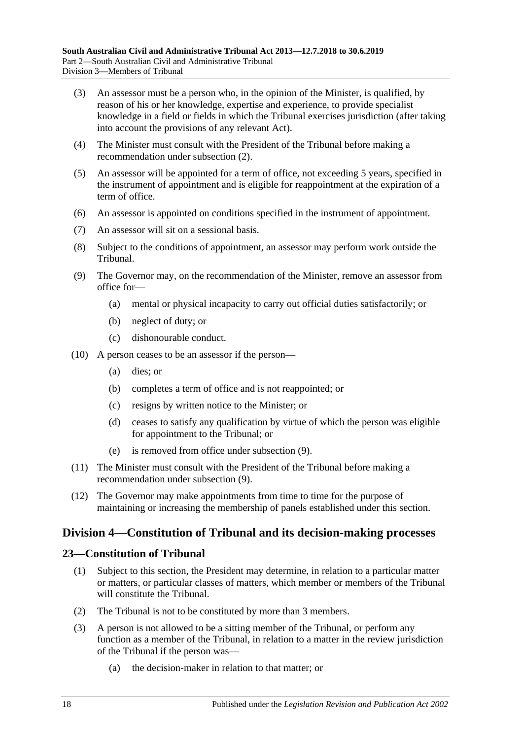(3) An assessor must be a person who, in the opinion of the Minister, is qualified, by reason of his or her knowledge, expertise and experience, to provide specialist knowledge in a field or fields in which the Tribunal exercises jurisdiction (after taking into account the provisions of any relevant Act).

(4) The Minister must consult with the President of the Tribunal before making a recommendation under subsection (2).

(5) An assessor will be appointed for a term of office, not exceeding 5 years, specified in the instrument of appointment and is eligible for reappointment at the expiration of a term of office.

(6) An assessor is appointed on conditions specified in the instrument of appointment.

(7) An assessor will sit on a sessional basis.

(8) Subject to the conditions of appointment, an assessor may perform work outside the Tribunal.

(9) The Governor may, on the recommendation of the Minister, remove an assessor from office for—

  (a) mental or physical incapacity to carry out official duties satisfactorily; or

  (b) neglect of duty; or

  (c) dishonourable conduct.

(10) A person ceases to be an assessor if the person—

  (a) dies; or

  (b) completes a term of office and is not reappointed; or

  (c) resigns by written notice to the Minister; or

  (d) ceases to satisfy any qualification by virtue of which the person was eligible for appointment to the Tribunal; or

  (e) is removed from office under subsection (9).

(11) The Minister must consult with the President of the Tribunal before making a recommendation under subsection (9).

(12) The Governor may make appointments from time to time for the purpose of maintaining or increasing the membership of panels established under this section.

## Division 4—Constitution of Tribunal and its decision-making processes

### 23—Constitution of Tribunal

(1) Subject to this section, the President may determine, in relation to a particular matter or matters, or particular classes of matters, which member or members of the Tribunal will constitute the Tribunal.

(2) The Tribunal is not to be constituted by more than 3 members.

(3) A person is not allowed to be a sitting member of the Tribunal, or perform any function as a member of the Tribunal, in relation to a matter in the review jurisdiction of the Tribunal if the person was—

  (a) the decision-maker in relation to that matter; or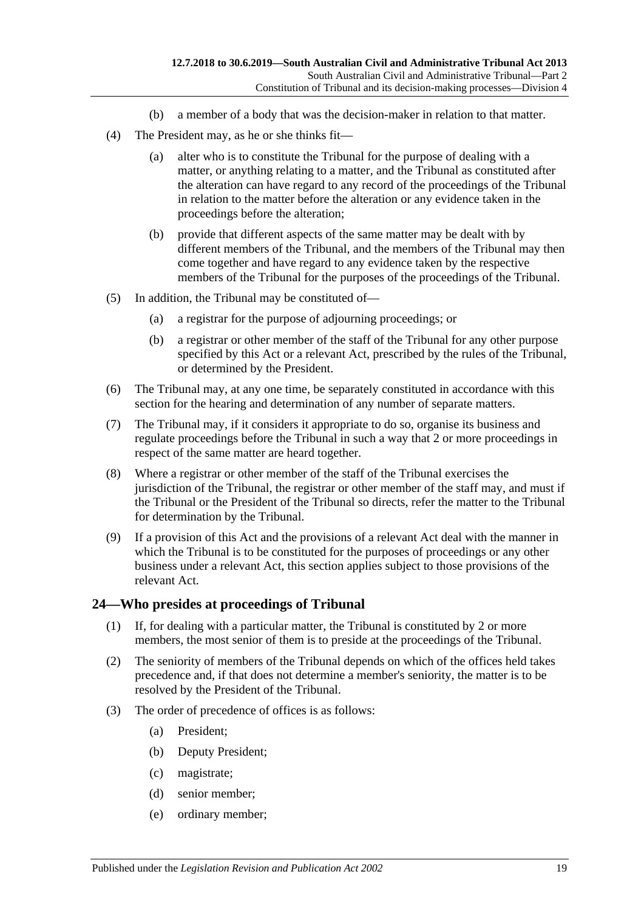(b) a member of a body that was the decision-maker in relation to that matter.

(4) The President may, as he or she thinks fit—

(a) alter who is to constitute the Tribunal for the purpose of dealing with a matter, or anything relating to a matter, and the Tribunal as constituted after the alteration can have regard to any record of the proceedings of the Tribunal in relation to the matter before the alteration or any evidence taken in the proceedings before the alteration;

(b) provide that different aspects of the same matter may be dealt with by different members of the Tribunal, and the members of the Tribunal may then come together and have regard to any evidence taken by the respective members of the Tribunal for the purposes of the proceedings of the Tribunal.

(5) In addition, the Tribunal may be constituted of—

(a) a registrar for the purpose of adjourning proceedings; or

(b) a registrar or other member of the staff of the Tribunal for any other purpose specified by this Act or a relevant Act, prescribed by the rules of the Tribunal, or determined by the President.

(6) The Tribunal may, at any one time, be separately constituted in accordance with this section for the hearing and determination of any number of separate matters.

(7) The Tribunal may, if it considers it appropriate to do so, organise its business and regulate proceedings before the Tribunal in such a way that 2 or more proceedings in respect of the same matter are heard together.

(8) Where a registrar or other member of the staff of the Tribunal exercises the jurisdiction of the Tribunal, the registrar or other member of the staff may, and must if the Tribunal or the President of the Tribunal so directs, refer the matter to the Tribunal for determination by the Tribunal.

(9) If a provision of this Act and the provisions of a relevant Act deal with the manner in which the Tribunal is to be constituted for the purposes of proceedings or any other business under a relevant Act, this section applies subject to those provisions of the relevant Act.

## 24—Who presides at proceedings of Tribunal

(1) If, for dealing with a particular matter, the Tribunal is constituted by 2 or more members, the most senior of them is to preside at the proceedings of the Tribunal.

(2) The seniority of members of the Tribunal depends on which of the offices held takes precedence and, if that does not determine a member's seniority, the matter is to be resolved by the President of the Tribunal.

(3) The order of precedence of offices is as follows:

(a) President;

(b) Deputy President;

(c) magistrate;

(d) senior member;

(e) ordinary member;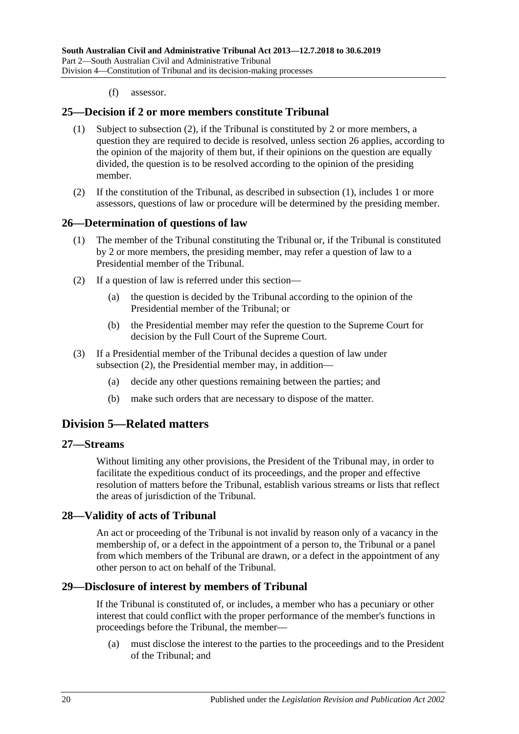(f) assessor.

## 25—Decision if 2 or more members constitute Tribunal

(1) Subject to subsection (2), if the Tribunal is constituted by 2 or more members, a question they are required to decide is resolved, unless section 26 applies, according to the opinion of the majority of them but, if their opinions on the question are equally divided, the question is to be resolved according to the opinion of the presiding member.

(2) If the constitution of the Tribunal, as described in subsection (1), includes 1 or more assessors, questions of law or procedure will be determined by the presiding member.

## 26—Determination of questions of law

(1) The member of the Tribunal constituting the Tribunal or, if the Tribunal is constituted by 2 or more members, the presiding member, may refer a question of law to a Presidential member of the Tribunal.

(2) If a question of law is referred under this section—

- (a) the question is decided by the Tribunal according to the opinion of the Presidential member of the Tribunal; or
- (b) the Presidential member may refer the question to the Supreme Court for decision by the Full Court of the Supreme Court.

(3) If a Presidential member of the Tribunal decides a question of law under subsection (2), the Presidential member may, in addition—

- (a) decide any other questions remaining between the parties; and
- (b) make such orders that are necessary to dispose of the matter.

# Division 5—Related matters

## 27—Streams

Without limiting any other provisions, the President of the Tribunal may, in order to facilitate the expeditious conduct of its proceedings, and the proper and effective resolution of matters before the Tribunal, establish various streams or lists that reflect the areas of jurisdiction of the Tribunal.

## 28—Validity of acts of Tribunal

An act or proceeding of the Tribunal is not invalid by reason only of a vacancy in the membership of, or a defect in the appointment of a person to, the Tribunal or a panel from which members of the Tribunal are drawn, or a defect in the appointment of any other person to act on behalf of the Tribunal.

## 29—Disclosure of interest by members of Tribunal

If the Tribunal is constituted of, or includes, a member who has a pecuniary or other interest that could conflict with the proper performance of the member's functions in proceedings before the Tribunal, the member—

- (a) must disclose the interest to the parties to the proceedings and to the President of the Tribunal; and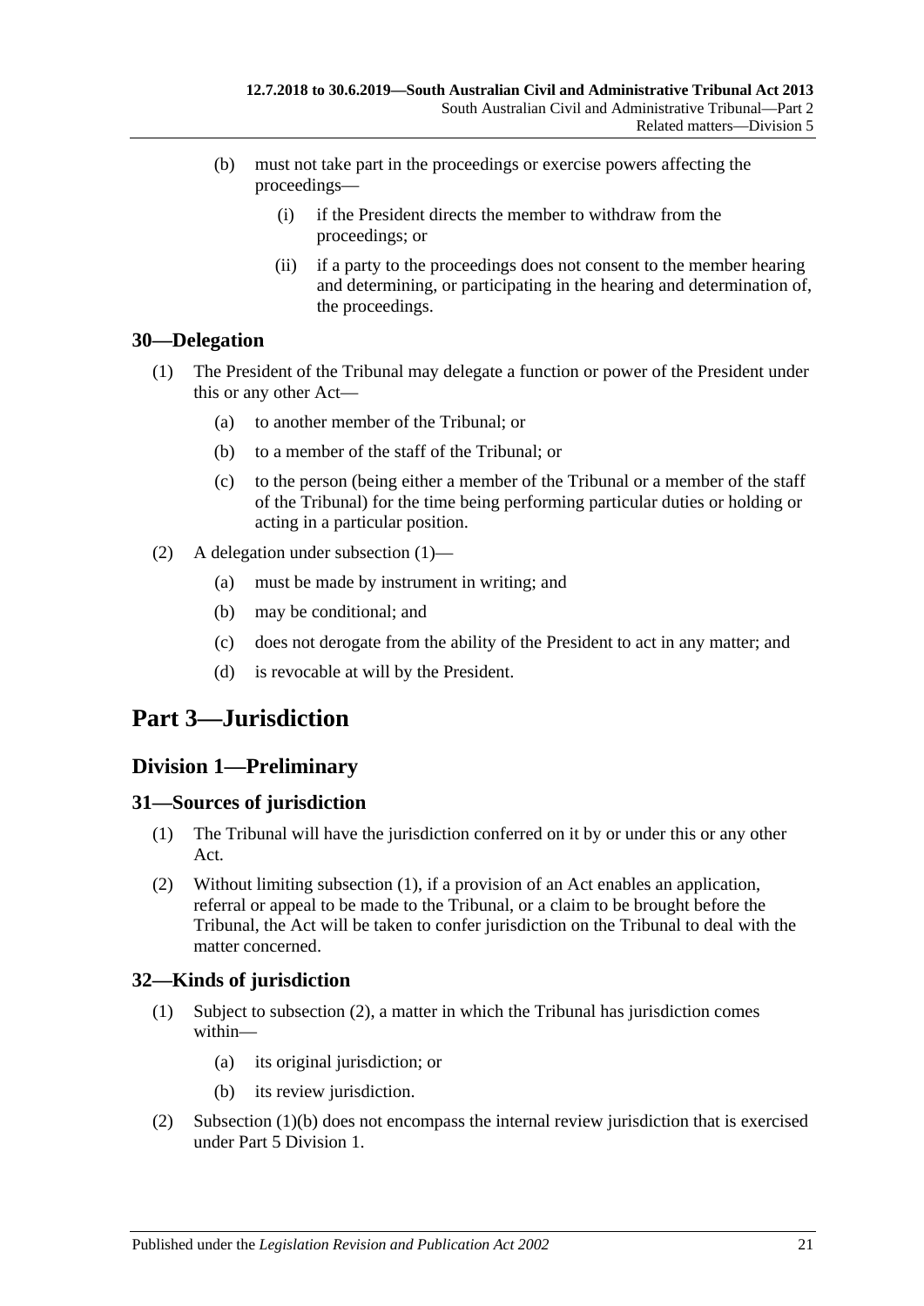(b) must not take part in the proceedings or exercise powers affecting the proceedings—

    (i) if the President directs the member to withdraw from the proceedings; or

    (ii) if a party to the proceedings does not consent to the member hearing and determining, or participating in the hearing and determination of, the proceedings.

### 30—Delegation

(1) The President of the Tribunal may delegate a function or power of the President under this or any other Act—

    (a) to another member of the Tribunal; or

    (b) to a member of the staff of the Tribunal; or

    (c) to the person (being either a member of the Tribunal or a member of the staff of the Tribunal) for the time being performing particular duties or holding or acting in a particular position.

(2) A delegation under subsection (1)—

    (a) must be made by instrument in writing; and

    (b) may be conditional; and

    (c) does not derogate from the ability of the President to act in any matter; and

    (d) is revocable at will by the President.

# Part 3—Jurisdiction

## Division 1—Preliminary

### 31—Sources of jurisdiction

(1) The Tribunal will have the jurisdiction conferred on it by or under this or any other Act.

(2) Without limiting subsection (1), if a provision of an Act enables an application, referral or appeal to be made to the Tribunal, or a claim to be brought before the Tribunal, the Act will be taken to confer jurisdiction on the Tribunal to deal with the matter concerned.

### 32—Kinds of jurisdiction

(1) Subject to subsection (2), a matter in which the Tribunal has jurisdiction comes within—

    (a) its original jurisdiction; or

    (b) its review jurisdiction.

(2) Subsection (1)(b) does not encompass the internal review jurisdiction that is exercised under Part 5 Division 1.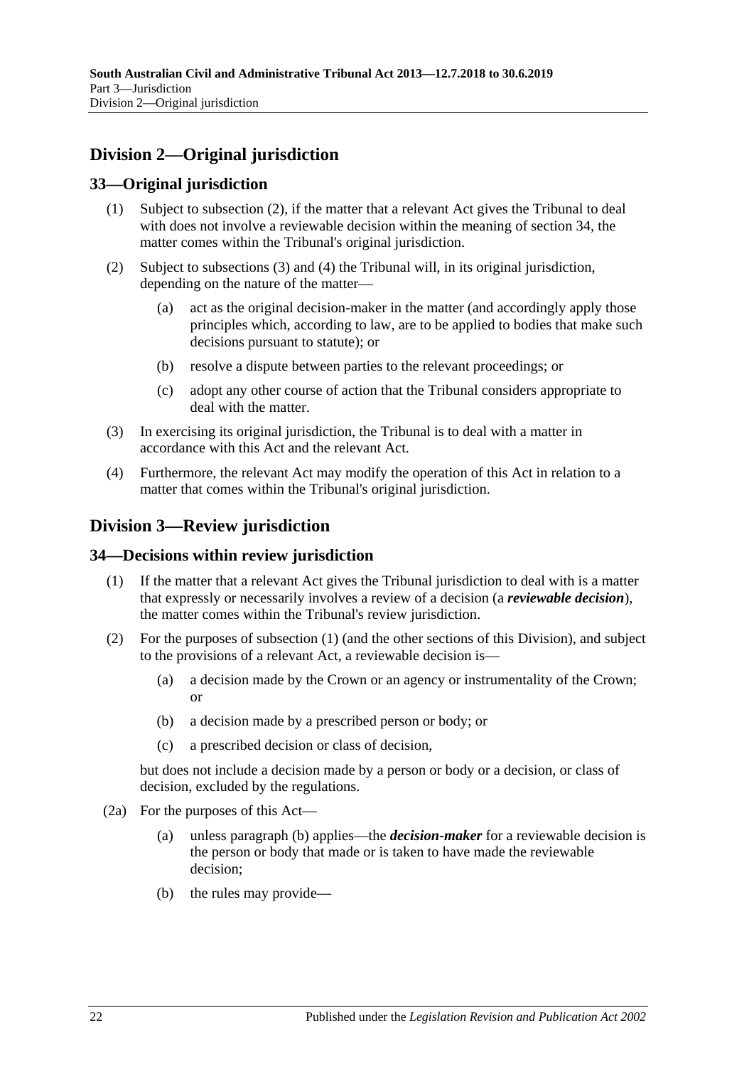## Division 2—Original jurisdiction

### 33—Original jurisdiction

(1) Subject to subsection (2), if the matter that a relevant Act gives the Tribunal to deal with does not involve a reviewable decision within the meaning of section 34, the matter comes within the Tribunal's original jurisdiction.

(2) Subject to subsections (3) and (4) the Tribunal will, in its original jurisdiction, depending on the nature of the matter—

(a) act as the original decision-maker in the matter (and accordingly apply those principles which, according to law, are to be applied to bodies that make such decisions pursuant to statute); or

(b) resolve a dispute between parties to the relevant proceedings; or

(c) adopt any other course of action that the Tribunal considers appropriate to deal with the matter.

(3) In exercising its original jurisdiction, the Tribunal is to deal with a matter in accordance with this Act and the relevant Act.

(4) Furthermore, the relevant Act may modify the operation of this Act in relation to a matter that comes within the Tribunal's original jurisdiction.

## Division 3—Review jurisdiction

### 34—Decisions within review jurisdiction

(1) If the matter that a relevant Act gives the Tribunal jurisdiction to deal with is a matter that expressly or necessarily involves a review of a decision (a ***reviewable decision***), the matter comes within the Tribunal's review jurisdiction.

(2) For the purposes of subsection (1) (and the other sections of this Division), and subject to the provisions of a relevant Act, a reviewable decision is—

(a) a decision made by the Crown or an agency or instrumentality of the Crown; or

(b) a decision made by a prescribed person or body; or

(c) a prescribed decision or class of decision,

but does not include a decision made by a person or body or a decision, or class of decision, excluded by the regulations.

(2a) For the purposes of this Act—

(a) unless paragraph (b) applies—the ***decision-maker*** for a reviewable decision is the person or body that made or is taken to have made the reviewable decision;

(b) the rules may provide—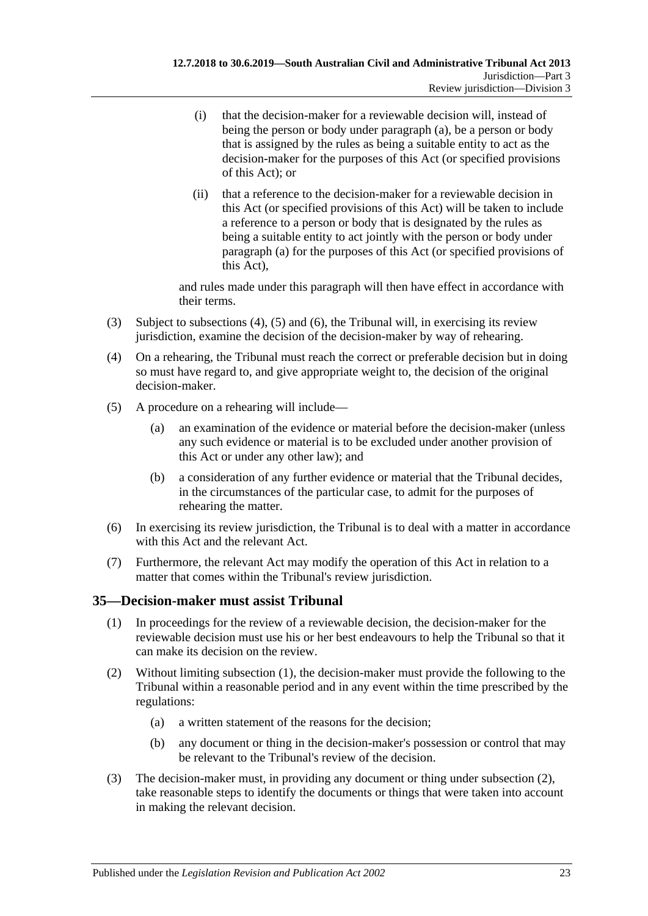(i) that the decision-maker for a reviewable decision will, instead of being the person or body under paragraph (a), be a person or body that is assigned by the rules as being a suitable entity to act as the decision-maker for the purposes of this Act (or specified provisions of this Act); or

(ii) that a reference to the decision-maker for a reviewable decision in this Act (or specified provisions of this Act) will be taken to include a reference to a person or body that is designated by the rules as being a suitable entity to act jointly with the person or body under paragraph (a) for the purposes of this Act (or specified provisions of this Act),

and rules made under this paragraph will then have effect in accordance with their terms.

(3) Subject to subsections (4), (5) and (6), the Tribunal will, in exercising its review jurisdiction, examine the decision of the decision-maker by way of rehearing.

(4) On a rehearing, the Tribunal must reach the correct or preferable decision but in doing so must have regard to, and give appropriate weight to, the decision of the original decision-maker.

(5) A procedure on a rehearing will include—

(a) an examination of the evidence or material before the decision-maker (unless any such evidence or material is to be excluded under another provision of this Act or under any other law); and

(b) a consideration of any further evidence or material that the Tribunal decides, in the circumstances of the particular case, to admit for the purposes of rehearing the matter.

(6) In exercising its review jurisdiction, the Tribunal is to deal with a matter in accordance with this Act and the relevant Act.

(7) Furthermore, the relevant Act may modify the operation of this Act in relation to a matter that comes within the Tribunal's review jurisdiction.

## 35—Decision-maker must assist Tribunal

(1) In proceedings for the review of a reviewable decision, the decision-maker for the reviewable decision must use his or her best endeavours to help the Tribunal so that it can make its decision on the review.

(2) Without limiting subsection (1), the decision-maker must provide the following to the Tribunal within a reasonable period and in any event within the time prescribed by the regulations:

(a) a written statement of the reasons for the decision;

(b) any document or thing in the decision-maker's possession or control that may be relevant to the Tribunal's review of the decision.

(3) The decision-maker must, in providing any document or thing under subsection (2), take reasonable steps to identify the documents or things that were taken into account in making the relevant decision.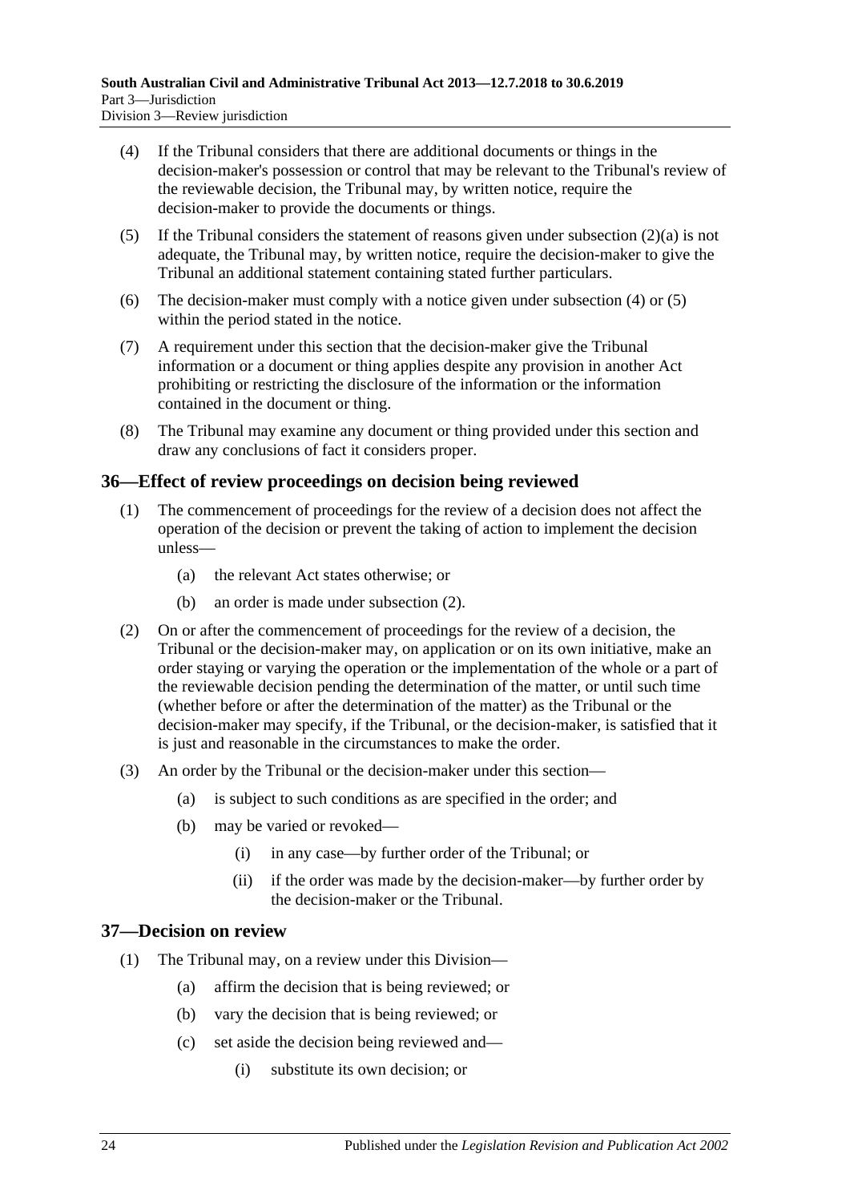(4) If the Tribunal considers that there are additional documents or things in the decision-maker's possession or control that may be relevant to the Tribunal's review of the reviewable decision, the Tribunal may, by written notice, require the decision-maker to provide the documents or things.

(5) If the Tribunal considers the statement of reasons given under subsection (2)(a) is not adequate, the Tribunal may, by written notice, require the decision-maker to give the Tribunal an additional statement containing stated further particulars.

(6) The decision-maker must comply with a notice given under subsection (4) or (5) within the period stated in the notice.

(7) A requirement under this section that the decision-maker give the Tribunal information or a document or thing applies despite any provision in another Act prohibiting or restricting the disclosure of the information or the information contained in the document or thing.

(8) The Tribunal may examine any document or thing provided under this section and draw any conclusions of fact it considers proper.

## 36—Effect of review proceedings on decision being reviewed

(1) The commencement of proceedings for the review of a decision does not affect the operation of the decision or prevent the taking of action to implement the decision unless—

  (a) the relevant Act states otherwise; or

  (b) an order is made under subsection (2).

(2) On or after the commencement of proceedings for the review of a decision, the Tribunal or the decision-maker may, on application or on its own initiative, make an order staying or varying the operation or the implementation of the whole or a part of the reviewable decision pending the determination of the matter, or until such time (whether before or after the determination of the matter) as the Tribunal or the decision-maker may specify, if the Tribunal, or the decision-maker, is satisfied that it is just and reasonable in the circumstances to make the order.

(3) An order by the Tribunal or the decision-maker under this section—

  (a) is subject to such conditions as are specified in the order; and

  (b) may be varied or revoked—

    (i) in any case—by further order of the Tribunal; or

    (ii) if the order was made by the decision-maker—by further order by the decision-maker or the Tribunal.

## 37—Decision on review

(1) The Tribunal may, on a review under this Division—

  (a) affirm the decision that is being reviewed; or

  (b) vary the decision that is being reviewed; or

  (c) set aside the decision being reviewed and—

    (i) substitute its own decision; or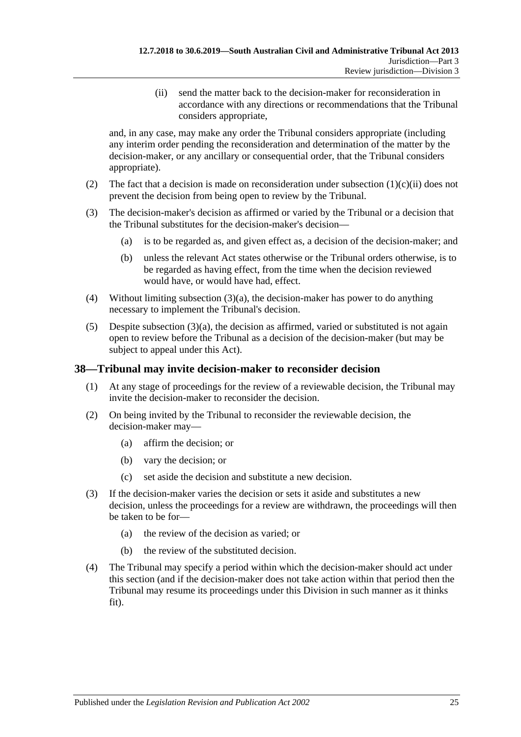(ii) send the matter back to the decision-maker for reconsideration in accordance with any directions or recommendations that the Tribunal considers appropriate,

and, in any case, may make any order the Tribunal considers appropriate (including any interim order pending the reconsideration and determination of the matter by the decision-maker, or any ancillary or consequential order, that the Tribunal considers appropriate).

(2) The fact that a decision is made on reconsideration under subsection (1)(c)(ii) does not prevent the decision from being open to review by the Tribunal.

(3) The decision-maker's decision as affirmed or varied by the Tribunal or a decision that the Tribunal substitutes for the decision-maker's decision—

(a) is to be regarded as, and given effect as, a decision of the decision-maker; and

(b) unless the relevant Act states otherwise or the Tribunal orders otherwise, is to be regarded as having effect, from the time when the decision reviewed would have, or would have had, effect.

(4) Without limiting subsection (3)(a), the decision-maker has power to do anything necessary to implement the Tribunal's decision.

(5) Despite subsection (3)(a), the decision as affirmed, varied or substituted is not again open to review before the Tribunal as a decision of the decision-maker (but may be subject to appeal under this Act).

## 38—Tribunal may invite decision-maker to reconsider decision

(1) At any stage of proceedings for the review of a reviewable decision, the Tribunal may invite the decision-maker to reconsider the decision.

(2) On being invited by the Tribunal to reconsider the reviewable decision, the decision-maker may—

(a) affirm the decision; or

(b) vary the decision; or

(c) set aside the decision and substitute a new decision.

(3) If the decision-maker varies the decision or sets it aside and substitutes a new decision, unless the proceedings for a review are withdrawn, the proceedings will then be taken to be for—

(a) the review of the decision as varied; or

(b) the review of the substituted decision.

(4) The Tribunal may specify a period within which the decision-maker should act under this section (and if the decision-maker does not take action within that period then the Tribunal may resume its proceedings under this Division in such manner as it thinks fit).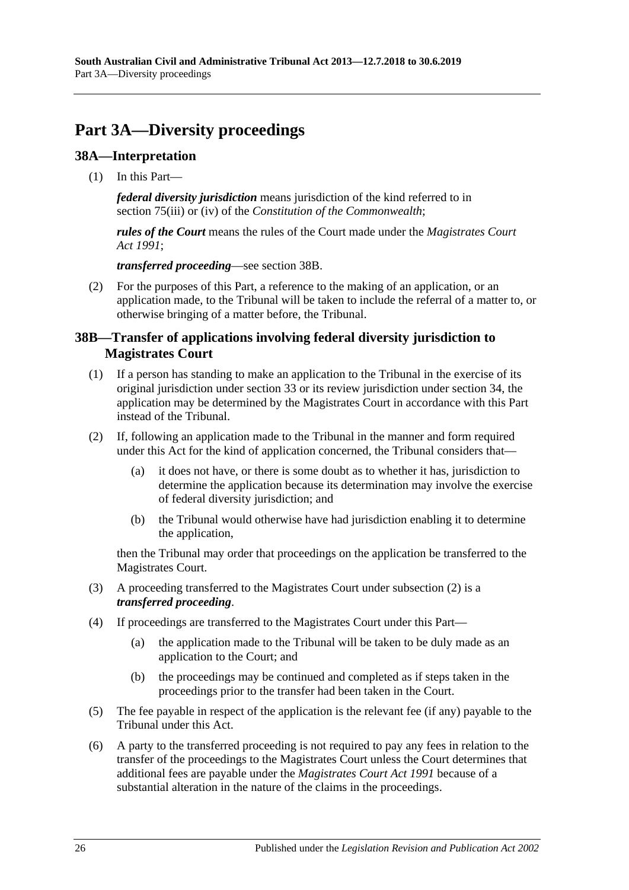# Part 3A—Diversity proceedings

## 38A—Interpretation

(1) In this Part—

***federal diversity jurisdiction*** means jurisdiction of the kind referred to in section 75(iii) or (iv) of the *Constitution of the Commonwealth*;

***rules of the Court*** means the rules of the Court made under the *Magistrates Court Act 1991*;

***transferred proceeding***—see section 38B.

(2) For the purposes of this Part, a reference to the making of an application, or an application made, to the Tribunal will be taken to include the referral of a matter to, or otherwise bringing of a matter before, the Tribunal.

## 38B—Transfer of applications involving federal diversity jurisdiction to Magistrates Court

(1) If a person has standing to make an application to the Tribunal in the exercise of its original jurisdiction under section 33 or its review jurisdiction under section 34, the application may be determined by the Magistrates Court in accordance with this Part instead of the Tribunal.

(2) If, following an application made to the Tribunal in the manner and form required under this Act for the kind of application concerned, the Tribunal considers that—

(a) it does not have, or there is some doubt as to whether it has, jurisdiction to determine the application because its determination may involve the exercise of federal diversity jurisdiction; and

(b) the Tribunal would otherwise have had jurisdiction enabling it to determine the application,

then the Tribunal may order that proceedings on the application be transferred to the Magistrates Court.

(3) A proceeding transferred to the Magistrates Court under subsection (2) is a ***transferred proceeding***.

(4) If proceedings are transferred to the Magistrates Court under this Part—

(a) the application made to the Tribunal will be taken to be duly made as an application to the Court; and

(b) the proceedings may be continued and completed as if steps taken in the proceedings prior to the transfer had been taken in the Court.

(5) The fee payable in respect of the application is the relevant fee (if any) payable to the Tribunal under this Act.

(6) A party to the transferred proceeding is not required to pay any fees in relation to the transfer of the proceedings to the Magistrates Court unless the Court determines that additional fees are payable under the *Magistrates Court Act 1991* because of a substantial alteration in the nature of the claims in the proceedings.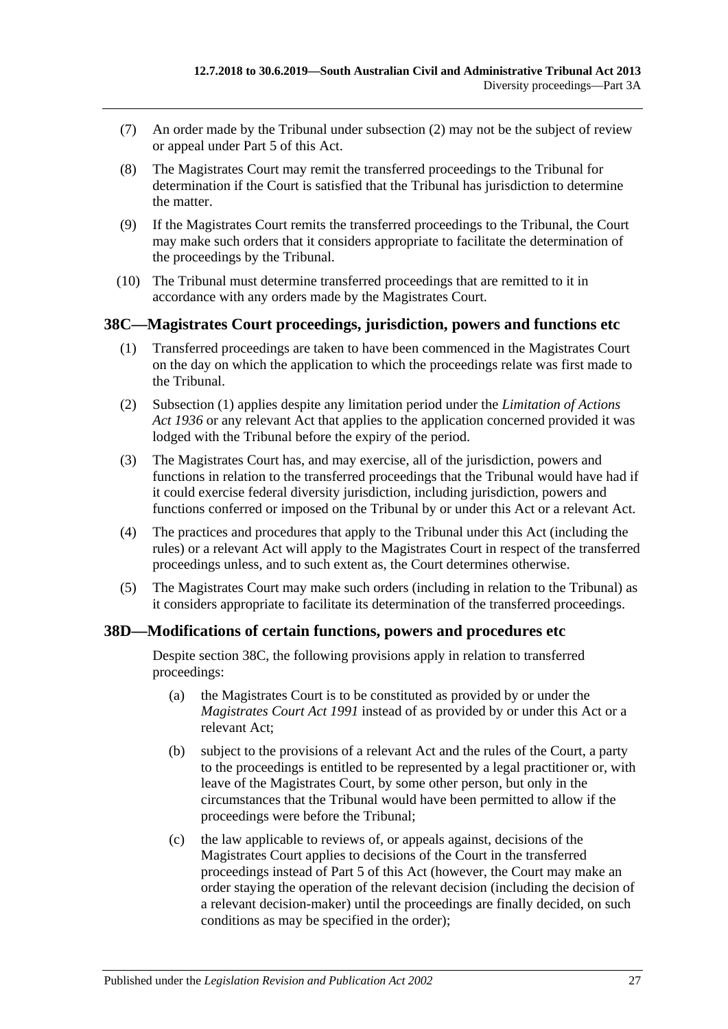(7) An order made by the Tribunal under subsection (2) may not be the subject of review or appeal under Part 5 of this Act.

(8) The Magistrates Court may remit the transferred proceedings to the Tribunal for determination if the Court is satisfied that the Tribunal has jurisdiction to determine the matter.

(9) If the Magistrates Court remits the transferred proceedings to the Tribunal, the Court may make such orders that it considers appropriate to facilitate the determination of the proceedings by the Tribunal.

(10) The Tribunal must determine transferred proceedings that are remitted to it in accordance with any orders made by the Magistrates Court.

## 38C—Magistrates Court proceedings, jurisdiction, powers and functions etc

(1) Transferred proceedings are taken to have been commenced in the Magistrates Court on the day on which the application to which the proceedings relate was first made to the Tribunal.

(2) Subsection (1) applies despite any limitation period under the *Limitation of Actions Act 1936* or any relevant Act that applies to the application concerned provided it was lodged with the Tribunal before the expiry of the period.

(3) The Magistrates Court has, and may exercise, all of the jurisdiction, powers and functions in relation to the transferred proceedings that the Tribunal would have had if it could exercise federal diversity jurisdiction, including jurisdiction, powers and functions conferred or imposed on the Tribunal by or under this Act or a relevant Act.

(4) The practices and procedures that apply to the Tribunal under this Act (including the rules) or a relevant Act will apply to the Magistrates Court in respect of the transferred proceedings unless, and to such extent as, the Court determines otherwise.

(5) The Magistrates Court may make such orders (including in relation to the Tribunal) as it considers appropriate to facilitate its determination of the transferred proceedings.

## 38D—Modifications of certain functions, powers and procedures etc

Despite section 38C, the following provisions apply in relation to transferred proceedings:

(a) the Magistrates Court is to be constituted as provided by or under the *Magistrates Court Act 1991* instead of as provided by or under this Act or a relevant Act;

(b) subject to the provisions of a relevant Act and the rules of the Court, a party to the proceedings is entitled to be represented by a legal practitioner or, with leave of the Magistrates Court, by some other person, but only in the circumstances that the Tribunal would have been permitted to allow if the proceedings were before the Tribunal;

(c) the law applicable to reviews of, or appeals against, decisions of the Magistrates Court applies to decisions of the Court in the transferred proceedings instead of Part 5 of this Act (however, the Court may make an order staying the operation of the relevant decision (including the decision of a relevant decision-maker) until the proceedings are finally decided, on such conditions as may be specified in the order);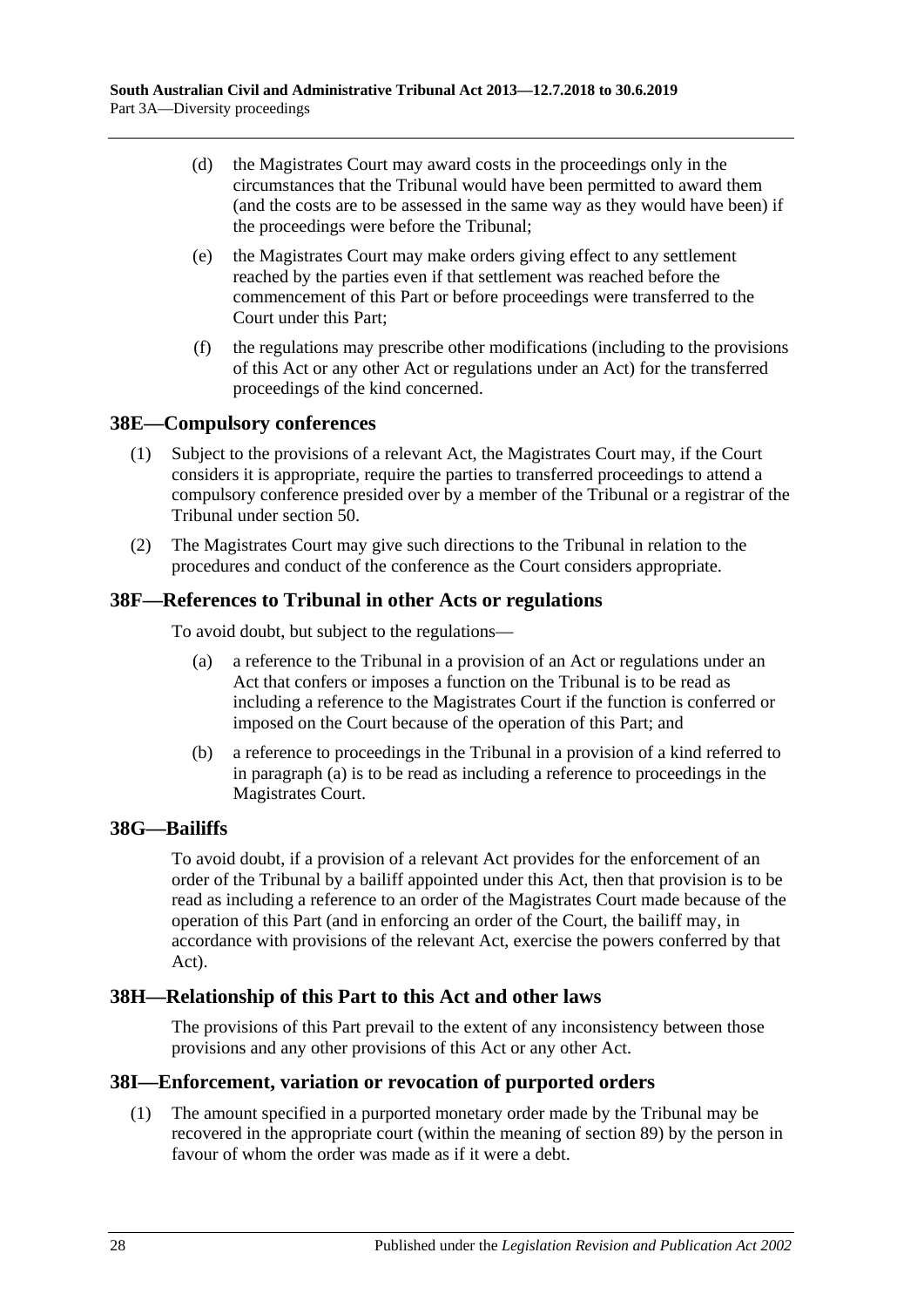(d) the Magistrates Court may award costs in the proceedings only in the circumstances that the Tribunal would have been permitted to award them (and the costs are to be assessed in the same way as they would have been) if the proceedings were before the Tribunal;

(e) the Magistrates Court may make orders giving effect to any settlement reached by the parties even if that settlement was reached before the commencement of this Part or before proceedings were transferred to the Court under this Part;

(f) the regulations may prescribe other modifications (including to the provisions of this Act or any other Act or regulations under an Act) for the transferred proceedings of the kind concerned.

## 38E—Compulsory conferences

(1) Subject to the provisions of a relevant Act, the Magistrates Court may, if the Court considers it is appropriate, require the parties to transferred proceedings to attend a compulsory conference presided over by a member of the Tribunal or a registrar of the Tribunal under section 50.

(2) The Magistrates Court may give such directions to the Tribunal in relation to the procedures and conduct of the conference as the Court considers appropriate.

## 38F—References to Tribunal in other Acts or regulations

To avoid doubt, but subject to the regulations—

(a) a reference to the Tribunal in a provision of an Act or regulations under an Act that confers or imposes a function on the Tribunal is to be read as including a reference to the Magistrates Court if the function is conferred or imposed on the Court because of the operation of this Part; and

(b) a reference to proceedings in the Tribunal in a provision of a kind referred to in paragraph (a) is to be read as including a reference to proceedings in the Magistrates Court.

## 38G—Bailiffs

To avoid doubt, if a provision of a relevant Act provides for the enforcement of an order of the Tribunal by a bailiff appointed under this Act, then that provision is to be read as including a reference to an order of the Magistrates Court made because of the operation of this Part (and in enforcing an order of the Court, the bailiff may, in accordance with provisions of the relevant Act, exercise the powers conferred by that Act).

## 38H—Relationship of this Part to this Act and other laws

The provisions of this Part prevail to the extent of any inconsistency between those provisions and any other provisions of this Act or any other Act.

## 38I—Enforcement, variation or revocation of purported orders

(1) The amount specified in a purported monetary order made by the Tribunal may be recovered in the appropriate court (within the meaning of section 89) by the person in favour of whom the order was made as if it were a debt.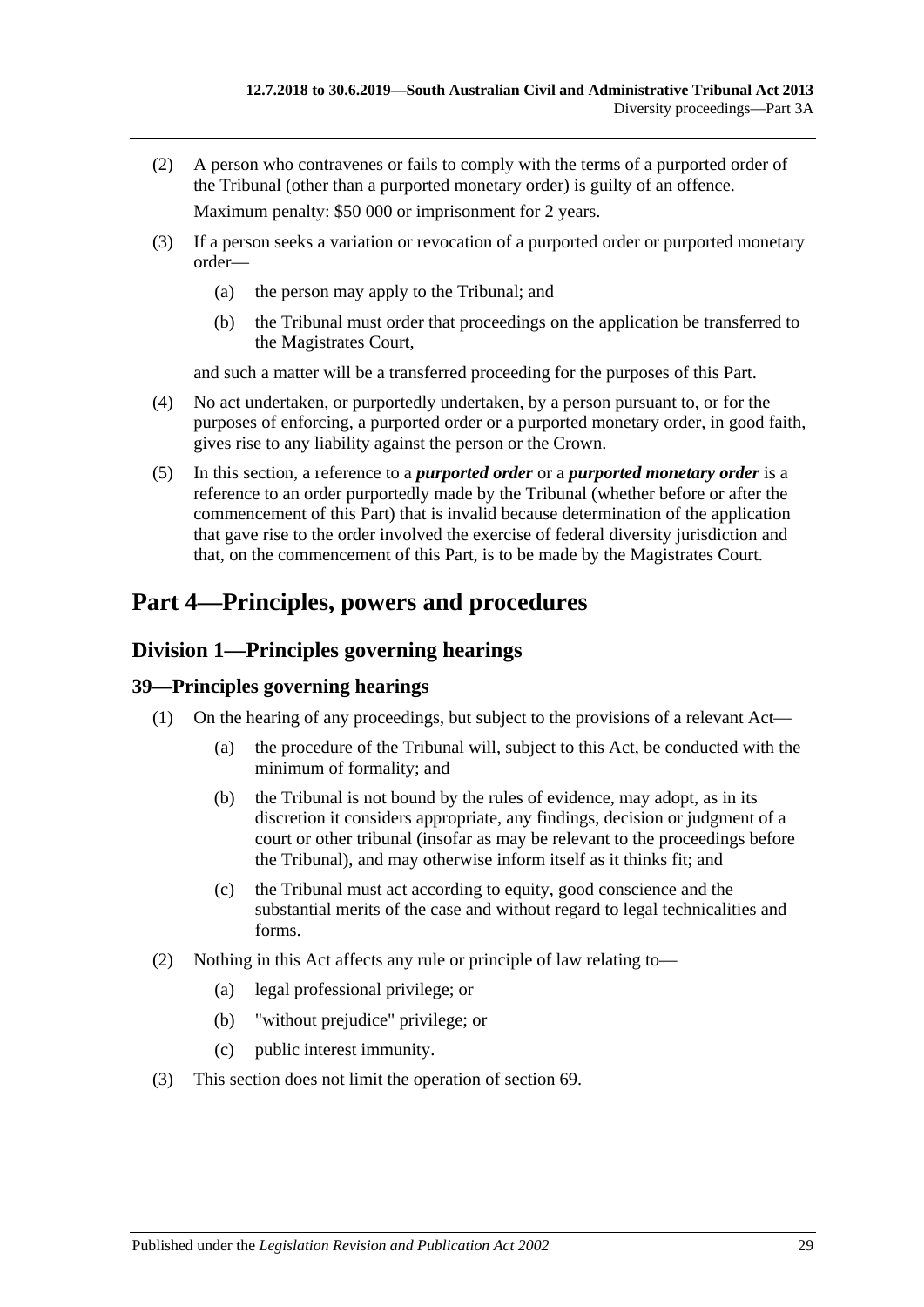(2) A person who contravenes or fails to comply with the terms of a purported order of the Tribunal (other than a purported monetary order) is guilty of an offence.

Maximum penalty: $50 000 or imprisonment for 2 years.

(3) If a person seeks a variation or revocation of a purported order or purported monetary order—

(a) the person may apply to the Tribunal; and

(b) the Tribunal must order that proceedings on the application be transferred to the Magistrates Court,

and such a matter will be a transferred proceeding for the purposes of this Part.

(4) No act undertaken, or purportedly undertaken, by a person pursuant to, or for the purposes of enforcing, a purported order or a purported monetary order, in good faith, gives rise to any liability against the person or the Crown.

(5) In this section, a reference to a ***purported order*** or a ***purported monetary order*** is a reference to an order purportedly made by the Tribunal (whether before or after the commencement of this Part) that is invalid because determination of the application that gave rise to the order involved the exercise of federal diversity jurisdiction and that, on the commencement of this Part, is to be made by the Magistrates Court.

# Part 4—Principles, powers and procedures

## Division 1—Principles governing hearings

### 39—Principles governing hearings

(1) On the hearing of any proceedings, but subject to the provisions of a relevant Act—

(a) the procedure of the Tribunal will, subject to this Act, be conducted with the minimum of formality; and

(b) the Tribunal is not bound by the rules of evidence, may adopt, as in its discretion it considers appropriate, any findings, decision or judgment of a court or other tribunal (insofar as may be relevant to the proceedings before the Tribunal), and may otherwise inform itself as it thinks fit; and

(c) the Tribunal must act according to equity, good conscience and the substantial merits of the case and without regard to legal technicalities and forms.

(2) Nothing in this Act affects any rule or principle of law relating to—

(a) legal professional privilege; or

(b) "without prejudice" privilege; or

(c) public interest immunity.

(3) This section does not limit the operation of section 69.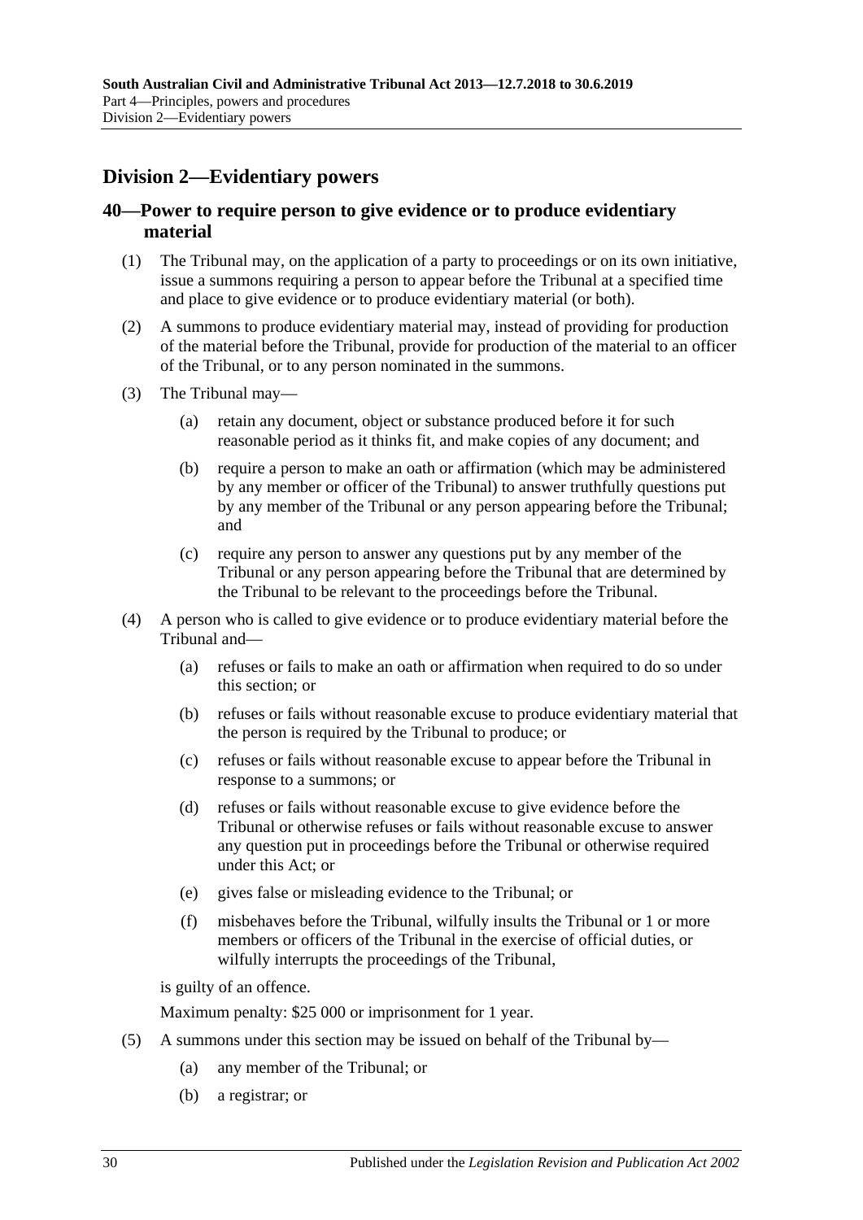## Division 2—Evidentiary powers

### 40—Power to require person to give evidence or to produce evidentiary material

(1) The Tribunal may, on the application of a party to proceedings or on its own initiative, issue a summons requiring a person to appear before the Tribunal at a specified time and place to give evidence or to produce evidentiary material (or both).

(2) A summons to produce evidentiary material may, instead of providing for production of the material before the Tribunal, provide for production of the material to an officer of the Tribunal, or to any person nominated in the summons.

(3) The Tribunal may—

- (a) retain any document, object or substance produced before it for such reasonable period as it thinks fit, and make copies of any document; and
- (b) require a person to make an oath or affirmation (which may be administered by any member or officer of the Tribunal) to answer truthfully questions put by any member of the Tribunal or any person appearing before the Tribunal; and
- (c) require any person to answer any questions put by any member of the Tribunal or any person appearing before the Tribunal that are determined by the Tribunal to be relevant to the proceedings before the Tribunal.

(4) A person who is called to give evidence or to produce evidentiary material before the Tribunal and—

- (a) refuses or fails to make an oath or affirmation when required to do so under this section; or
- (b) refuses or fails without reasonable excuse to produce evidentiary material that the person is required by the Tribunal to produce; or
- (c) refuses or fails without reasonable excuse to appear before the Tribunal in response to a summons; or
- (d) refuses or fails without reasonable excuse to give evidence before the Tribunal or otherwise refuses or fails without reasonable excuse to answer any question put in proceedings before the Tribunal or otherwise required under this Act; or
- (e) gives false or misleading evidence to the Tribunal; or
- (f) misbehaves before the Tribunal, wilfully insults the Tribunal or 1 or more members or officers of the Tribunal in the exercise of official duties, or wilfully interrupts the proceedings of the Tribunal,

is guilty of an offence.

Maximum penalty: $25 000 or imprisonment for 1 year.

(5) A summons under this section may be issued on behalf of the Tribunal by—

- (a) any member of the Tribunal; or
- (b) a registrar; or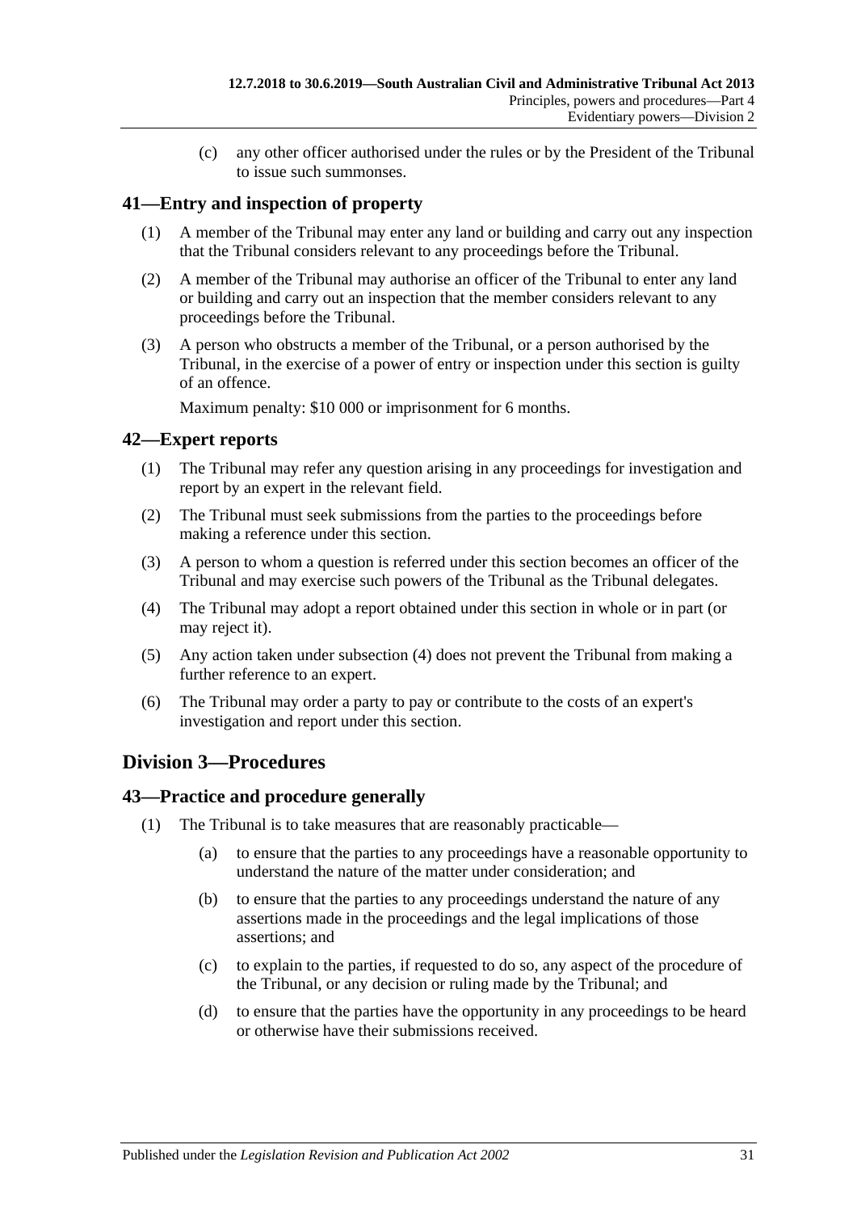(c) any other officer authorised under the rules or by the President of the Tribunal to issue such summonses.

## 41—Entry and inspection of property

(1) A member of the Tribunal may enter any land or building and carry out any inspection that the Tribunal considers relevant to any proceedings before the Tribunal.

(2) A member of the Tribunal may authorise an officer of the Tribunal to enter any land or building and carry out an inspection that the member considers relevant to any proceedings before the Tribunal.

(3) A person who obstructs a member of the Tribunal, or a person authorised by the Tribunal, in the exercise of a power of entry or inspection under this section is guilty of an offence.

Maximum penalty: $10 000 or imprisonment for 6 months.

## 42—Expert reports

(1) The Tribunal may refer any question arising in any proceedings for investigation and report by an expert in the relevant field.

(2) The Tribunal must seek submissions from the parties to the proceedings before making a reference under this section.

(3) A person to whom a question is referred under this section becomes an officer of the Tribunal and may exercise such powers of the Tribunal as the Tribunal delegates.

(4) The Tribunal may adopt a report obtained under this section in whole or in part (or may reject it).

(5) Any action taken under subsection (4) does not prevent the Tribunal from making a further reference to an expert.

(6) The Tribunal may order a party to pay or contribute to the costs of an expert's investigation and report under this section.

# Division 3—Procedures

## 43—Practice and procedure generally

(1) The Tribunal is to take measures that are reasonably practicable—

(a) to ensure that the parties to any proceedings have a reasonable opportunity to understand the nature of the matter under consideration; and

(b) to ensure that the parties to any proceedings understand the nature of any assertions made in the proceedings and the legal implications of those assertions; and

(c) to explain to the parties, if requested to do so, any aspect of the procedure of the Tribunal, or any decision or ruling made by the Tribunal; and

(d) to ensure that the parties have the opportunity in any proceedings to be heard or otherwise have their submissions received.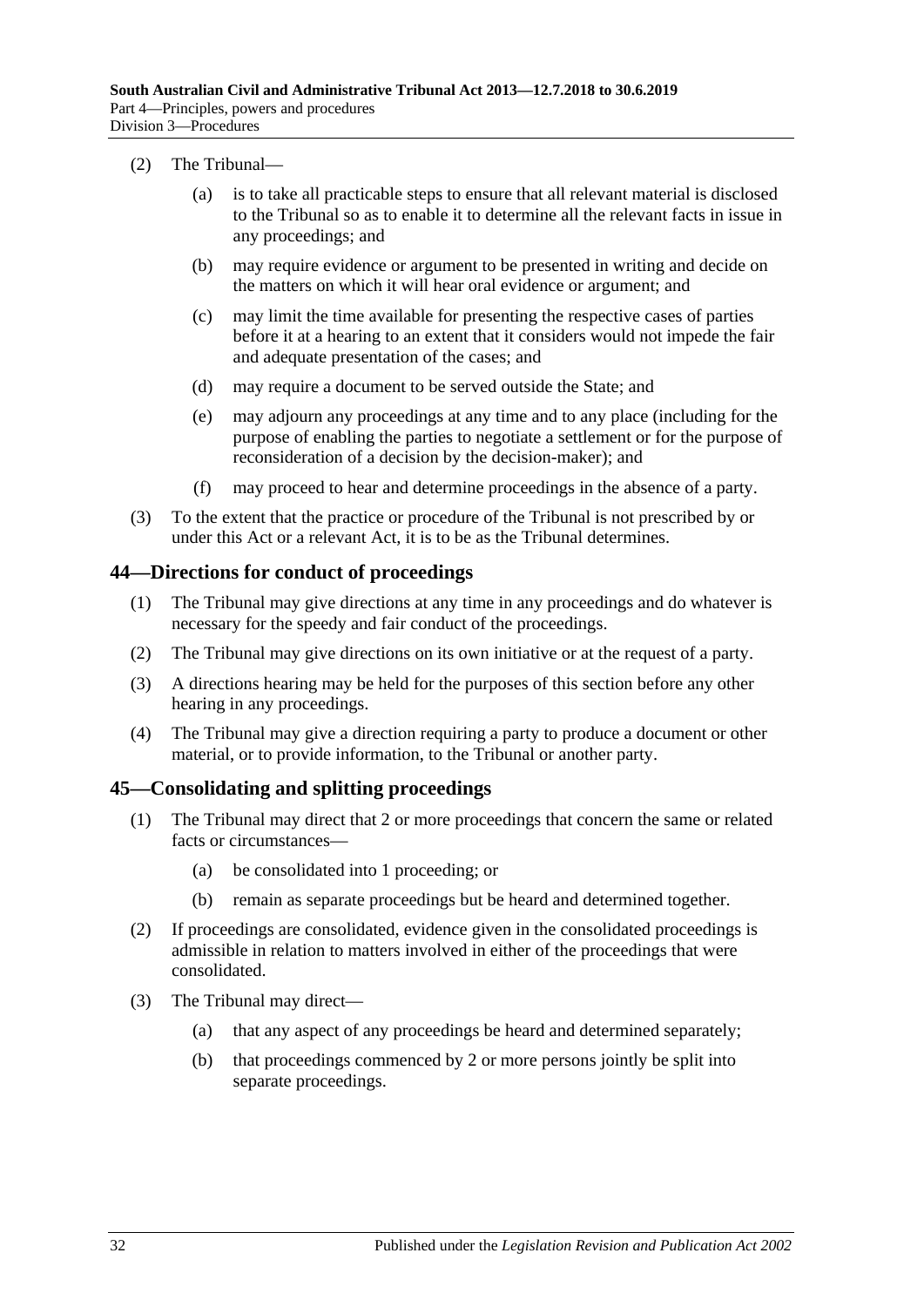(2) The Tribunal—

  (a) is to take all practicable steps to ensure that all relevant material is disclosed to the Tribunal so as to enable it to determine all the relevant facts in issue in any proceedings; and

  (b) may require evidence or argument to be presented in writing and decide on the matters on which it will hear oral evidence or argument; and

  (c) may limit the time available for presenting the respective cases of parties before it at a hearing to an extent that it considers would not impede the fair and adequate presentation of the cases; and

  (d) may require a document to be served outside the State; and

  (e) may adjourn any proceedings at any time and to any place (including for the purpose of enabling the parties to negotiate a settlement or for the purpose of reconsideration of a decision by the decision-maker); and

  (f) may proceed to hear and determine proceedings in the absence of a party.

(3) To the extent that the practice or procedure of the Tribunal is not prescribed by or under this Act or a relevant Act, it is to be as the Tribunal determines.

## 44—Directions for conduct of proceedings

(1) The Tribunal may give directions at any time in any proceedings and do whatever is necessary for the speedy and fair conduct of the proceedings.

(2) The Tribunal may give directions on its own initiative or at the request of a party.

(3) A directions hearing may be held for the purposes of this section before any other hearing in any proceedings.

(4) The Tribunal may give a direction requiring a party to produce a document or other material, or to provide information, to the Tribunal or another party.

## 45—Consolidating and splitting proceedings

(1) The Tribunal may direct that 2 or more proceedings that concern the same or related facts or circumstances—

  (a) be consolidated into 1 proceeding; or

  (b) remain as separate proceedings but be heard and determined together.

(2) If proceedings are consolidated, evidence given in the consolidated proceedings is admissible in relation to matters involved in either of the proceedings that were consolidated.

(3) The Tribunal may direct—

  (a) that any aspect of any proceedings be heard and determined separately;

  (b) that proceedings commenced by 2 or more persons jointly be split into separate proceedings.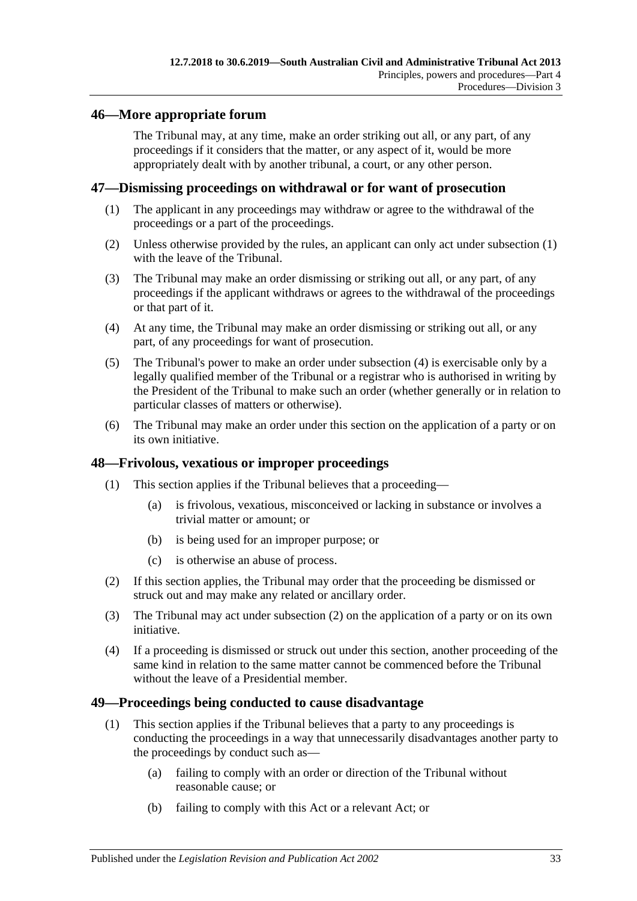## 46—More appropriate forum

The Tribunal may, at any time, make an order striking out all, or any part, of any proceedings if it considers that the matter, or any aspect of it, would be more appropriately dealt with by another tribunal, a court, or any other person.

## 47—Dismissing proceedings on withdrawal or for want of prosecution

(1) The applicant in any proceedings may withdraw or agree to the withdrawal of the proceedings or a part of the proceedings.

(2) Unless otherwise provided by the rules, an applicant can only act under subsection (1) with the leave of the Tribunal.

(3) The Tribunal may make an order dismissing or striking out all, or any part, of any proceedings if the applicant withdraws or agrees to the withdrawal of the proceedings or that part of it.

(4) At any time, the Tribunal may make an order dismissing or striking out all, or any part, of any proceedings for want of prosecution.

(5) The Tribunal's power to make an order under subsection (4) is exercisable only by a legally qualified member of the Tribunal or a registrar who is authorised in writing by the President of the Tribunal to make such an order (whether generally or in relation to particular classes of matters or otherwise).

(6) The Tribunal may make an order under this section on the application of a party or on its own initiative.

## 48—Frivolous, vexatious or improper proceedings

(1) This section applies if the Tribunal believes that a proceeding—

- (a) is frivolous, vexatious, misconceived or lacking in substance or involves a trivial matter or amount; or
- (b) is being used for an improper purpose; or
- (c) is otherwise an abuse of process.

(2) If this section applies, the Tribunal may order that the proceeding be dismissed or struck out and may make any related or ancillary order.

(3) The Tribunal may act under subsection (2) on the application of a party or on its own initiative.

(4) If a proceeding is dismissed or struck out under this section, another proceeding of the same kind in relation to the same matter cannot be commenced before the Tribunal without the leave of a Presidential member.

## 49—Proceedings being conducted to cause disadvantage

(1) This section applies if the Tribunal believes that a party to any proceedings is conducting the proceedings in a way that unnecessarily disadvantages another party to the proceedings by conduct such as—

- (a) failing to comply with an order or direction of the Tribunal without reasonable cause; or
- (b) failing to comply with this Act or a relevant Act; or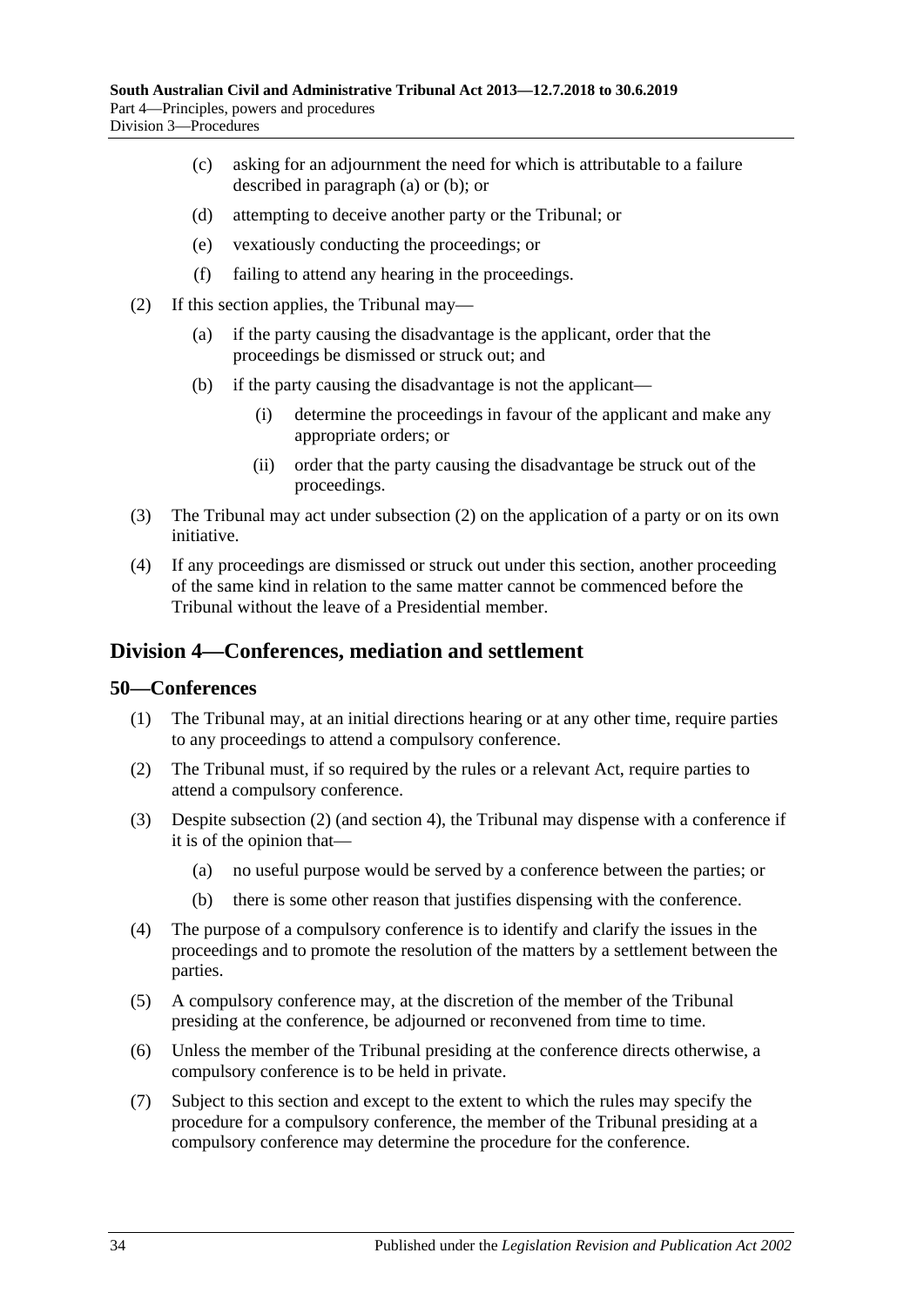(c) asking for an adjournment the need for which is attributable to a failure described in paragraph (a) or (b); or

(d) attempting to deceive another party or the Tribunal; or

(e) vexatiously conducting the proceedings; or

(f) failing to attend any hearing in the proceedings.

(2) If this section applies, the Tribunal may—

(a) if the party causing the disadvantage is the applicant, order that the proceedings be dismissed or struck out; and

(b) if the party causing the disadvantage is not the applicant—

(i) determine the proceedings in favour of the applicant and make any appropriate orders; or

(ii) order that the party causing the disadvantage be struck out of the proceedings.

(3) The Tribunal may act under subsection (2) on the application of a party or on its own initiative.

(4) If any proceedings are dismissed or struck out under this section, another proceeding of the same kind in relation to the same matter cannot be commenced before the Tribunal without the leave of a Presidential member.

## Division 4—Conferences, mediation and settlement

### 50—Conferences

(1) The Tribunal may, at an initial directions hearing or at any other time, require parties to any proceedings to attend a compulsory conference.

(2) The Tribunal must, if so required by the rules or a relevant Act, require parties to attend a compulsory conference.

(3) Despite subsection (2) (and section 4), the Tribunal may dispense with a conference if it is of the opinion that—

(a) no useful purpose would be served by a conference between the parties; or

(b) there is some other reason that justifies dispensing with the conference.

(4) The purpose of a compulsory conference is to identify and clarify the issues in the proceedings and to promote the resolution of the matters by a settlement between the parties.

(5) A compulsory conference may, at the discretion of the member of the Tribunal presiding at the conference, be adjourned or reconvened from time to time.

(6) Unless the member of the Tribunal presiding at the conference directs otherwise, a compulsory conference is to be held in private.

(7) Subject to this section and except to the extent to which the rules may specify the procedure for a compulsory conference, the member of the Tribunal presiding at a compulsory conference may determine the procedure for the conference.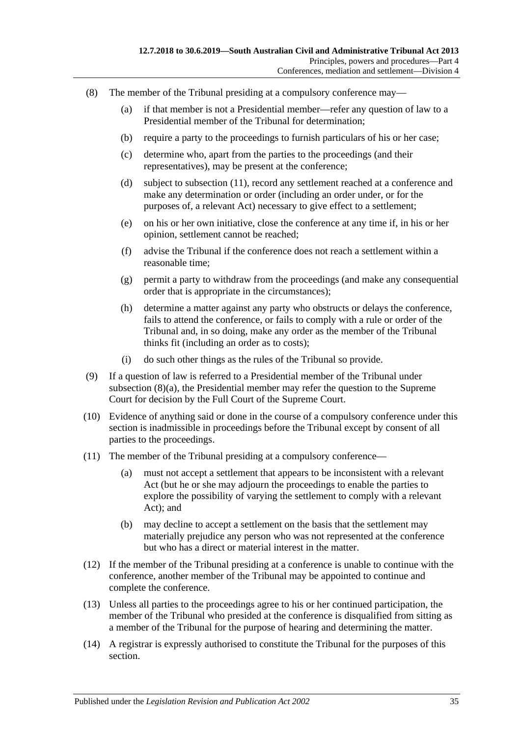(8) The member of the Tribunal presiding at a compulsory conference may—

  (a) if that member is not a Presidential member—refer any question of law to a Presidential member of the Tribunal for determination;

  (b) require a party to the proceedings to furnish particulars of his or her case;

  (c) determine who, apart from the parties to the proceedings (and their representatives), may be present at the conference;

  (d) subject to subsection (11), record any settlement reached at a conference and make any determination or order (including an order under, or for the purposes of, a relevant Act) necessary to give effect to a settlement;

  (e) on his or her own initiative, close the conference at any time if, in his or her opinion, settlement cannot be reached;

  (f) advise the Tribunal if the conference does not reach a settlement within a reasonable time;

  (g) permit a party to withdraw from the proceedings (and make any consequential order that is appropriate in the circumstances);

  (h) determine a matter against any party who obstructs or delays the conference, fails to attend the conference, or fails to comply with a rule or order of the Tribunal and, in so doing, make any order as the member of the Tribunal thinks fit (including an order as to costs);

  (i) do such other things as the rules of the Tribunal so provide.

(9) If a question of law is referred to a Presidential member of the Tribunal under subsection (8)(a), the Presidential member may refer the question to the Supreme Court for decision by the Full Court of the Supreme Court.

(10) Evidence of anything said or done in the course of a compulsory conference under this section is inadmissible in proceedings before the Tribunal except by consent of all parties to the proceedings.

(11) The member of the Tribunal presiding at a compulsory conference—

  (a) must not accept a settlement that appears to be inconsistent with a relevant Act (but he or she may adjourn the proceedings to enable the parties to explore the possibility of varying the settlement to comply with a relevant Act); and

  (b) may decline to accept a settlement on the basis that the settlement may materially prejudice any person who was not represented at the conference but who has a direct or material interest in the matter.

(12) If the member of the Tribunal presiding at a conference is unable to continue with the conference, another member of the Tribunal may be appointed to continue and complete the conference.

(13) Unless all parties to the proceedings agree to his or her continued participation, the member of the Tribunal who presided at the conference is disqualified from sitting as a member of the Tribunal for the purpose of hearing and determining the matter.

(14) A registrar is expressly authorised to constitute the Tribunal for the purposes of this section.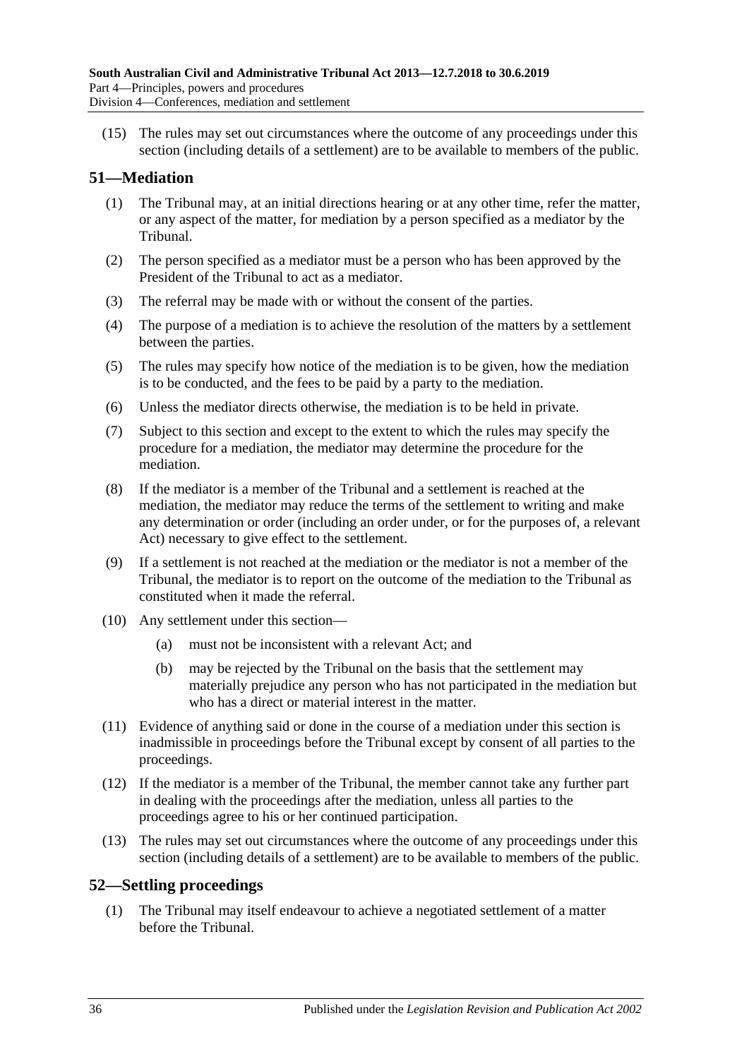(15) The rules may set out circumstances where the outcome of any proceedings under this section (including details of a settlement) are to be available to members of the public.

## 51—Mediation

(1) The Tribunal may, at an initial directions hearing or at any other time, refer the matter, or any aspect of the matter, for mediation by a person specified as a mediator by the Tribunal.

(2) The person specified as a mediator must be a person who has been approved by the President of the Tribunal to act as a mediator.

(3) The referral may be made with or without the consent of the parties.

(4) The purpose of a mediation is to achieve the resolution of the matters by a settlement between the parties.

(5) The rules may specify how notice of the mediation is to be given, how the mediation is to be conducted, and the fees to be paid by a party to the mediation.

(6) Unless the mediator directs otherwise, the mediation is to be held in private.

(7) Subject to this section and except to the extent to which the rules may specify the procedure for a mediation, the mediator may determine the procedure for the mediation.

(8) If the mediator is a member of the Tribunal and a settlement is reached at the mediation, the mediator may reduce the terms of the settlement to writing and make any determination or order (including an order under, or for the purposes of, a relevant Act) necessary to give effect to the settlement.

(9) If a settlement is not reached at the mediation or the mediator is not a member of the Tribunal, the mediator is to report on the outcome of the mediation to the Tribunal as constituted when it made the referral.

(10) Any settlement under this section—

- (a) must not be inconsistent with a relevant Act; and
- (b) may be rejected by the Tribunal on the basis that the settlement may materially prejudice any person who has not participated in the mediation but who has a direct or material interest in the matter.

(11) Evidence of anything said or done in the course of a mediation under this section is inadmissible in proceedings before the Tribunal except by consent of all parties to the proceedings.

(12) If the mediator is a member of the Tribunal, the member cannot take any further part in dealing with the proceedings after the mediation, unless all parties to the proceedings agree to his or her continued participation.

(13) The rules may set out circumstances where the outcome of any proceedings under this section (including details of a settlement) are to be available to members of the public.

## 52—Settling proceedings

(1) The Tribunal may itself endeavour to achieve a negotiated settlement of a matter before the Tribunal.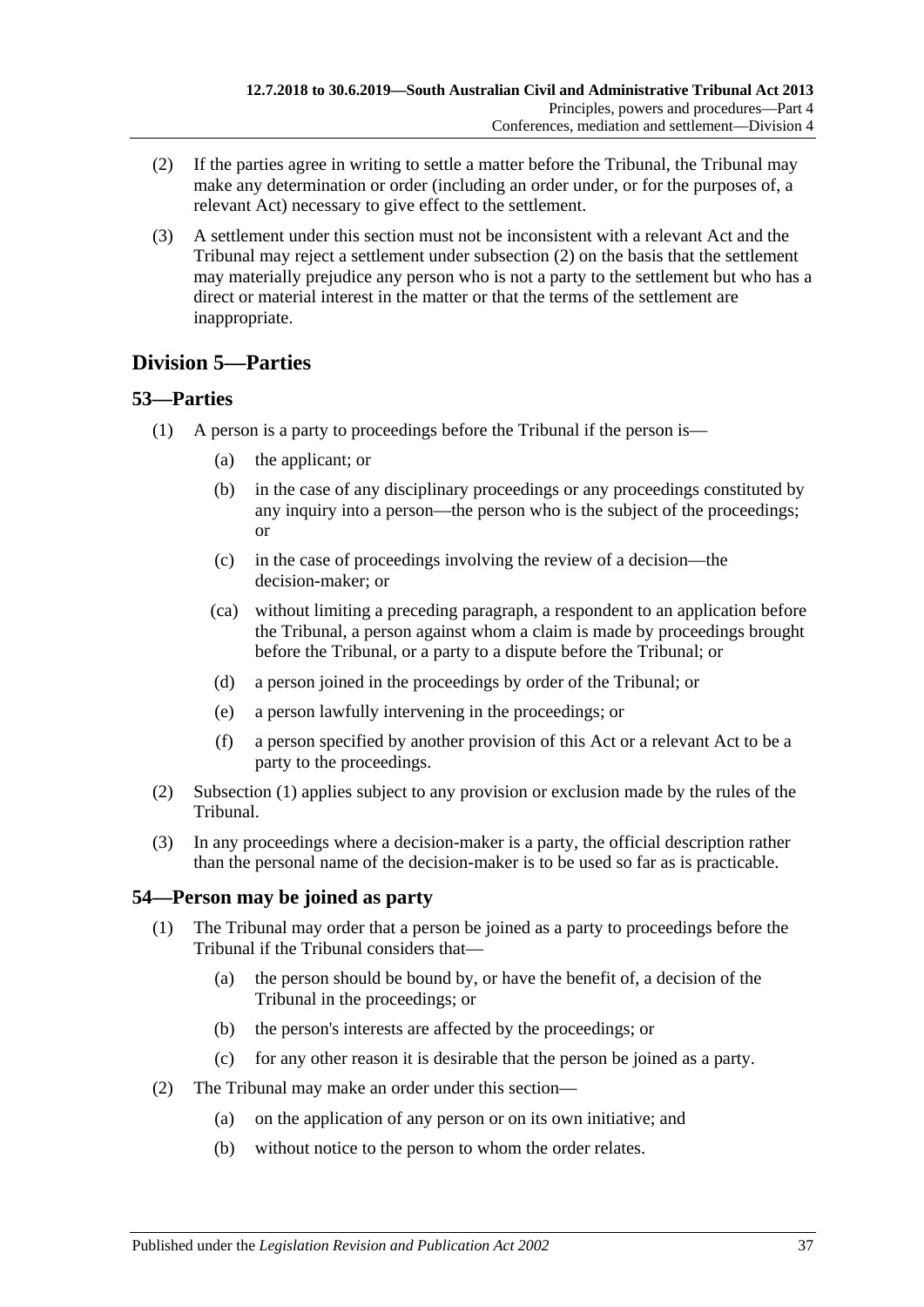(2) If the parties agree in writing to settle a matter before the Tribunal, the Tribunal may make any determination or order (including an order under, or for the purposes of, a relevant Act) necessary to give effect to the settlement.

(3) A settlement under this section must not be inconsistent with a relevant Act and the Tribunal may reject a settlement under subsection (2) on the basis that the settlement may materially prejudice any person who is not a party to the settlement but who has a direct or material interest in the matter or that the terms of the settlement are inappropriate.

## Division 5—Parties

### 53—Parties

(1) A person is a party to proceedings before the Tribunal if the person is—

(a) the applicant; or

(b) in the case of any disciplinary proceedings or any proceedings constituted by any inquiry into a person—the person who is the subject of the proceedings; or

(c) in the case of proceedings involving the review of a decision—the decision-maker; or

(ca) without limiting a preceding paragraph, a respondent to an application before the Tribunal, a person against whom a claim is made by proceedings brought before the Tribunal, or a party to a dispute before the Tribunal; or

(d) a person joined in the proceedings by order of the Tribunal; or

(e) a person lawfully intervening in the proceedings; or

(f) a person specified by another provision of this Act or a relevant Act to be a party to the proceedings.

(2) Subsection (1) applies subject to any provision or exclusion made by the rules of the Tribunal.

(3) In any proceedings where a decision-maker is a party, the official description rather than the personal name of the decision-maker is to be used so far as is practicable.

### 54—Person may be joined as party

(1) The Tribunal may order that a person be joined as a party to proceedings before the Tribunal if the Tribunal considers that—

(a) the person should be bound by, or have the benefit of, a decision of the Tribunal in the proceedings; or

(b) the person's interests are affected by the proceedings; or

(c) for any other reason it is desirable that the person be joined as a party.

(2) The Tribunal may make an order under this section—

(a) on the application of any person or on its own initiative; and

(b) without notice to the person to whom the order relates.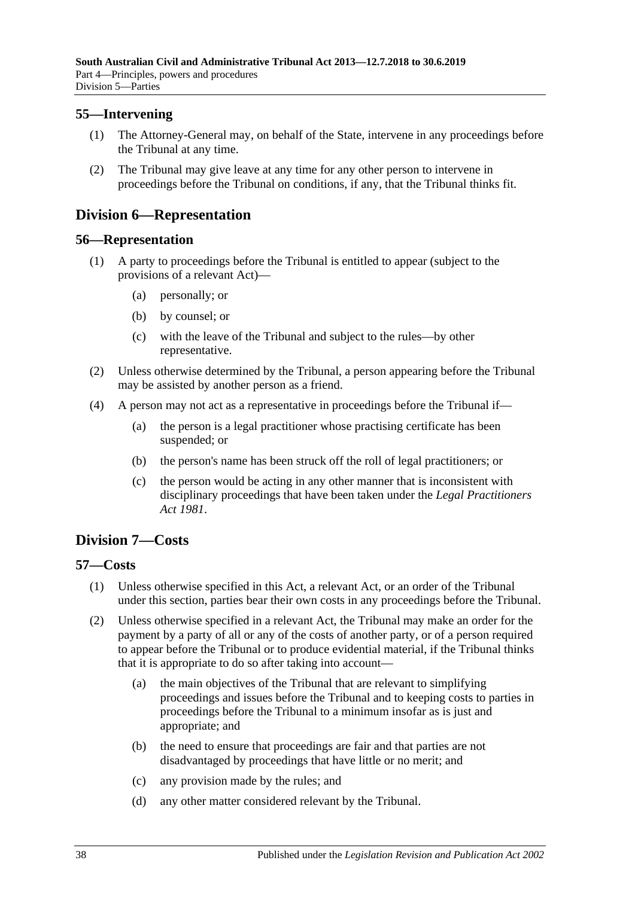### 55—Intervening

(1) The Attorney-General may, on behalf of the State, intervene in any proceedings before the Tribunal at any time.

(2) The Tribunal may give leave at any time for any other person to intervene in proceedings before the Tribunal on conditions, if any, that the Tribunal thinks fit.

## Division 6—Representation

### 56—Representation

(1) A party to proceedings before the Tribunal is entitled to appear (subject to the provisions of a relevant Act)—

(a) personally; or

(b) by counsel; or

(c) with the leave of the Tribunal and subject to the rules—by other representative.

(2) Unless otherwise determined by the Tribunal, a person appearing before the Tribunal may be assisted by another person as a friend.

(4) A person may not act as a representative in proceedings before the Tribunal if—

(a) the person is a legal practitioner whose practising certificate has been suspended; or

(b) the person's name has been struck off the roll of legal practitioners; or

(c) the person would be acting in any other manner that is inconsistent with disciplinary proceedings that have been taken under the *Legal Practitioners Act 1981*.

## Division 7—Costs

### 57—Costs

(1) Unless otherwise specified in this Act, a relevant Act, or an order of the Tribunal under this section, parties bear their own costs in any proceedings before the Tribunal.

(2) Unless otherwise specified in a relevant Act, the Tribunal may make an order for the payment by a party of all or any of the costs of another party, or of a person required to appear before the Tribunal or to produce evidential material, if the Tribunal thinks that it is appropriate to do so after taking into account—

(a) the main objectives of the Tribunal that are relevant to simplifying proceedings and issues before the Tribunal and to keeping costs to parties in proceedings before the Tribunal to a minimum insofar as is just and appropriate; and

(b) the need to ensure that proceedings are fair and that parties are not disadvantaged by proceedings that have little or no merit; and

(c) any provision made by the rules; and

(d) any other matter considered relevant by the Tribunal.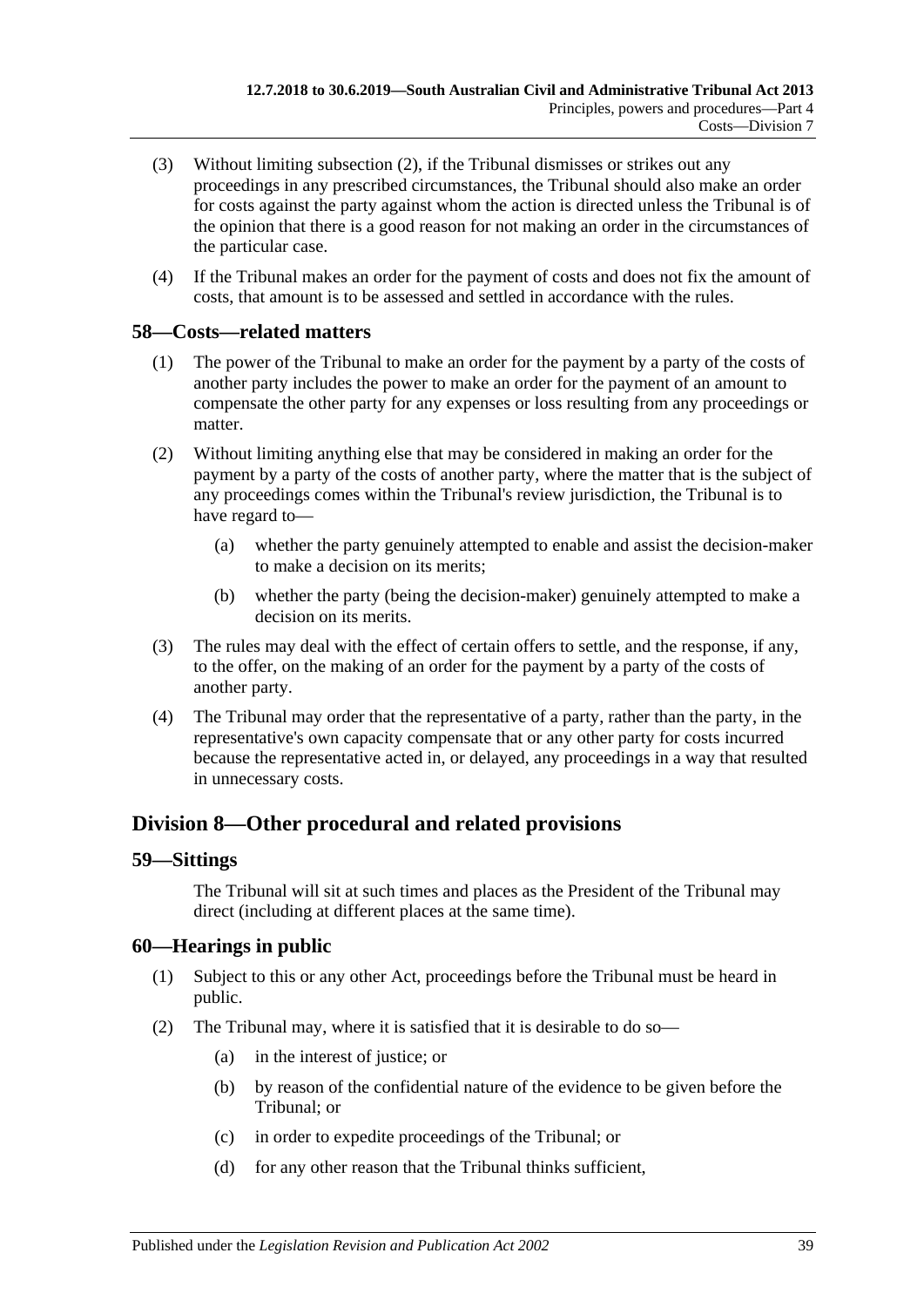(3) Without limiting subsection (2), if the Tribunal dismisses or strikes out any proceedings in any prescribed circumstances, the Tribunal should also make an order for costs against the party against whom the action is directed unless the Tribunal is of the opinion that there is a good reason for not making an order in the circumstances of the particular case.

(4) If the Tribunal makes an order for the payment of costs and does not fix the amount of costs, that amount is to be assessed and settled in accordance with the rules.

## 58—Costs—related matters

(1) The power of the Tribunal to make an order for the payment by a party of the costs of another party includes the power to make an order for the payment of an amount to compensate the other party for any expenses or loss resulting from any proceedings or matter.

(2) Without limiting anything else that may be considered in making an order for the payment by a party of the costs of another party, where the matter that is the subject of any proceedings comes within the Tribunal's review jurisdiction, the Tribunal is to have regard to—

(a) whether the party genuinely attempted to enable and assist the decision-maker to make a decision on its merits;

(b) whether the party (being the decision-maker) genuinely attempted to make a decision on its merits.

(3) The rules may deal with the effect of certain offers to settle, and the response, if any, to the offer, on the making of an order for the payment by a party of the costs of another party.

(4) The Tribunal may order that the representative of a party, rather than the party, in the representative's own capacity compensate that or any other party for costs incurred because the representative acted in, or delayed, any proceedings in a way that resulted in unnecessary costs.

# Division 8—Other procedural and related provisions

## 59—Sittings

The Tribunal will sit at such times and places as the President of the Tribunal may direct (including at different places at the same time).

## 60—Hearings in public

(1) Subject to this or any other Act, proceedings before the Tribunal must be heard in public.

(2) The Tribunal may, where it is satisfied that it is desirable to do so—

(a) in the interest of justice; or

(b) by reason of the confidential nature of the evidence to be given before the Tribunal; or

(c) in order to expedite proceedings of the Tribunal; or

(d) for any other reason that the Tribunal thinks sufficient,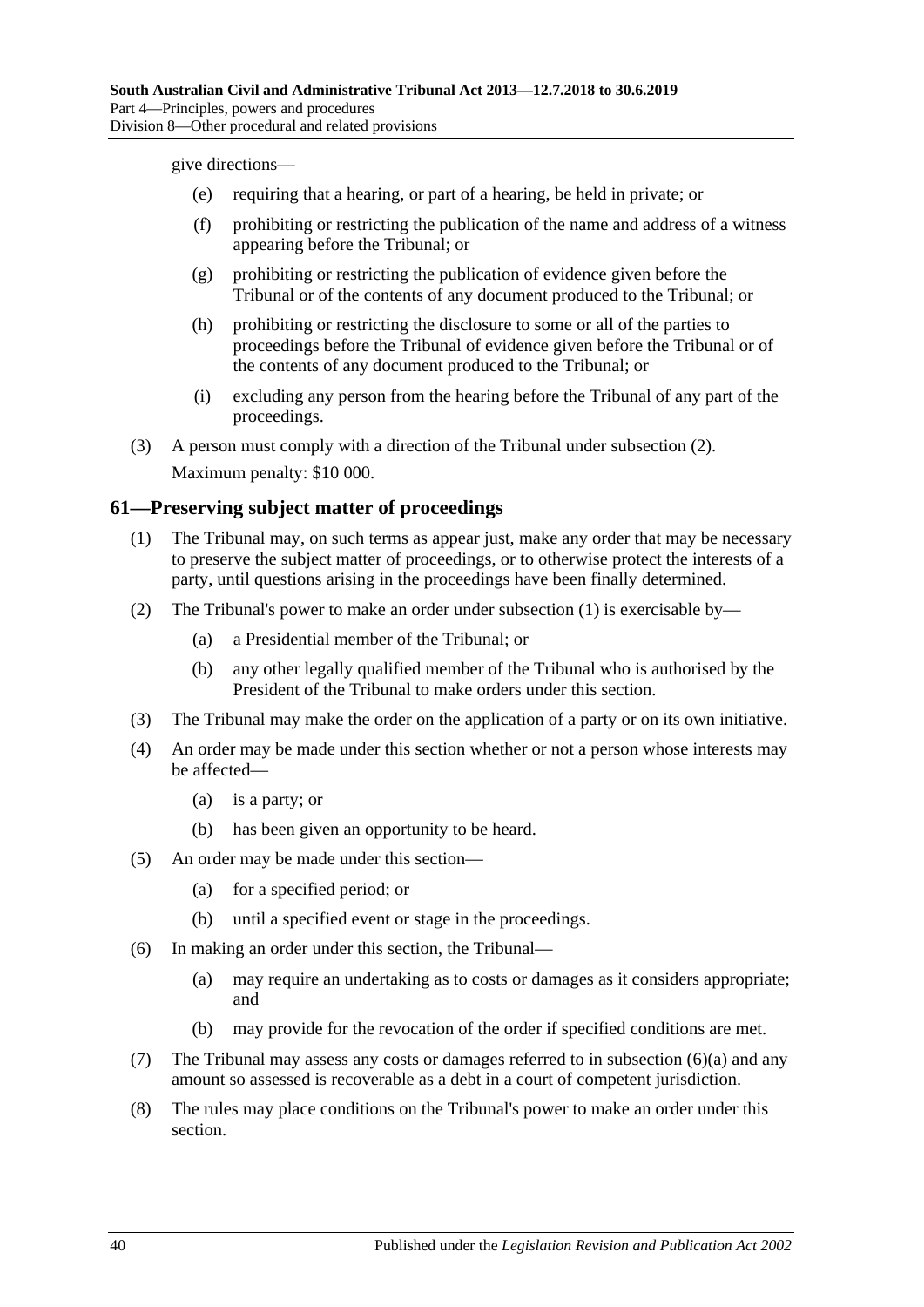give directions—

(e) requiring that a hearing, or part of a hearing, be held in private; or

(f) prohibiting or restricting the publication of the name and address of a witness appearing before the Tribunal; or

(g) prohibiting or restricting the publication of evidence given before the Tribunal or of the contents of any document produced to the Tribunal; or

(h) prohibiting or restricting the disclosure to some or all of the parties to proceedings before the Tribunal of evidence given before the Tribunal or of the contents of any document produced to the Tribunal; or

(i) excluding any person from the hearing before the Tribunal of any part of the proceedings.

(3) A person must comply with a direction of the Tribunal under subsection (2).

Maximum penalty: $10 000.

## 61—Preserving subject matter of proceedings

(1) The Tribunal may, on such terms as appear just, make any order that may be necessary to preserve the subject matter of proceedings, or to otherwise protect the interests of a party, until questions arising in the proceedings have been finally determined.

(2) The Tribunal's power to make an order under subsection (1) is exercisable by—

(a) a Presidential member of the Tribunal; or

(b) any other legally qualified member of the Tribunal who is authorised by the President of the Tribunal to make orders under this section.

(3) The Tribunal may make the order on the application of a party or on its own initiative.

(4) An order may be made under this section whether or not a person whose interests may be affected—

(a) is a party; or

(b) has been given an opportunity to be heard.

(5) An order may be made under this section—

(a) for a specified period; or

(b) until a specified event or stage in the proceedings.

(6) In making an order under this section, the Tribunal—

(a) may require an undertaking as to costs or damages as it considers appropriate; and

(b) may provide for the revocation of the order if specified conditions are met.

(7) The Tribunal may assess any costs or damages referred to in subsection (6)(a) and any amount so assessed is recoverable as a debt in a court of competent jurisdiction.

(8) The rules may place conditions on the Tribunal's power to make an order under this section.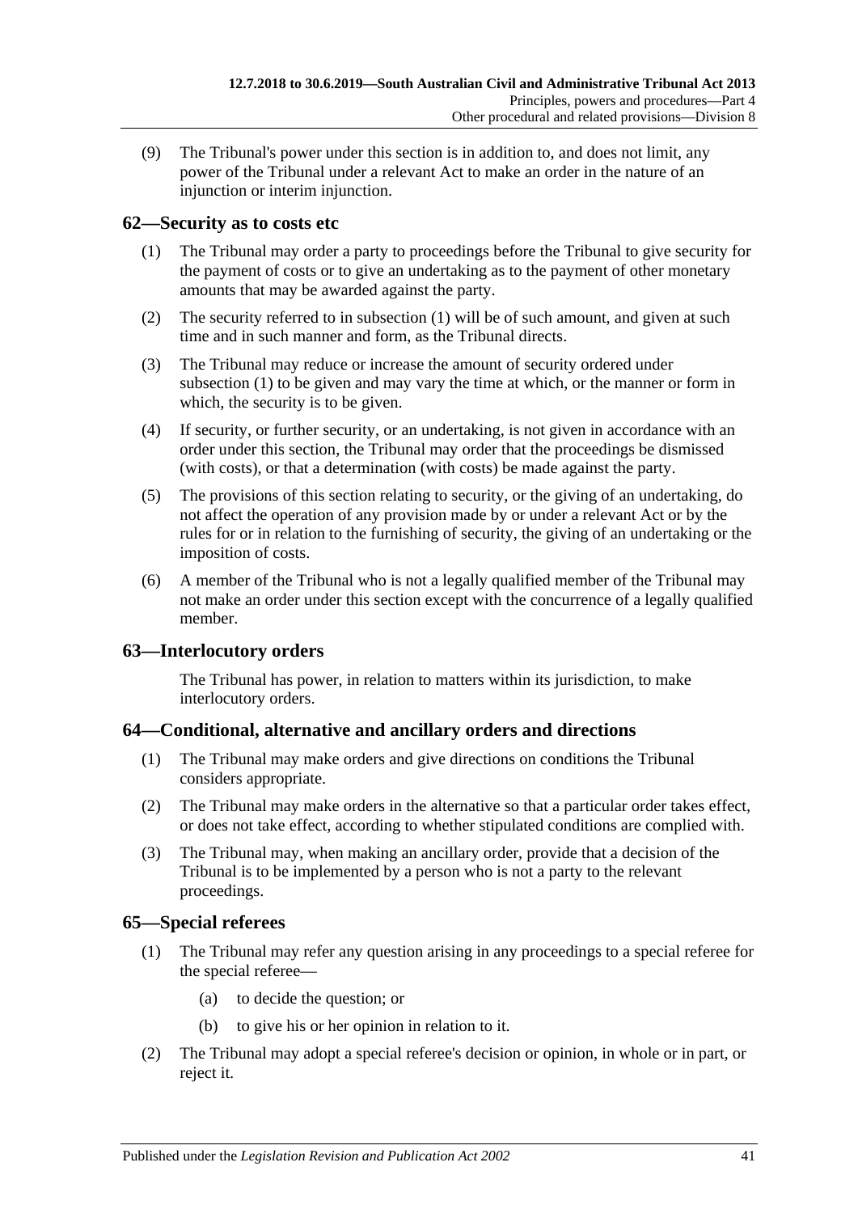(9) The Tribunal's power under this section is in addition to, and does not limit, any power of the Tribunal under a relevant Act to make an order in the nature of an injunction or interim injunction.

## 62—Security as to costs etc

(1) The Tribunal may order a party to proceedings before the Tribunal to give security for the payment of costs or to give an undertaking as to the payment of other monetary amounts that may be awarded against the party.

(2) The security referred to in subsection (1) will be of such amount, and given at such time and in such manner and form, as the Tribunal directs.

(3) The Tribunal may reduce or increase the amount of security ordered under subsection (1) to be given and may vary the time at which, or the manner or form in which, the security is to be given.

(4) If security, or further security, or an undertaking, is not given in accordance with an order under this section, the Tribunal may order that the proceedings be dismissed (with costs), or that a determination (with costs) be made against the party.

(5) The provisions of this section relating to security, or the giving of an undertaking, do not affect the operation of any provision made by or under a relevant Act or by the rules for or in relation to the furnishing of security, the giving of an undertaking or the imposition of costs.

(6) A member of the Tribunal who is not a legally qualified member of the Tribunal may not make an order under this section except with the concurrence of a legally qualified member.

## 63—Interlocutory orders

The Tribunal has power, in relation to matters within its jurisdiction, to make interlocutory orders.

## 64—Conditional, alternative and ancillary orders and directions

(1) The Tribunal may make orders and give directions on conditions the Tribunal considers appropriate.

(2) The Tribunal may make orders in the alternative so that a particular order takes effect, or does not take effect, according to whether stipulated conditions are complied with.

(3) The Tribunal may, when making an ancillary order, provide that a decision of the Tribunal is to be implemented by a person who is not a party to the relevant proceedings.

## 65—Special referees

(1) The Tribunal may refer any question arising in any proceedings to a special referee for the special referee—

  (a) to decide the question; or

  (b) to give his or her opinion in relation to it.

(2) The Tribunal may adopt a special referee's decision or opinion, in whole or in part, or reject it.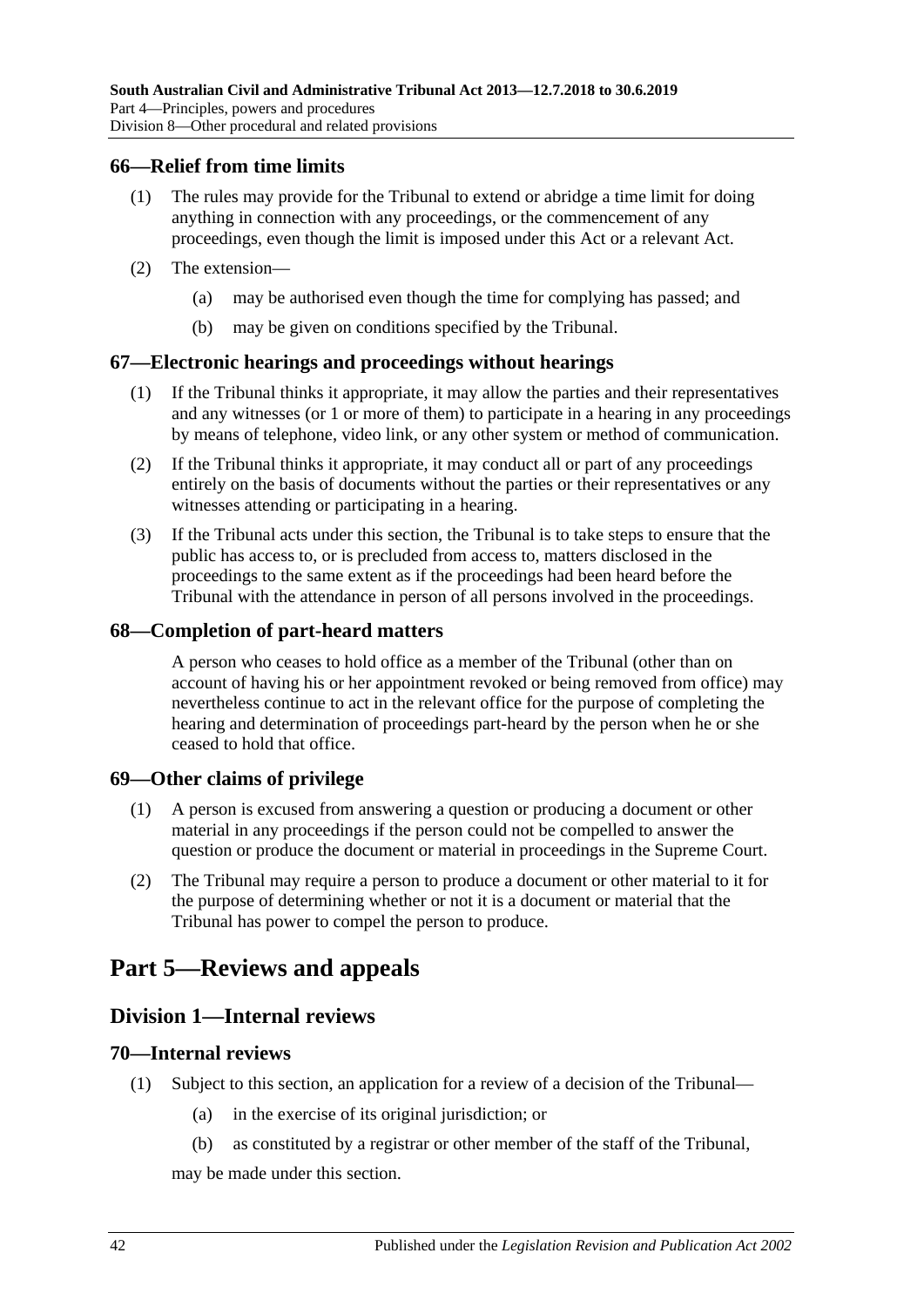### 66—Relief from time limits

(1) The rules may provide for the Tribunal to extend or abridge a time limit for doing anything in connection with any proceedings, or the commencement of any proceedings, even though the limit is imposed under this Act or a relevant Act.

(2) The extension—

(a) may be authorised even though the time for complying has passed; and

(b) may be given on conditions specified by the Tribunal.

### 67—Electronic hearings and proceedings without hearings

(1) If the Tribunal thinks it appropriate, it may allow the parties and their representatives and any witnesses (or 1 or more of them) to participate in a hearing in any proceedings by means of telephone, video link, or any other system or method of communication.

(2) If the Tribunal thinks it appropriate, it may conduct all or part of any proceedings entirely on the basis of documents without the parties or their representatives or any witnesses attending or participating in a hearing.

(3) If the Tribunal acts under this section, the Tribunal is to take steps to ensure that the public has access to, or is precluded from access to, matters disclosed in the proceedings to the same extent as if the proceedings had been heard before the Tribunal with the attendance in person of all persons involved in the proceedings.

### 68—Completion of part-heard matters

A person who ceases to hold office as a member of the Tribunal (other than on account of having his or her appointment revoked or being removed from office) may nevertheless continue to act in the relevant office for the purpose of completing the hearing and determination of proceedings part-heard by the person when he or she ceased to hold that office.

### 69—Other claims of privilege

(1) A person is excused from answering a question or producing a document or other material in any proceedings if the person could not be compelled to answer the question or produce the document or material in proceedings in the Supreme Court.

(2) The Tribunal may require a person to produce a document or other material to it for the purpose of determining whether or not it is a document or material that the Tribunal has power to compel the person to produce.

# Part 5—Reviews and appeals

## Division 1—Internal reviews

### 70—Internal reviews

(1) Subject to this section, an application for a review of a decision of the Tribunal—

(a) in the exercise of its original jurisdiction; or

(b) as constituted by a registrar or other member of the staff of the Tribunal,

may be made under this section.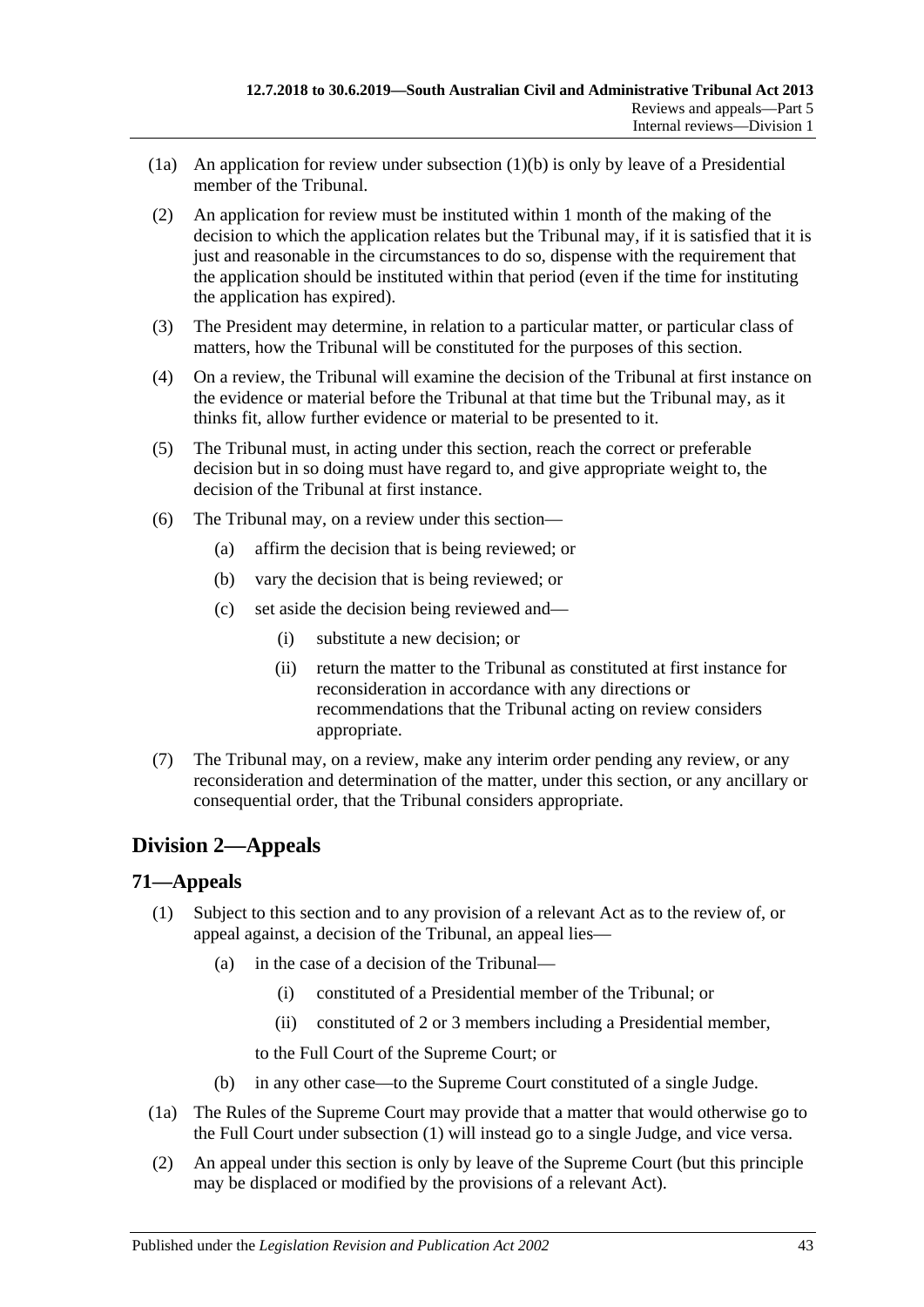(1a) An application for review under subsection (1)(b) is only by leave of a Presidential member of the Tribunal.

(2) An application for review must be instituted within 1 month of the making of the decision to which the application relates but the Tribunal may, if it is satisfied that it is just and reasonable in the circumstances to do so, dispense with the requirement that the application should be instituted within that period (even if the time for instituting the application has expired).

(3) The President may determine, in relation to a particular matter, or particular class of matters, how the Tribunal will be constituted for the purposes of this section.

(4) On a review, the Tribunal will examine the decision of the Tribunal at first instance on the evidence or material before the Tribunal at that time but the Tribunal may, as it thinks fit, allow further evidence or material to be presented to it.

(5) The Tribunal must, in acting under this section, reach the correct or preferable decision but in so doing must have regard to, and give appropriate weight to, the decision of the Tribunal at first instance.

(6) The Tribunal may, on a review under this section—

- (a) affirm the decision that is being reviewed; or
- (b) vary the decision that is being reviewed; or
- (c) set aside the decision being reviewed and—
  - (i) substitute a new decision; or
  - (ii) return the matter to the Tribunal as constituted at first instance for reconsideration in accordance with any directions or recommendations that the Tribunal acting on review considers appropriate.

(7) The Tribunal may, on a review, make any interim order pending any review, or any reconsideration and determination of the matter, under this section, or any ancillary or consequential order, that the Tribunal considers appropriate.

## Division 2—Appeals

### 71—Appeals

(1) Subject to this section and to any provision of a relevant Act as to the review of, or appeal against, a decision of the Tribunal, an appeal lies—

- (a) in the case of a decision of the Tribunal—
  - (i) constituted of a Presidential member of the Tribunal; or
  - (ii) constituted of 2 or 3 members including a Presidential member,

  to the Full Court of the Supreme Court; or
- (b) in any other case—to the Supreme Court constituted of a single Judge.

(1a) The Rules of the Supreme Court may provide that a matter that would otherwise go to the Full Court under subsection (1) will instead go to a single Judge, and vice versa.

(2) An appeal under this section is only by leave of the Supreme Court (but this principle may be displaced or modified by the provisions of a relevant Act).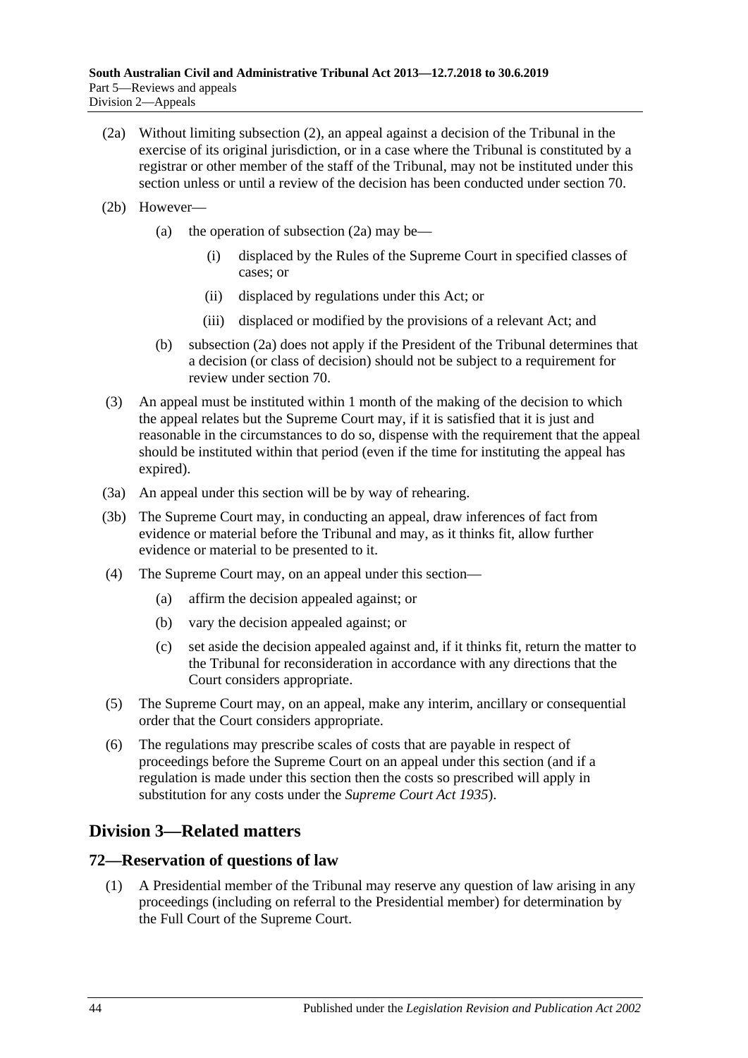(2a) Without limiting subsection (2), an appeal against a decision of the Tribunal in the exercise of its original jurisdiction, or in a case where the Tribunal is constituted by a registrar or other member of the staff of the Tribunal, may not be instituted under this section unless or until a review of the decision has been conducted under section 70.

(2b) However—

(a) the operation of subsection (2a) may be—

(i) displaced by the Rules of the Supreme Court in specified classes of cases; or

(ii) displaced by regulations under this Act; or

(iii) displaced or modified by the provisions of a relevant Act; and

(b) subsection (2a) does not apply if the President of the Tribunal determines that a decision (or class of decision) should not be subject to a requirement for review under section 70.

(3) An appeal must be instituted within 1 month of the making of the decision to which the appeal relates but the Supreme Court may, if it is satisfied that it is just and reasonable in the circumstances to do so, dispense with the requirement that the appeal should be instituted within that period (even if the time for instituting the appeal has expired).

(3a) An appeal under this section will be by way of rehearing.

(3b) The Supreme Court may, in conducting an appeal, draw inferences of fact from evidence or material before the Tribunal and may, as it thinks fit, allow further evidence or material to be presented to it.

(4) The Supreme Court may, on an appeal under this section—

(a) affirm the decision appealed against; or

(b) vary the decision appealed against; or

(c) set aside the decision appealed against and, if it thinks fit, return the matter to the Tribunal for reconsideration in accordance with any directions that the Court considers appropriate.

(5) The Supreme Court may, on an appeal, make any interim, ancillary or consequential order that the Court considers appropriate.

(6) The regulations may prescribe scales of costs that are payable in respect of proceedings before the Supreme Court on an appeal under this section (and if a regulation is made under this section then the costs so prescribed will apply in substitution for any costs under the *Supreme Court Act 1935*).

## Division 3—Related matters

### 72—Reservation of questions of law

(1) A Presidential member of the Tribunal may reserve any question of law arising in any proceedings (including on referral to the Presidential member) for determination by the Full Court of the Supreme Court.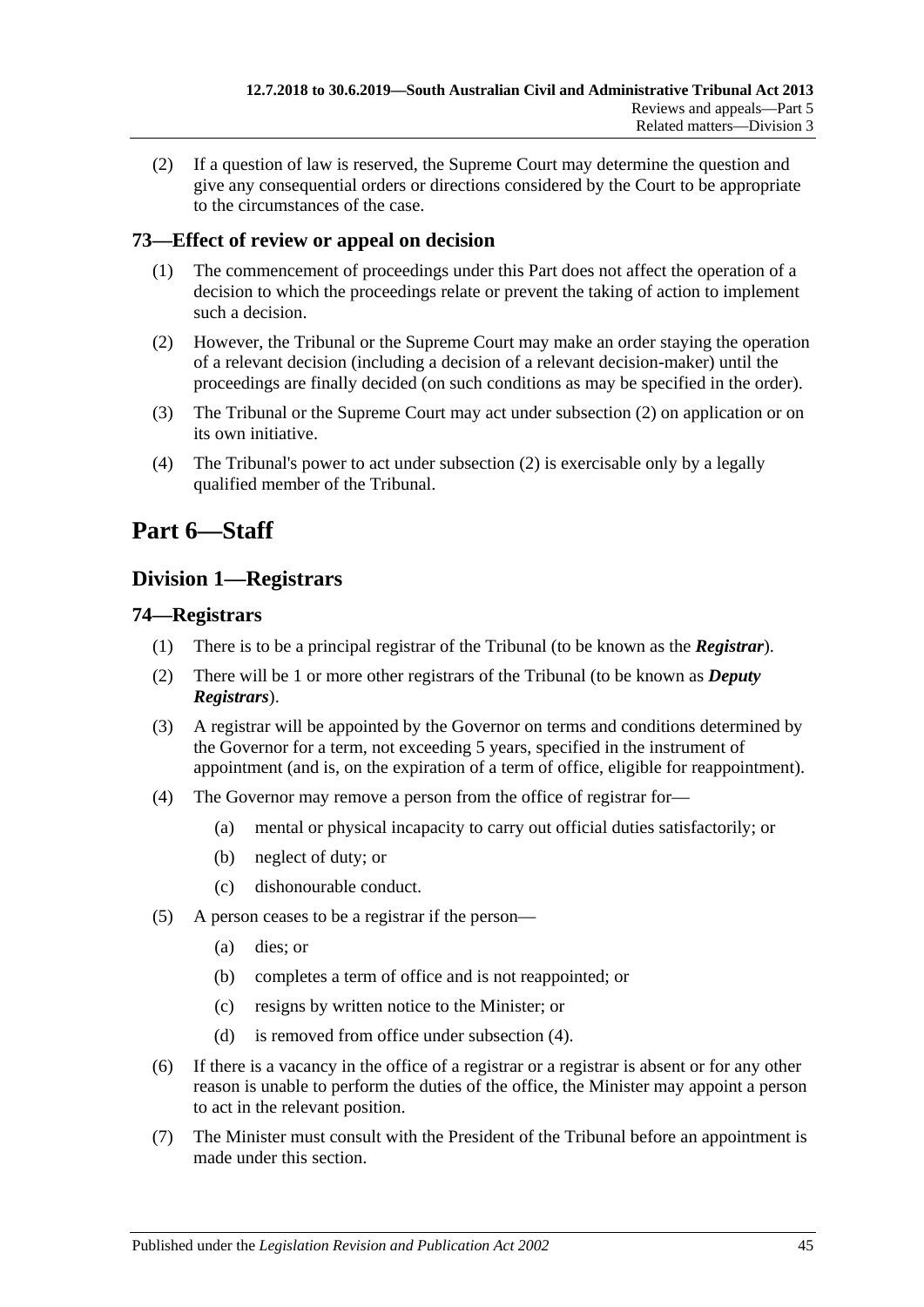(2) If a question of law is reserved, the Supreme Court may determine the question and give any consequential orders or directions considered by the Court to be appropriate to the circumstances of the case.

### 73—Effect of review or appeal on decision

(1) The commencement of proceedings under this Part does not affect the operation of a decision to which the proceedings relate or prevent the taking of action to implement such a decision.

(2) However, the Tribunal or the Supreme Court may make an order staying the operation of a relevant decision (including a decision of a relevant decision-maker) until the proceedings are finally decided (on such conditions as may be specified in the order).

(3) The Tribunal or the Supreme Court may act under subsection (2) on application or on its own initiative.

(4) The Tribunal's power to act under subsection (2) is exercisable only by a legally qualified member of the Tribunal.

# Part 6—Staff

## Division 1—Registrars

### 74—Registrars

(1) There is to be a principal registrar of the Tribunal (to be known as the ***Registrar***).

(2) There will be 1 or more other registrars of the Tribunal (to be known as ***Deputy Registrars***).

(3) A registrar will be appointed by the Governor on terms and conditions determined by the Governor for a term, not exceeding 5 years, specified in the instrument of appointment (and is, on the expiration of a term of office, eligible for reappointment).

(4) The Governor may remove a person from the office of registrar for—

- (a) mental or physical incapacity to carry out official duties satisfactorily; or
- (b) neglect of duty; or
- (c) dishonourable conduct.

(5) A person ceases to be a registrar if the person—

- (a) dies; or
- (b) completes a term of office and is not reappointed; or
- (c) resigns by written notice to the Minister; or
- (d) is removed from office under subsection (4).

(6) If there is a vacancy in the office of a registrar or a registrar is absent or for any other reason is unable to perform the duties of the office, the Minister may appoint a person to act in the relevant position.

(7) The Minister must consult with the President of the Tribunal before an appointment is made under this section.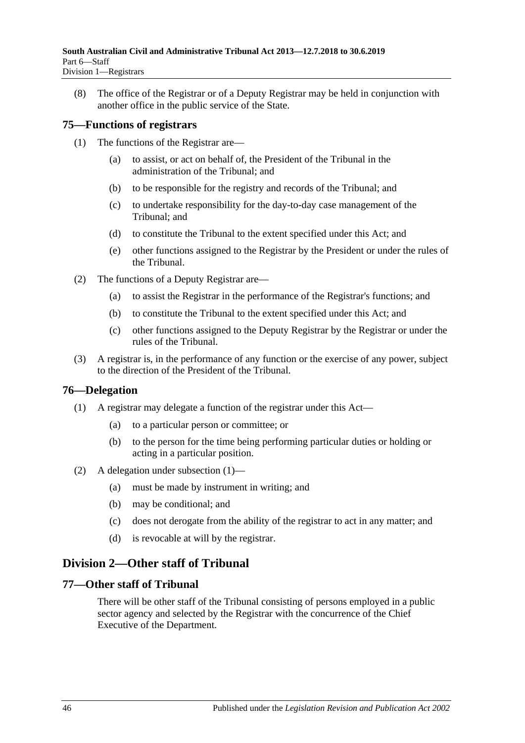(8) The office of the Registrar or of a Deputy Registrar may be held in conjunction with another office in the public service of the State.

## 75—Functions of registrars

(1) The functions of the Registrar are—

(a) to assist, or act on behalf of, the President of the Tribunal in the administration of the Tribunal; and

(b) to be responsible for the registry and records of the Tribunal; and

(c) to undertake responsibility for the day-to-day case management of the Tribunal; and

(d) to constitute the Tribunal to the extent specified under this Act; and

(e) other functions assigned to the Registrar by the President or under the rules of the Tribunal.

(2) The functions of a Deputy Registrar are—

(a) to assist the Registrar in the performance of the Registrar's functions; and

(b) to constitute the Tribunal to the extent specified under this Act; and

(c) other functions assigned to the Deputy Registrar by the Registrar or under the rules of the Tribunal.

(3) A registrar is, in the performance of any function or the exercise of any power, subject to the direction of the President of the Tribunal.

## 76—Delegation

(1) A registrar may delegate a function of the registrar under this Act—

(a) to a particular person or committee; or

(b) to the person for the time being performing particular duties or holding or acting in a particular position.

(2) A delegation under subsection (1)—

(a) must be made by instrument in writing; and

(b) may be conditional; and

(c) does not derogate from the ability of the registrar to act in any matter; and

(d) is revocable at will by the registrar.

# Division 2—Other staff of Tribunal

## 77—Other staff of Tribunal

There will be other staff of the Tribunal consisting of persons employed in a public sector agency and selected by the Registrar with the concurrence of the Chief Executive of the Department.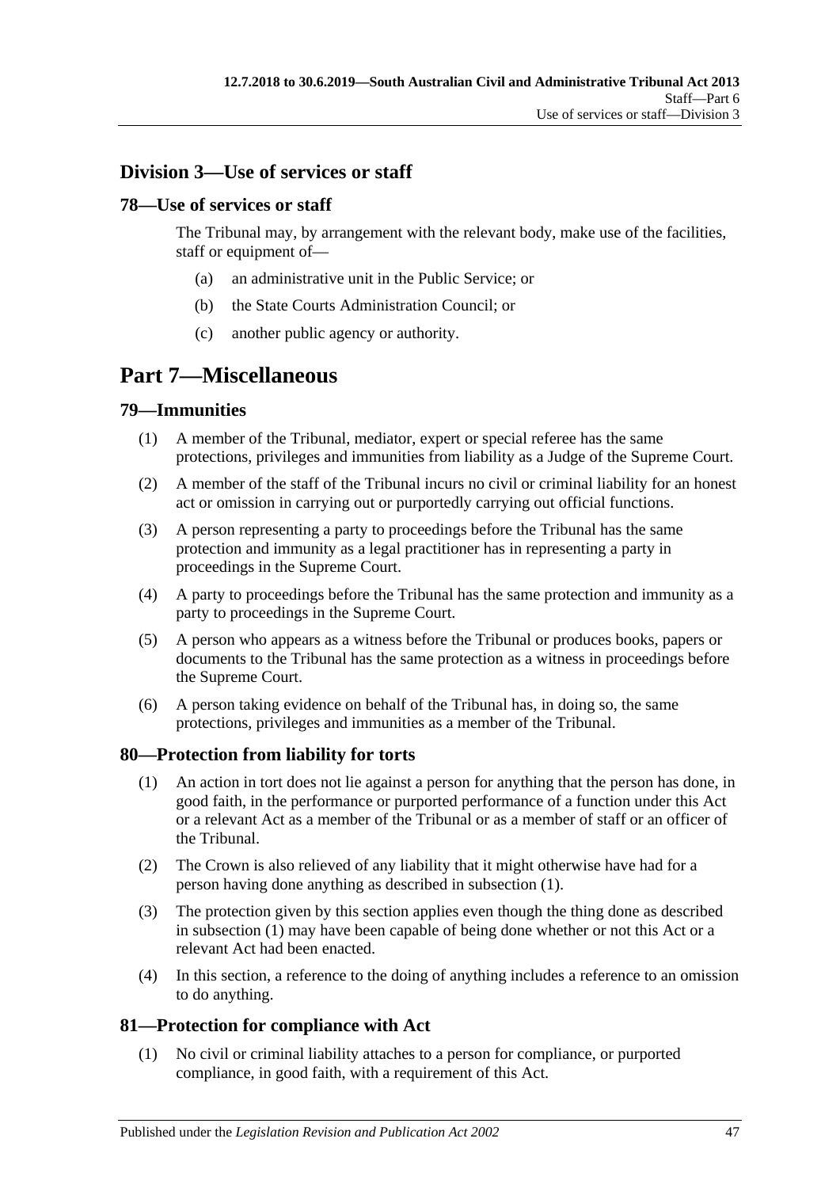## Division 3—Use of services or staff

### 78—Use of services or staff

The Tribunal may, by arrangement with the relevant body, make use of the facilities, staff or equipment of—

- (a) an administrative unit in the Public Service; or
- (b) the State Courts Administration Council; or
- (c) another public agency or authority.

# Part 7—Miscellaneous

### 79—Immunities

(1) A member of the Tribunal, mediator, expert or special referee has the same protections, privileges and immunities from liability as a Judge of the Supreme Court.

(2) A member of the staff of the Tribunal incurs no civil or criminal liability for an honest act or omission in carrying out or purportedly carrying out official functions.

(3) A person representing a party to proceedings before the Tribunal has the same protection and immunity as a legal practitioner has in representing a party in proceedings in the Supreme Court.

(4) A party to proceedings before the Tribunal has the same protection and immunity as a party to proceedings in the Supreme Court.

(5) A person who appears as a witness before the Tribunal or produces books, papers or documents to the Tribunal has the same protection as a witness in proceedings before the Supreme Court.

(6) A person taking evidence on behalf of the Tribunal has, in doing so, the same protections, privileges and immunities as a member of the Tribunal.

### 80—Protection from liability for torts

(1) An action in tort does not lie against a person for anything that the person has done, in good faith, in the performance or purported performance of a function under this Act or a relevant Act as a member of the Tribunal or as a member of staff or an officer of the Tribunal.

(2) The Crown is also relieved of any liability that it might otherwise have had for a person having done anything as described in subsection (1).

(3) The protection given by this section applies even though the thing done as described in subsection (1) may have been capable of being done whether or not this Act or a relevant Act had been enacted.

(4) In this section, a reference to the doing of anything includes a reference to an omission to do anything.

### 81—Protection for compliance with Act

(1) No civil or criminal liability attaches to a person for compliance, or purported compliance, in good faith, with a requirement of this Act.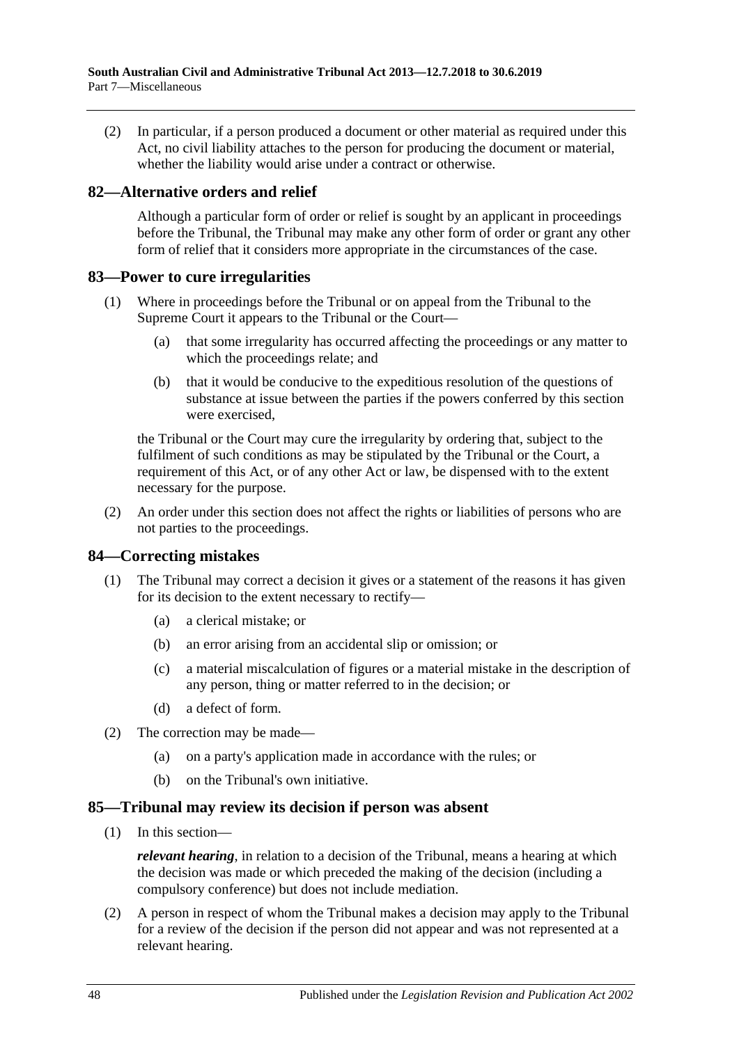(2) In particular, if a person produced a document or other material as required under this Act, no civil liability attaches to the person for producing the document or material, whether the liability would arise under a contract or otherwise.

## 82—Alternative orders and relief

Although a particular form of order or relief is sought by an applicant in proceedings before the Tribunal, the Tribunal may make any other form of order or grant any other form of relief that it considers more appropriate in the circumstances of the case.

## 83—Power to cure irregularities

(1) Where in proceedings before the Tribunal or on appeal from the Tribunal to the Supreme Court it appears to the Tribunal or the Court—

(a) that some irregularity has occurred affecting the proceedings or any matter to which the proceedings relate; and

(b) that it would be conducive to the expeditious resolution of the questions of substance at issue between the parties if the powers conferred by this section were exercised,

the Tribunal or the Court may cure the irregularity by ordering that, subject to the fulfilment of such conditions as may be stipulated by the Tribunal or the Court, a requirement of this Act, or of any other Act or law, be dispensed with to the extent necessary for the purpose.

(2) An order under this section does not affect the rights or liabilities of persons who are not parties to the proceedings.

## 84—Correcting mistakes

(1) The Tribunal may correct a decision it gives or a statement of the reasons it has given for its decision to the extent necessary to rectify—

(a) a clerical mistake; or

(b) an error arising from an accidental slip or omission; or

(c) a material miscalculation of figures or a material mistake in the description of any person, thing or matter referred to in the decision; or

(d) a defect of form.

(2) The correction may be made—

(a) on a party's application made in accordance with the rules; or

(b) on the Tribunal's own initiative.

## 85—Tribunal may review its decision if person was absent

(1) In this section—

***relevant hearing***, in relation to a decision of the Tribunal, means a hearing at which the decision was made or which preceded the making of the decision (including a compulsory conference) but does not include mediation.

(2) A person in respect of whom the Tribunal makes a decision may apply to the Tribunal for a review of the decision if the person did not appear and was not represented at a relevant hearing.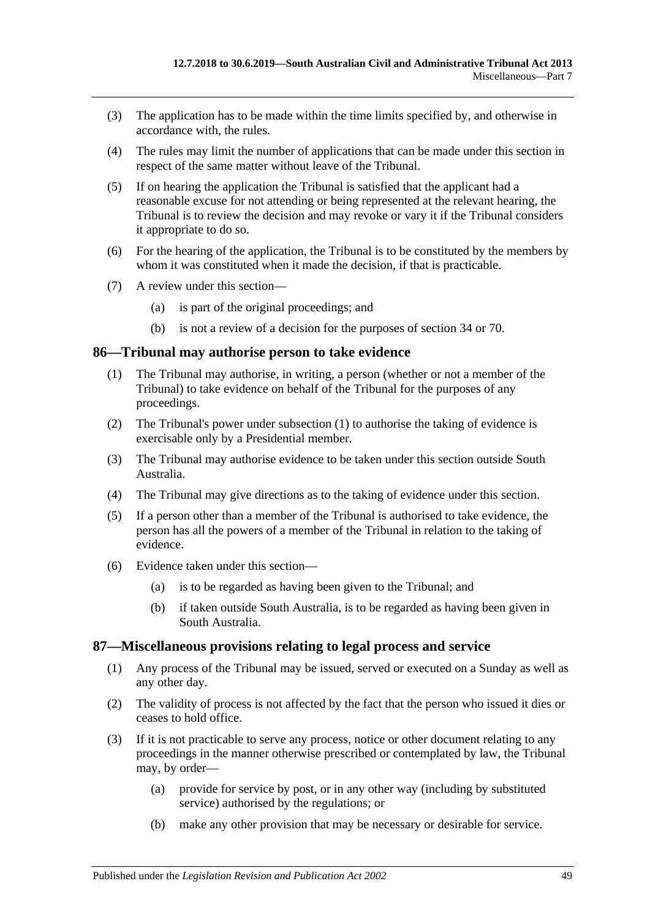(3) The application has to be made within the time limits specified by, and otherwise in accordance with, the rules.

(4) The rules may limit the number of applications that can be made under this section in respect of the same matter without leave of the Tribunal.

(5) If on hearing the application the Tribunal is satisfied that the applicant had a reasonable excuse for not attending or being represented at the relevant hearing, the Tribunal is to review the decision and may revoke or vary it if the Tribunal considers it appropriate to do so.

(6) For the hearing of the application, the Tribunal is to be constituted by the members by whom it was constituted when it made the decision, if that is practicable.

(7) A review under this section—

(a) is part of the original proceedings; and

(b) is not a review of a decision for the purposes of section 34 or 70.

## 86—Tribunal may authorise person to take evidence

(1) The Tribunal may authorise, in writing, a person (whether or not a member of the Tribunal) to take evidence on behalf of the Tribunal for the purposes of any proceedings.

(2) The Tribunal's power under subsection (1) to authorise the taking of evidence is exercisable only by a Presidential member.

(3) The Tribunal may authorise evidence to be taken under this section outside South Australia.

(4) The Tribunal may give directions as to the taking of evidence under this section.

(5) If a person other than a member of the Tribunal is authorised to take evidence, the person has all the powers of a member of the Tribunal in relation to the taking of evidence.

(6) Evidence taken under this section—

(a) is to be regarded as having been given to the Tribunal; and

(b) if taken outside South Australia, is to be regarded as having been given in South Australia.

## 87—Miscellaneous provisions relating to legal process and service

(1) Any process of the Tribunal may be issued, served or executed on a Sunday as well as any other day.

(2) The validity of process is not affected by the fact that the person who issued it dies or ceases to hold office.

(3) If it is not practicable to serve any process, notice or other document relating to any proceedings in the manner otherwise prescribed or contemplated by law, the Tribunal may, by order—

(a) provide for service by post, or in any other way (including by substituted service) authorised by the regulations; or

(b) make any other provision that may be necessary or desirable for service.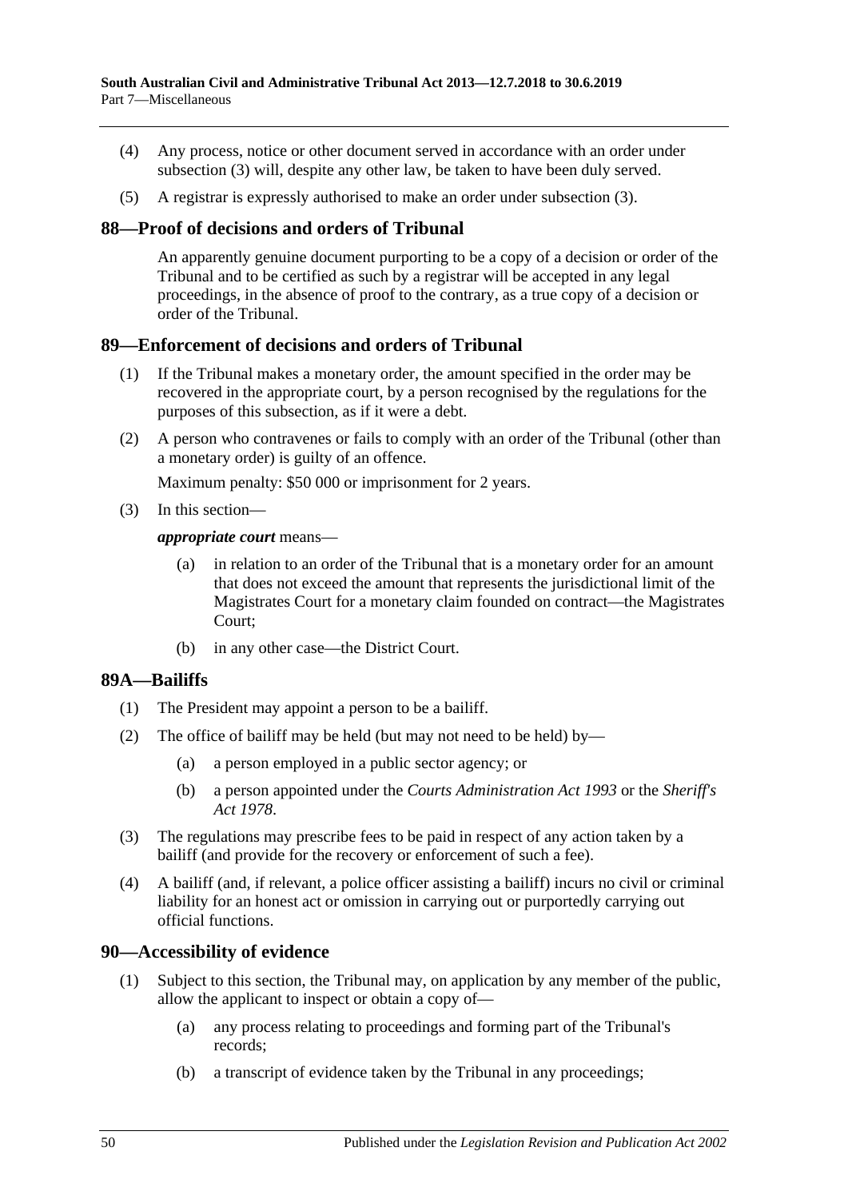(4) Any process, notice or other document served in accordance with an order under subsection (3) will, despite any other law, be taken to have been duly served.

(5) A registrar is expressly authorised to make an order under subsection (3).

## 88—Proof of decisions and orders of Tribunal

An apparently genuine document purporting to be a copy of a decision or order of the Tribunal and to be certified as such by a registrar will be accepted in any legal proceedings, in the absence of proof to the contrary, as a true copy of a decision or order of the Tribunal.

## 89—Enforcement of decisions and orders of Tribunal

(1) If the Tribunal makes a monetary order, the amount specified in the order may be recovered in the appropriate court, by a person recognised by the regulations for the purposes of this subsection, as if it were a debt.

(2) A person who contravenes or fails to comply with an order of the Tribunal (other than a monetary order) is guilty of an offence.

Maximum penalty: $50 000 or imprisonment for 2 years.

(3) In this section—

***appropriate court*** means—

- (a) in relation to an order of the Tribunal that is a monetary order for an amount that does not exceed the amount that represents the jurisdictional limit of the Magistrates Court for a monetary claim founded on contract—the Magistrates Court;
- (b) in any other case—the District Court.

## 89A—Bailiffs

(1) The President may appoint a person to be a bailiff.

(2) The office of bailiff may be held (but may not need to be held) by—

- (a) a person employed in a public sector agency; or
- (b) a person appointed under the *Courts Administration Act 1993* or the *Sheriff's Act 1978*.

(3) The regulations may prescribe fees to be paid in respect of any action taken by a bailiff (and provide for the recovery or enforcement of such a fee).

(4) A bailiff (and, if relevant, a police officer assisting a bailiff) incurs no civil or criminal liability for an honest act or omission in carrying out or purportedly carrying out official functions.

## 90—Accessibility of evidence

(1) Subject to this section, the Tribunal may, on application by any member of the public, allow the applicant to inspect or obtain a copy of—

- (a) any process relating to proceedings and forming part of the Tribunal's records;
- (b) a transcript of evidence taken by the Tribunal in any proceedings;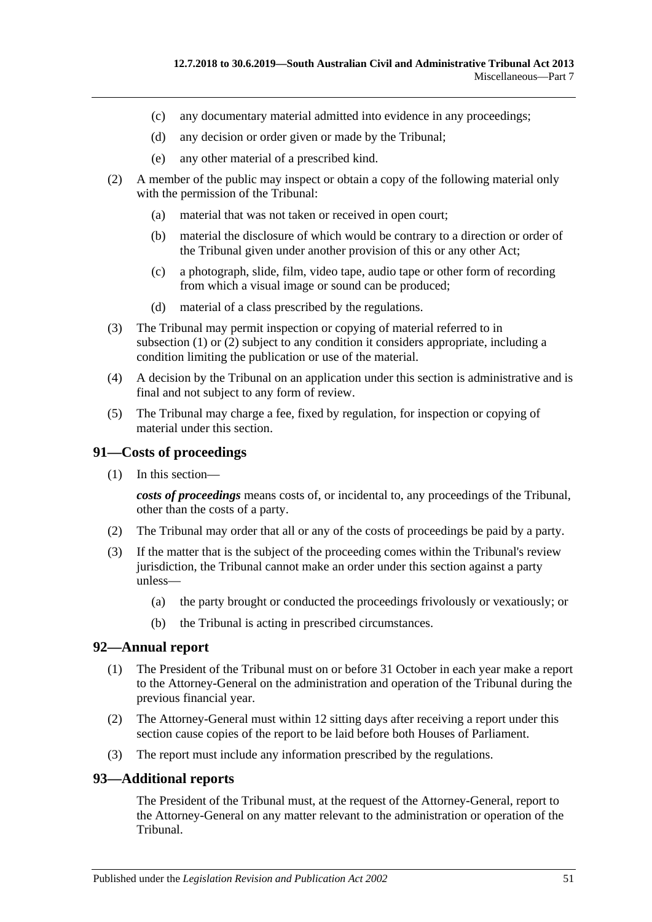- (c) any documentary material admitted into evidence in any proceedings;
- (d) any decision or order given or made by the Tribunal;
- (e) any other material of a prescribed kind.

(2) A member of the public may inspect or obtain a copy of the following material only with the permission of the Tribunal:

- (a) material that was not taken or received in open court;
- (b) material the disclosure of which would be contrary to a direction or order of the Tribunal given under another provision of this or any other Act;
- (c) a photograph, slide, film, video tape, audio tape or other form of recording from which a visual image or sound can be produced;
- (d) material of a class prescribed by the regulations.

(3) The Tribunal may permit inspection or copying of material referred to in subsection (1) or (2) subject to any condition it considers appropriate, including a condition limiting the publication or use of the material.

(4) A decision by the Tribunal on an application under this section is administrative and is final and not subject to any form of review.

(5) The Tribunal may charge a fee, fixed by regulation, for inspection or copying of material under this section.

## 91—Costs of proceedings

(1) In this section—

***costs of proceedings*** means costs of, or incidental to, any proceedings of the Tribunal, other than the costs of a party.

(2) The Tribunal may order that all or any of the costs of proceedings be paid by a party.

(3) If the matter that is the subject of the proceeding comes within the Tribunal's review jurisdiction, the Tribunal cannot make an order under this section against a party unless—

- (a) the party brought or conducted the proceedings frivolously or vexatiously; or
- (b) the Tribunal is acting in prescribed circumstances.

## 92—Annual report

(1) The President of the Tribunal must on or before 31 October in each year make a report to the Attorney-General on the administration and operation of the Tribunal during the previous financial year.

(2) The Attorney-General must within 12 sitting days after receiving a report under this section cause copies of the report to be laid before both Houses of Parliament.

(3) The report must include any information prescribed by the regulations.

## 93—Additional reports

The President of the Tribunal must, at the request of the Attorney-General, report to the Attorney-General on any matter relevant to the administration or operation of the Tribunal.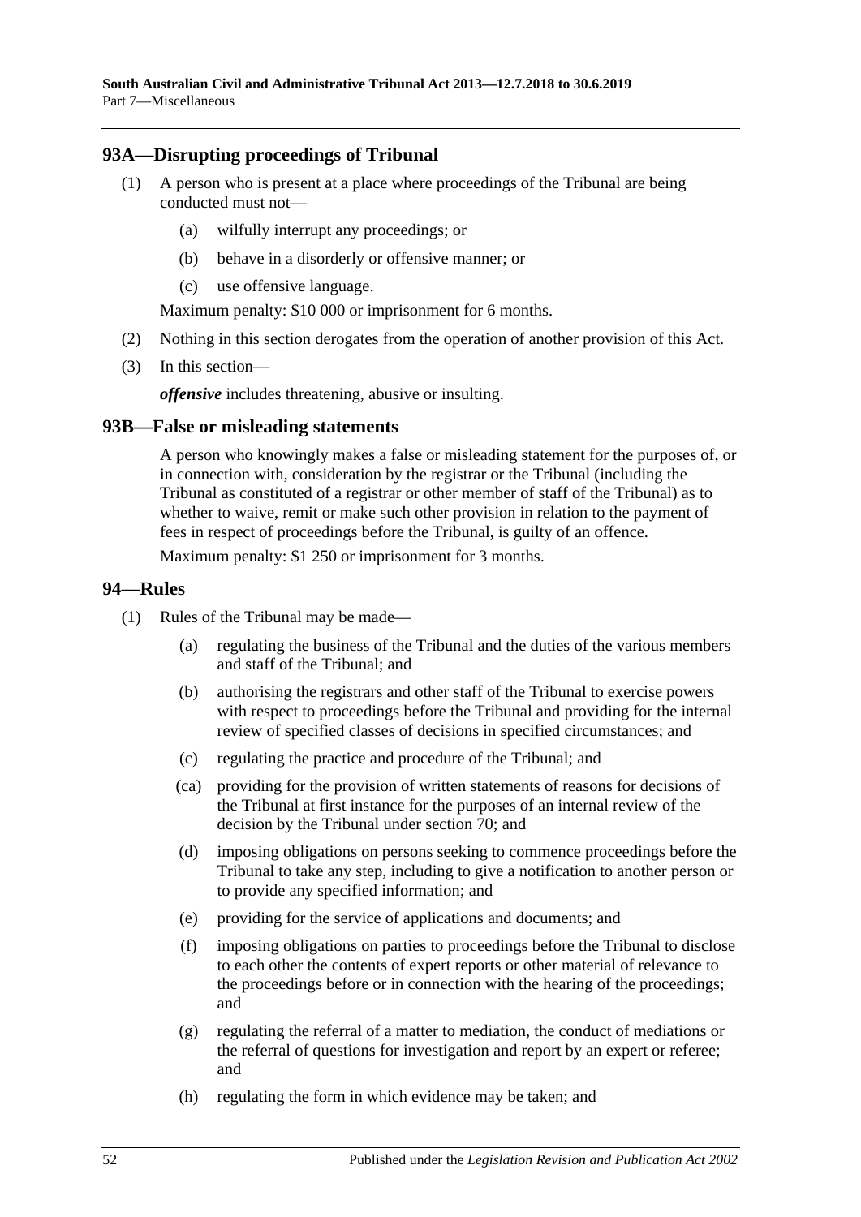## 93A—Disrupting proceedings of Tribunal

(1) A person who is present at a place where proceedings of the Tribunal are being conducted must not—

(a) wilfully interrupt any proceedings; or

(b) behave in a disorderly or offensive manner; or

(c) use offensive language.

Maximum penalty: $10 000 or imprisonment for 6 months.

(2) Nothing in this section derogates from the operation of another provision of this Act.

(3) In this section—

***offensive*** includes threatening, abusive or insulting.

## 93B—False or misleading statements

A person who knowingly makes a false or misleading statement for the purposes of, or in connection with, consideration by the registrar or the Tribunal (including the Tribunal as constituted of a registrar or other member of staff of the Tribunal) as to whether to waive, remit or make such other provision in relation to the payment of fees in respect of proceedings before the Tribunal, is guilty of an offence.

Maximum penalty: $1 250 or imprisonment for 3 months.

## 94—Rules

(1) Rules of the Tribunal may be made—

(a) regulating the business of the Tribunal and the duties of the various members and staff of the Tribunal; and

(b) authorising the registrars and other staff of the Tribunal to exercise powers with respect to proceedings before the Tribunal and providing for the internal review of specified classes of decisions in specified circumstances; and

(c) regulating the practice and procedure of the Tribunal; and

(ca) providing for the provision of written statements of reasons for decisions of the Tribunal at first instance for the purposes of an internal review of the decision by the Tribunal under section 70; and

(d) imposing obligations on persons seeking to commence proceedings before the Tribunal to take any step, including to give a notification to another person or to provide any specified information; and

(e) providing for the service of applications and documents; and

(f) imposing obligations on parties to proceedings before the Tribunal to disclose to each other the contents of expert reports or other material of relevance to the proceedings before or in connection with the hearing of the proceedings; and

(g) regulating the referral of a matter to mediation, the conduct of mediations or the referral of questions for investigation and report by an expert or referee; and

(h) regulating the form in which evidence may be taken; and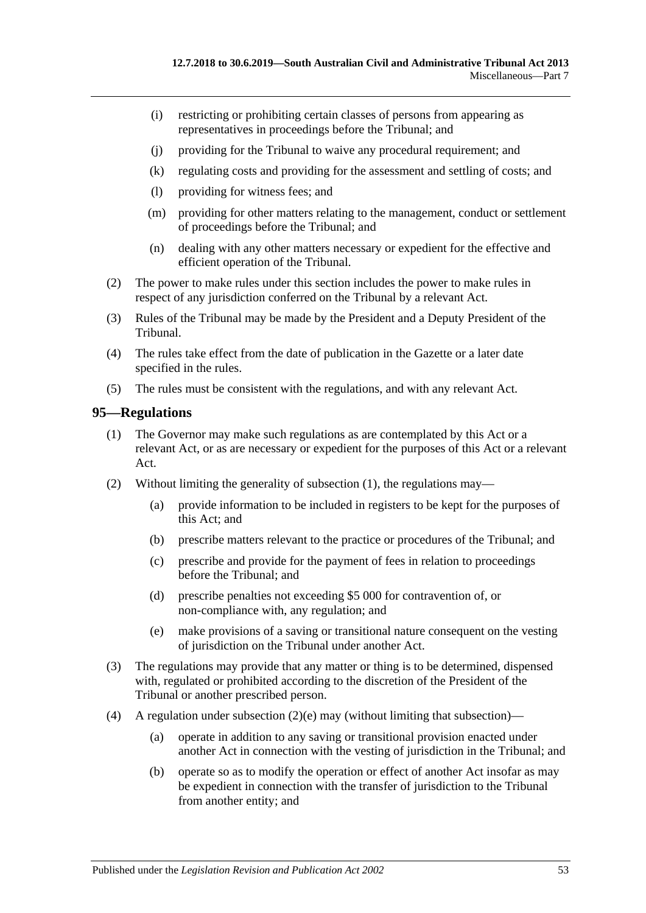(i) restricting or prohibiting certain classes of persons from appearing as representatives in proceedings before the Tribunal; and

(j) providing for the Tribunal to waive any procedural requirement; and

(k) regulating costs and providing for the assessment and settling of costs; and

(l) providing for witness fees; and

(m) providing for other matters relating to the management, conduct or settlement of proceedings before the Tribunal; and

(n) dealing with any other matters necessary or expedient for the effective and efficient operation of the Tribunal.

(2) The power to make rules under this section includes the power to make rules in respect of any jurisdiction conferred on the Tribunal by a relevant Act.

(3) Rules of the Tribunal may be made by the President and a Deputy President of the Tribunal.

(4) The rules take effect from the date of publication in the Gazette or a later date specified in the rules.

(5) The rules must be consistent with the regulations, and with any relevant Act.

## 95—Regulations

(1) The Governor may make such regulations as are contemplated by this Act or a relevant Act, or as are necessary or expedient for the purposes of this Act or a relevant Act.

(2) Without limiting the generality of subsection (1), the regulations may—

(a) provide information to be included in registers to be kept for the purposes of this Act; and

(b) prescribe matters relevant to the practice or procedures of the Tribunal; and

(c) prescribe and provide for the payment of fees in relation to proceedings before the Tribunal; and

(d) prescribe penalties not exceeding $5 000 for contravention of, or non-compliance with, any regulation; and

(e) make provisions of a saving or transitional nature consequent on the vesting of jurisdiction on the Tribunal under another Act.

(3) The regulations may provide that any matter or thing is to be determined, dispensed with, regulated or prohibited according to the discretion of the President of the Tribunal or another prescribed person.

(4) A regulation under subsection (2)(e) may (without limiting that subsection)—

(a) operate in addition to any saving or transitional provision enacted under another Act in connection with the vesting of jurisdiction in the Tribunal; and

(b) operate so as to modify the operation or effect of another Act insofar as may be expedient in connection with the transfer of jurisdiction to the Tribunal from another entity; and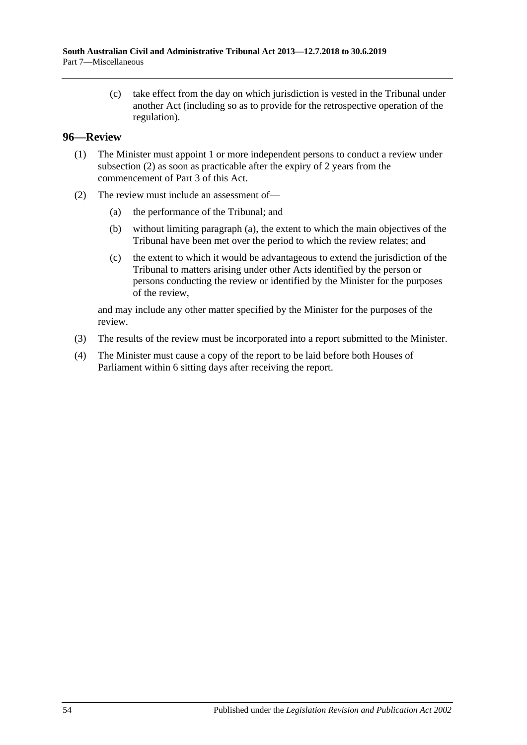(c) take effect from the day on which jurisdiction is vested in the Tribunal under another Act (including so as to provide for the retrospective operation of the regulation).

## 96—Review

(1) The Minister must appoint 1 or more independent persons to conduct a review under subsection (2) as soon as practicable after the expiry of 2 years from the commencement of Part 3 of this Act.

(2) The review must include an assessment of—

(a) the performance of the Tribunal; and

(b) without limiting paragraph (a), the extent to which the main objectives of the Tribunal have been met over the period to which the review relates; and

(c) the extent to which it would be advantageous to extend the jurisdiction of the Tribunal to matters arising under other Acts identified by the person or persons conducting the review or identified by the Minister for the purposes of the review,

and may include any other matter specified by the Minister for the purposes of the review.

(3) The results of the review must be incorporated into a report submitted to the Minister.

(4) The Minister must cause a copy of the report to be laid before both Houses of Parliament within 6 sitting days after receiving the report.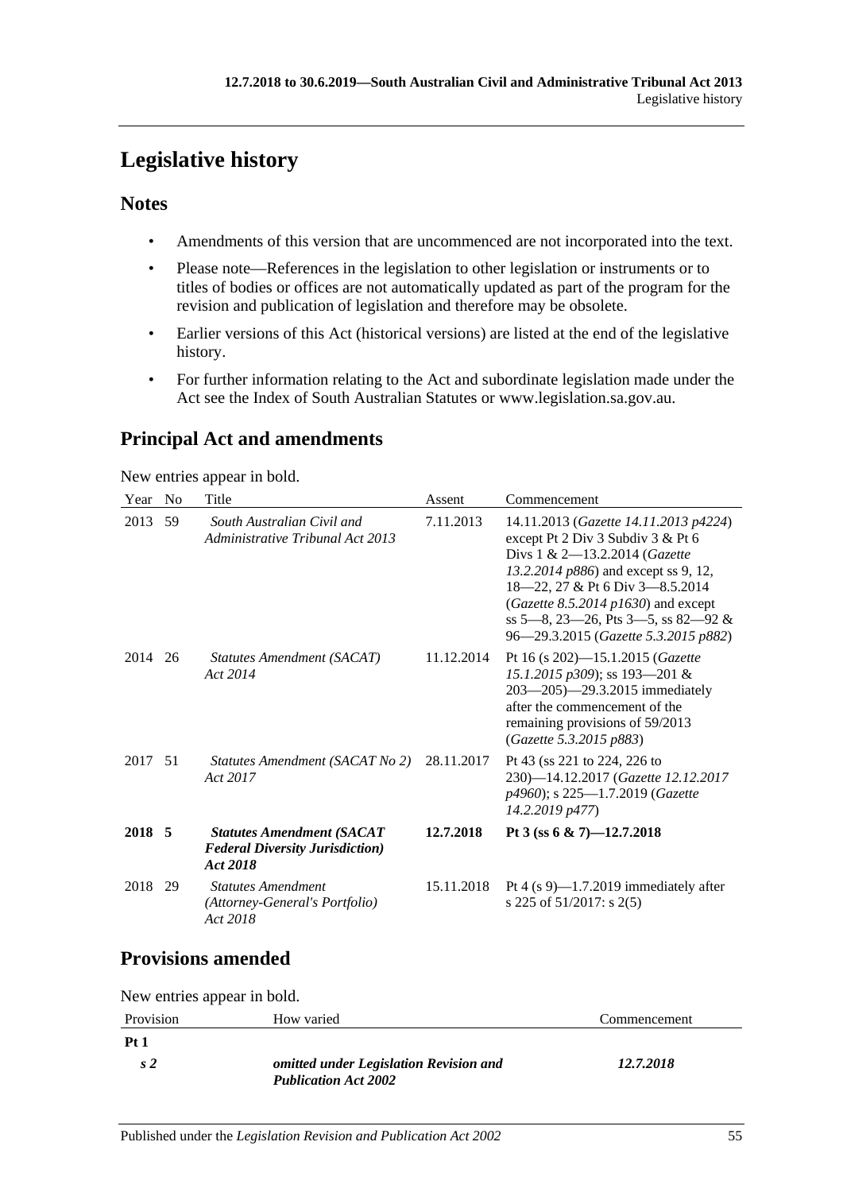# Legislative history

## Notes

- Amendments of this version that are uncommenced are not incorporated into the text.
- Please note—References in the legislation to other legislation or instruments or to titles of bodies or offices are not automatically updated as part of the program for the revision and publication of legislation and therefore may be obsolete.
- Earlier versions of this Act (historical versions) are listed at the end of the legislative history.
- For further information relating to the Act and subordinate legislation made under the Act see the Index of South Australian Statutes or www.legislation.sa.gov.au.

## Principal Act and amendments

New entries appear in bold.

| Year | No | Title | Assent | Commencement |
|---|---|---|---|---|
| 2013 | 59 | *South Australian Civil and Administrative Tribunal Act 2013* | 7.11.2013 | 14.11.2013 (*Gazette 14.11.2013 p4224*) except Pt 2 Div 3 Subdiv 3 & Pt 6 Divs 1 & 2—13.2.2014 (*Gazette 13.2.2014 p886*) and except ss 9, 12, 18—22, 27 & Pt 6 Div 3—8.5.2014 (*Gazette 8.5.2014 p1630*) and except ss 5—8, 23—26, Pts 3—5, ss 82—92 & 96—29.3.2015 (*Gazette 5.3.2015 p882*) |
| 2014 | 26 | *Statutes Amendment (SACAT) Act 2014* | 11.12.2014 | Pt 16 (s 202)—15.1.2015 (*Gazette 15.1.2015 p309*); ss 193—201 & 203—205)—29.3.2015 immediately after the commencement of the remaining provisions of 59/2013 (*Gazette 5.3.2015 p883*) |
| 2017 | 51 | *Statutes Amendment (SACAT No 2) Act 2017* | 28.11.2017 | Pt 43 (ss 221 to 224, 226 to 230)—14.12.2017 (*Gazette 12.12.2017 p4960*); s 225—1.7.2019 (*Gazette 14.2.2019 p477*) |
| **2018** | **5** | ***Statutes Amendment (SACAT Federal Diversity Jurisdiction) Act 2018*** | **12.7.2018** | **Pt 3 (ss 6 & 7)—12.7.2018** |
| 2018 | 29 | *Statutes Amendment (Attorney-General's Portfolio) Act 2018* | 15.11.2018 | Pt 4 (s 9)—1.7.2019 immediately after s 225 of 51/2017: s 2(5) |

## Provisions amended

New entries appear in bold.

| Provision | How varied | Commencement |
|---|---|---|
| **Pt 1** | | |
| ***s 2*** | ***omitted under Legislation Revision and Publication Act 2002*** | ***12.7.2018*** |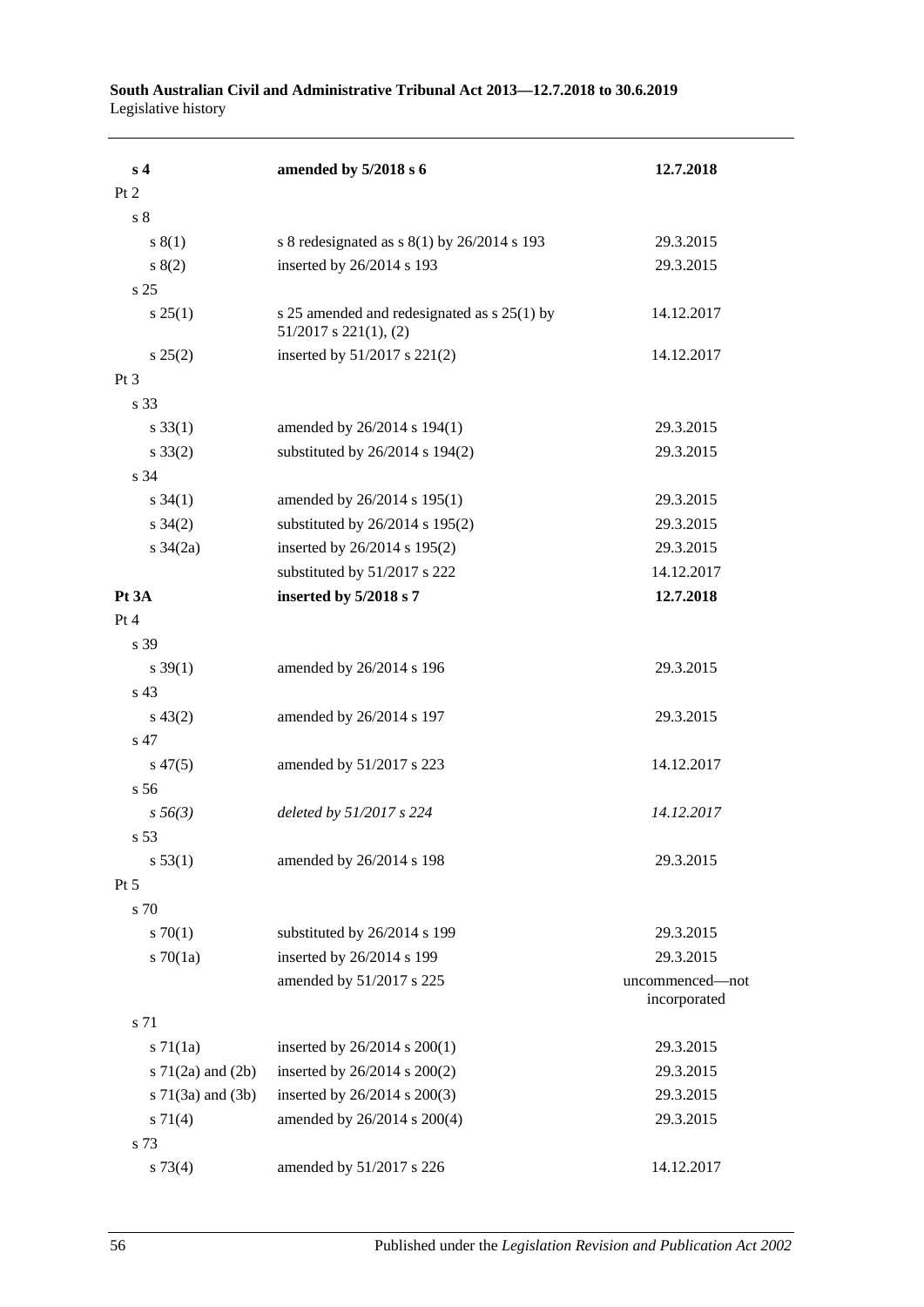| | | |
|---|---|---|
| **s 4** | **amended by 5/2018 s 6** | **12.7.2018** |
| Pt 2 | | |
| s 8 | | |
| s 8(1) | s 8 redesignated as s 8(1) by 26/2014 s 193 | 29.3.2015 |
| s 8(2) | inserted by 26/2014 s 193 | 29.3.2015 |
| s 25 | | |
| s 25(1) | s 25 amended and redesignated as s 25(1) by 51/2017 s 221(1), (2) | 14.12.2017 |
| s 25(2) | inserted by 51/2017 s 221(2) | 14.12.2017 |
| Pt 3 | | |
| s 33 | | |
| s 33(1) | amended by 26/2014 s 194(1) | 29.3.2015 |
| s 33(2) | substituted by 26/2014 s 194(2) | 29.3.2015 |
| s 34 | | |
| s 34(1) | amended by 26/2014 s 195(1) | 29.3.2015 |
| s 34(2) | substituted by 26/2014 s 195(2) | 29.3.2015 |
| s 34(2a) | inserted by 26/2014 s 195(2) | 29.3.2015 |
| | substituted by 51/2017 s 222 | 14.12.2017 |
| **Pt 3A** | **inserted by 5/2018 s 7** | **12.7.2018** |
| Pt 4 | | |
| s 39 | | |
| s 39(1) | amended by 26/2014 s 196 | 29.3.2015 |
| s 43 | | |
| s 43(2) | amended by 26/2014 s 197 | 29.3.2015 |
| s 47 | | |
| s 47(5) | amended by 51/2017 s 223 | 14.12.2017 |
| s 56 | | |
| *s 56(3)* | *deleted by 51/2017 s 224* | *14.12.2017* |
| s 53 | | |
| s 53(1) | amended by 26/2014 s 198 | 29.3.2015 |
| Pt 5 | | |
| s 70 | | |
| s 70(1) | substituted by 26/2014 s 199 | 29.3.2015 |
| s 70(1a) | inserted by 26/2014 s 199 | 29.3.2015 |
| | amended by 51/2017 s 225 | uncommenced—not incorporated |
| s 71 | | |
| s 71(1a) | inserted by 26/2014 s 200(1) | 29.3.2015 |
| s 71(2a) and (2b) | inserted by 26/2014 s 200(2) | 29.3.2015 |
| s 71(3a) and (3b) | inserted by 26/2014 s 200(3) | 29.3.2015 |
| s 71(4) | amended by 26/2014 s 200(4) | 29.3.2015 |
| s 73 | | |
| s 73(4) | amended by 51/2017 s 226 | 14.12.2017 |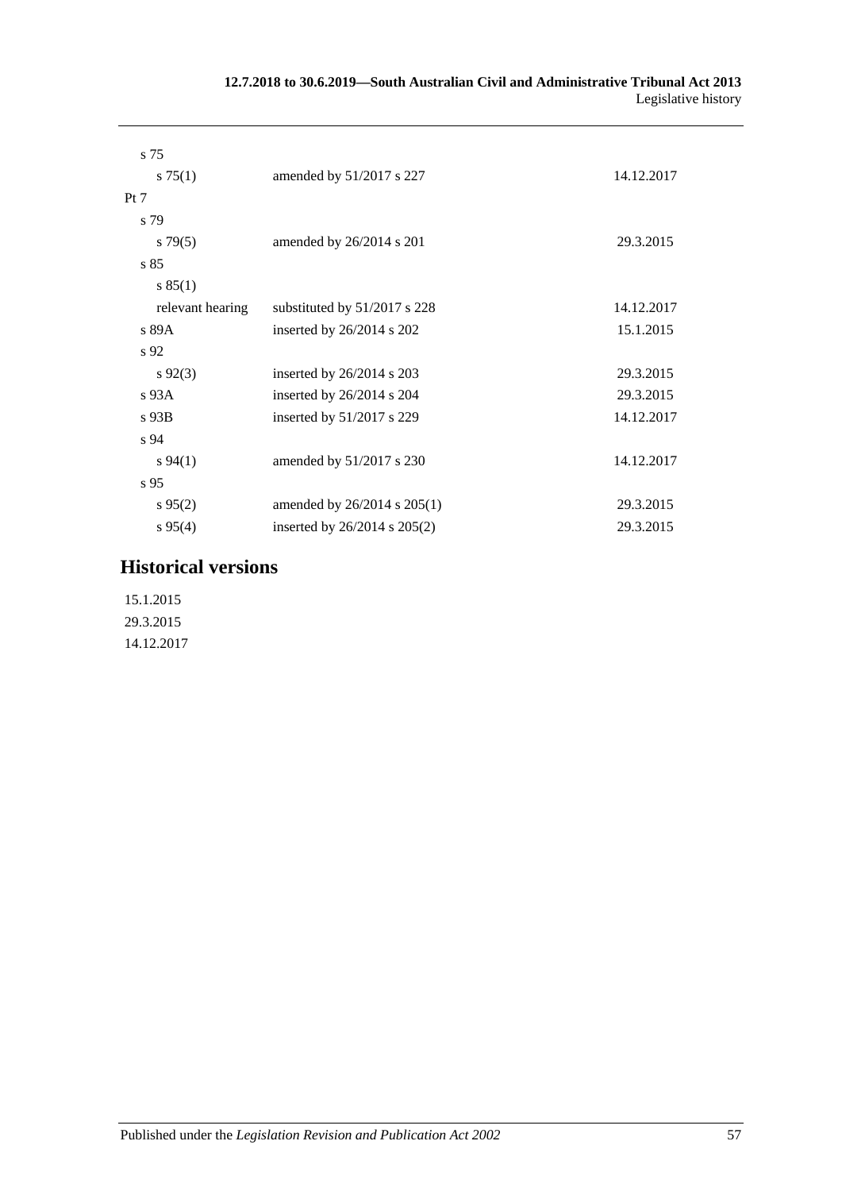| | | |
|---|---|---|
| s 75 | | |
| s 75(1) | amended by 51/2017 s 227 | 14.12.2017 |
| Pt 7 | | |
| s 79 | | |
| s 79(5) | amended by 26/2014 s 201 | 29.3.2015 |
| s 85 | | |
| s 85(1) | | |
| relevant hearing | substituted by 51/2017 s 228 | 14.12.2017 |
| s 89A | inserted by 26/2014 s 202 | 15.1.2015 |
| s 92 | | |
| s 92(3) | inserted by 26/2014 s 203 | 29.3.2015 |
| s 93A | inserted by 26/2014 s 204 | 29.3.2015 |
| s 93B | inserted by 51/2017 s 229 | 14.12.2017 |
| s 94 | | |
| s 94(1) | amended by 51/2017 s 230 | 14.12.2017 |
| s 95 | | |
| s 95(2) | amended by 26/2014 s 205(1) | 29.3.2015 |
| s 95(4) | inserted by 26/2014 s 205(2) | 29.3.2015 |

## Historical versions

15.1.2015

29.3.2015

14.12.2017